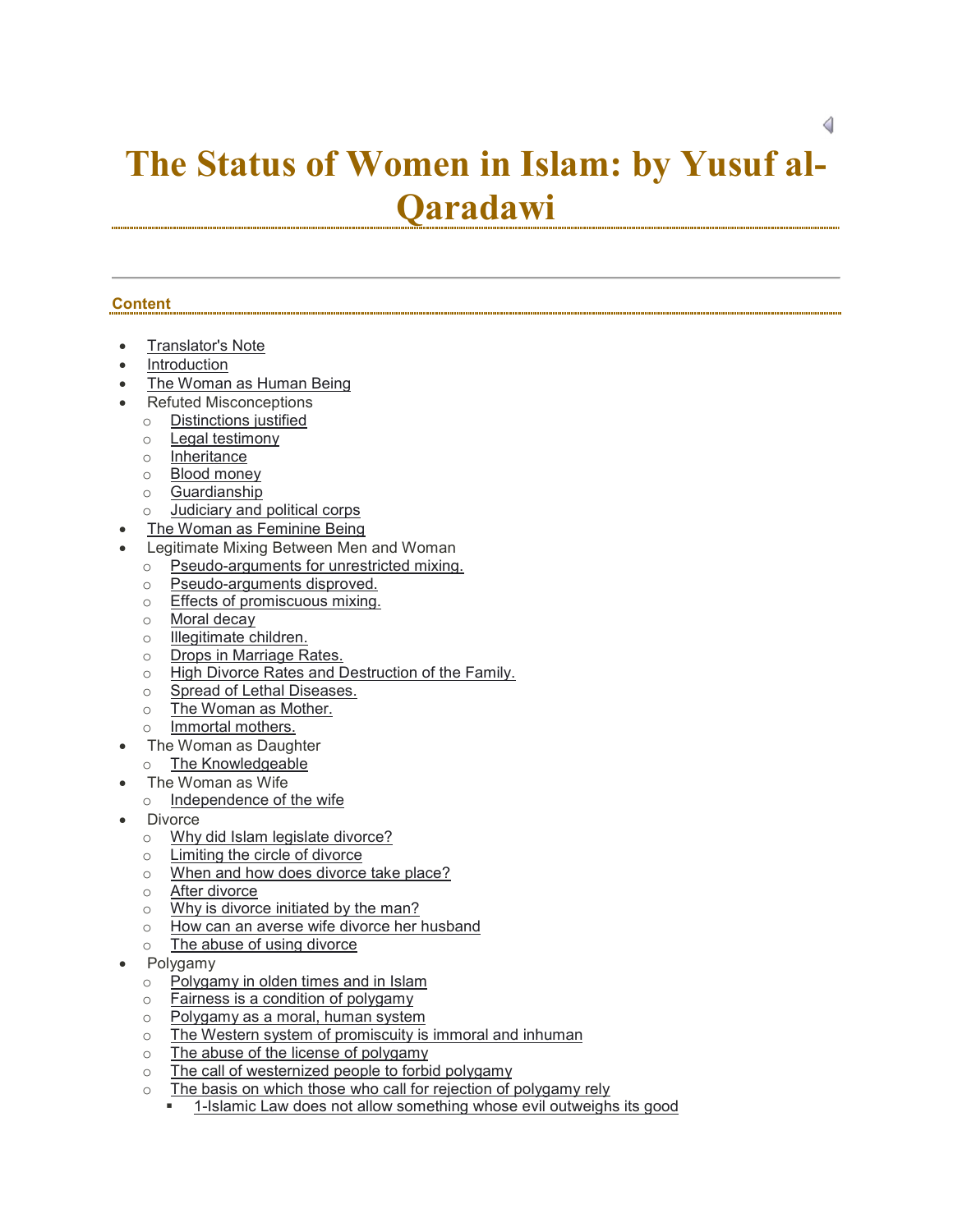# The Status of Women in Islam: by Yusuf al-Qaradawi

## Content

- Translator's Note
- Introduction
- The Woman as Human Being
- Refuted Misconceptions
  - Distinctions justified
  - Legal testimony
  - Inheritance
  - Blood money
  - Guardianship
  - Judiciary and political corps
- The Woman as Feminine Being
- Legitimate Mixing Between Men and Woman
  - Pseudo-arguments for unrestricted mixing.
  - Pseudo-arguments disproved.
  - Effects of promiscuous mixing.
  - Moral decay
  - Illegitimate children.
  - Drops in Marriage Rates.
  - High Divorce Rates and Destruction of the Family.
  - Spread of Lethal Diseases.
  - The Woman as Mother.
  - Immortal mothers.
- The Woman as Daughter
  - The Knowledgeable
- The Woman as Wife
  - Independence of the wife
- Divorce
  - Why did Islam legislate divorce?
  - Limiting the circle of divorce
  - When and how does divorce take place?
  - After divorce
  - Why is divorce initiated by the man?
  - How can an averse wife divorce her husband
  - The abuse of using divorce
- Polygamy
  - Polygamy in olden times and in Islam
  - Fairness is a condition of polygamy
  - Polygamy as a moral, human system
  - The Western system of promiscuity is immoral and inhuman
  - The abuse of the license of polygamy
  - The call of westernized people to forbid polygamy
  - The basis on which those who call for rejection of polygamy rely
    - 1-Islamic Law does not allow something whose evil outweighs its good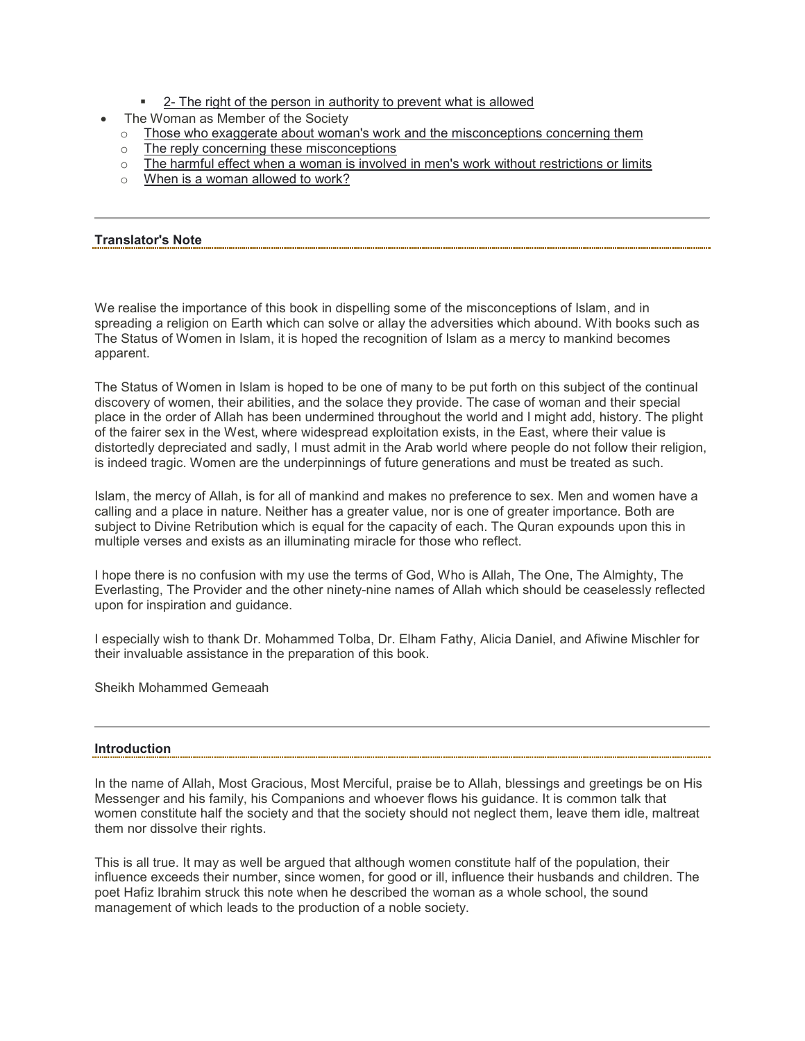- 2- The right of the person in authority to prevent what is allowed
- The Woman as Member of the Society
    - Those who exaggerate about woman's work and the misconceptions concerning them
    - The reply concerning these misconceptions
    - The harmful effect when a woman is involved in men's work without restrictions or limits
    - When is a woman allowed to work?

---

## Translator's Note

We realise the importance of this book in dispelling some of the misconceptions of Islam, and in spreading a religion on Earth which can solve or allay the adversities which abound. With books such as The Status of Women in Islam, it is hoped the recognition of Islam as a mercy to mankind becomes apparent.

The Status of Women in Islam is hoped to be one of many to be put forth on this subject of the continual discovery of women, their abilities, and the solace they provide. The case of woman and their special place in the order of Allah has been undermined throughout the world and I might add, history. The plight of the fairer sex in the West, where widespread exploitation exists, in the East, where their value is distortedly depreciated and sadly, I must admit in the Arab world where people do not follow their religion, is indeed tragic. Women are the underpinnings of future generations and must be treated as such.

Islam, the mercy of Allah, is for all of mankind and makes no preference to sex. Men and women have a calling and a place in nature. Neither has a greater value, nor is one of greater importance. Both are subject to Divine Retribution which is equal for the capacity of each. The Quran expounds upon this in multiple verses and exists as an illuminating miracle for those who reflect.

I hope there is no confusion with my use the terms of God, Who is Allah, The One, The Almighty, The Everlasting, The Provider and the other ninety-nine names of Allah which should be ceaselessly reflected upon for inspiration and guidance.

I especially wish to thank Dr. Mohammed Tolba, Dr. Elham Fathy, Alicia Daniel, and Afiwine Mischler for their invaluable assistance in the preparation of this book.

Sheikh Mohammed Gemeaah

---

## Introduction

In the name of Allah, Most Gracious, Most Merciful, praise be to Allah, blessings and greetings be on His Messenger and his family, his Companions and whoever flows his guidance. It is common talk that women constitute half the society and that the society should not neglect them, leave them idle, maltreat them nor dissolve their rights.

This is all true. It may as well be argued that although women constitute half of the population, their influence exceeds their number, since women, for good or ill, influence their husbands and children. The poet Hafiz Ibrahim struck this note when he described the woman as a whole school, the sound management of which leads to the production of a noble society.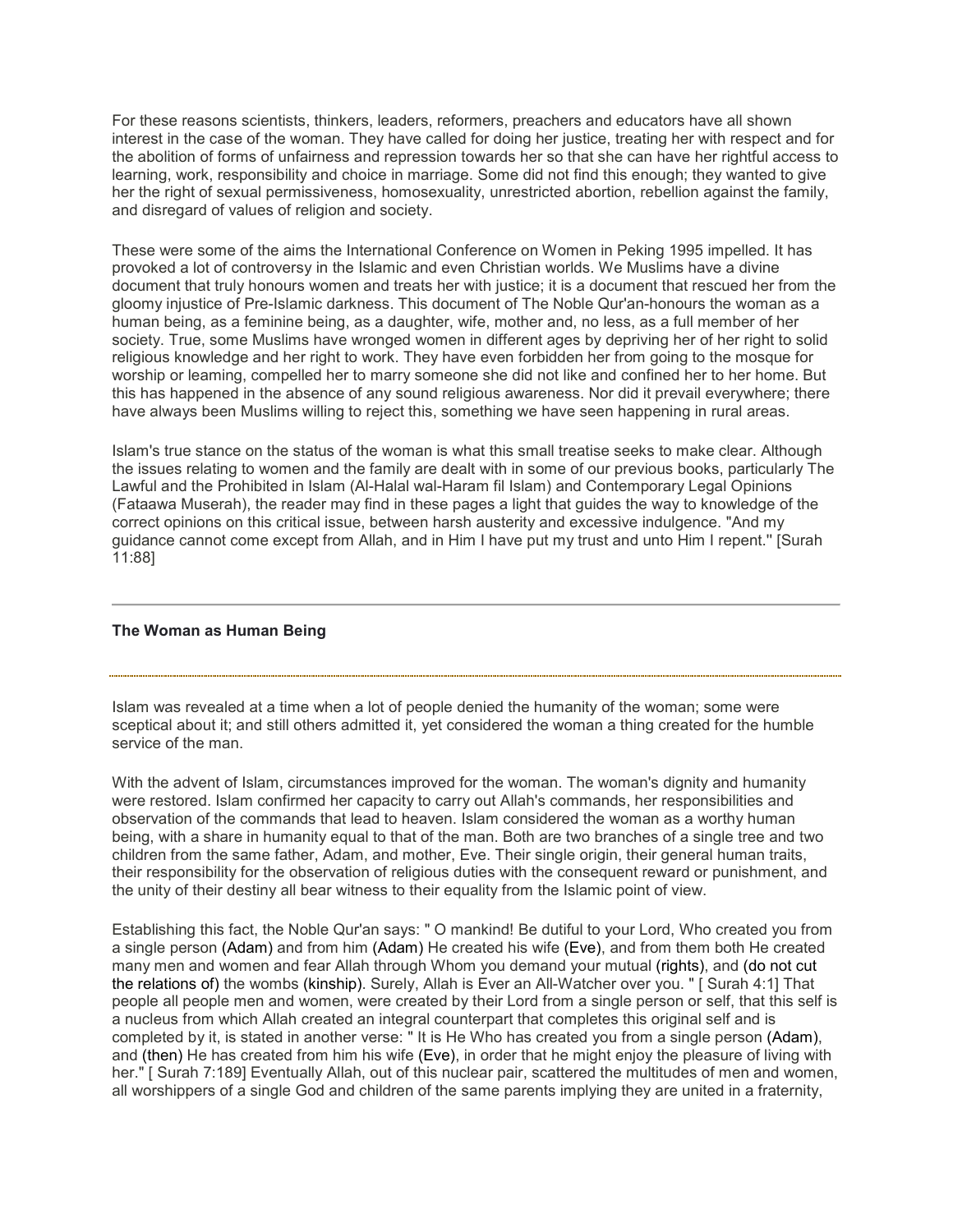For these reasons scientists, thinkers, leaders, reformers, preachers and educators have all shown interest in the case of the woman. They have called for doing her justice, treating her with respect and for the abolition of forms of unfairness and repression towards her so that she can have her rightful access to learning, work, responsibility and choice in marriage. Some did not find this enough; they wanted to give her the right of sexual permissiveness, homosexuality, unrestricted abortion, rebellion against the family, and disregard of values of religion and society.

These were some of the aims the International Conference on Women in Peking 1995 impelled. It has provoked a lot of controversy in the Islamic and even Christian worlds. We Muslims have a divine document that truly honours women and treats her with justice; it is a document that rescued her from the gloomy injustice of Pre-Islamic darkness. This document of The Noble Qur'an-honours the woman as a human being, as a feminine being, as a daughter, wife, mother and, no less, as a full member of her society. True, some Muslims have wronged women in different ages by depriving her of her right to solid religious knowledge and her right to work. They have even forbidden her from going to the mosque for worship or leaming, compelled her to marry someone she did not like and confined her to her home. But this has happened in the absence of any sound religious awareness. Nor did it prevail everywhere; there have always been Muslims willing to reject this, something we have seen happening in rural areas.

Islam's true stance on the status of the woman is what this small treatise seeks to make clear. Although the issues relating to women and the family are dealt with in some of our previous books, particularly The Lawful and the Prohibited in Islam (Al-Halal wal-Haram fil Islam) and Contemporary Legal Opinions (Fataawa Muserah), the reader may find in these pages a light that guides the way to knowledge of the correct opinions on this critical issue, between harsh austerity and excessive indulgence. "And my guidance cannot come except from Allah, and in Him I have put my trust and unto Him I repent.'' [Surah 11:88]

---

**The Woman as Human Being**

Islam was revealed at a time when a lot of people denied the humanity of the woman; some were sceptical about it; and still others admitted it, yet considered the woman a thing created for the humble service of the man.

With the advent of Islam, circumstances improved for the woman. The woman's dignity and humanity were restored. Islam confirmed her capacity to carry out Allah's commands, her responsibilities and observation of the commands that lead to heaven. Islam considered the woman as a worthy human being, with a share in humanity equal to that of the man. Both are two branches of a single tree and two children from the same father, Adam, and mother, Eve. Their single origin, their general human traits, their responsibility for the observation of religious duties with the consequent reward or punishment, and the unity of their destiny all bear witness to their equality from the Islamic point of view.

Establishing this fact, the Noble Qur'an says: " O mankind! Be dutiful to your Lord, Who created you from a single person (Adam) and from him (Adam) He created his wife (Eve), and from them both He created many men and women and fear Allah through Whom you demand your mutual (rights), and (do not cut the relations of) the wombs (kinship). Surely, Allah is Ever an All-Watcher over you. " [ Surah 4:1] That people all people men and women, were created by their Lord from a single person or self, that this self is a nucleus from which Allah created an integral counterpart that completes this original self and is completed by it, is stated in another verse: " It is He Who has created you from a single person (Adam), and (then) He has created from him his wife (Eve), in order that he might enjoy the pleasure of living with her." [ Surah 7:189] Eventually Allah, out of this nuclear pair, scattered the multitudes of men and women, all worshippers of a single God and children of the same parents implying they are united in a fraternity,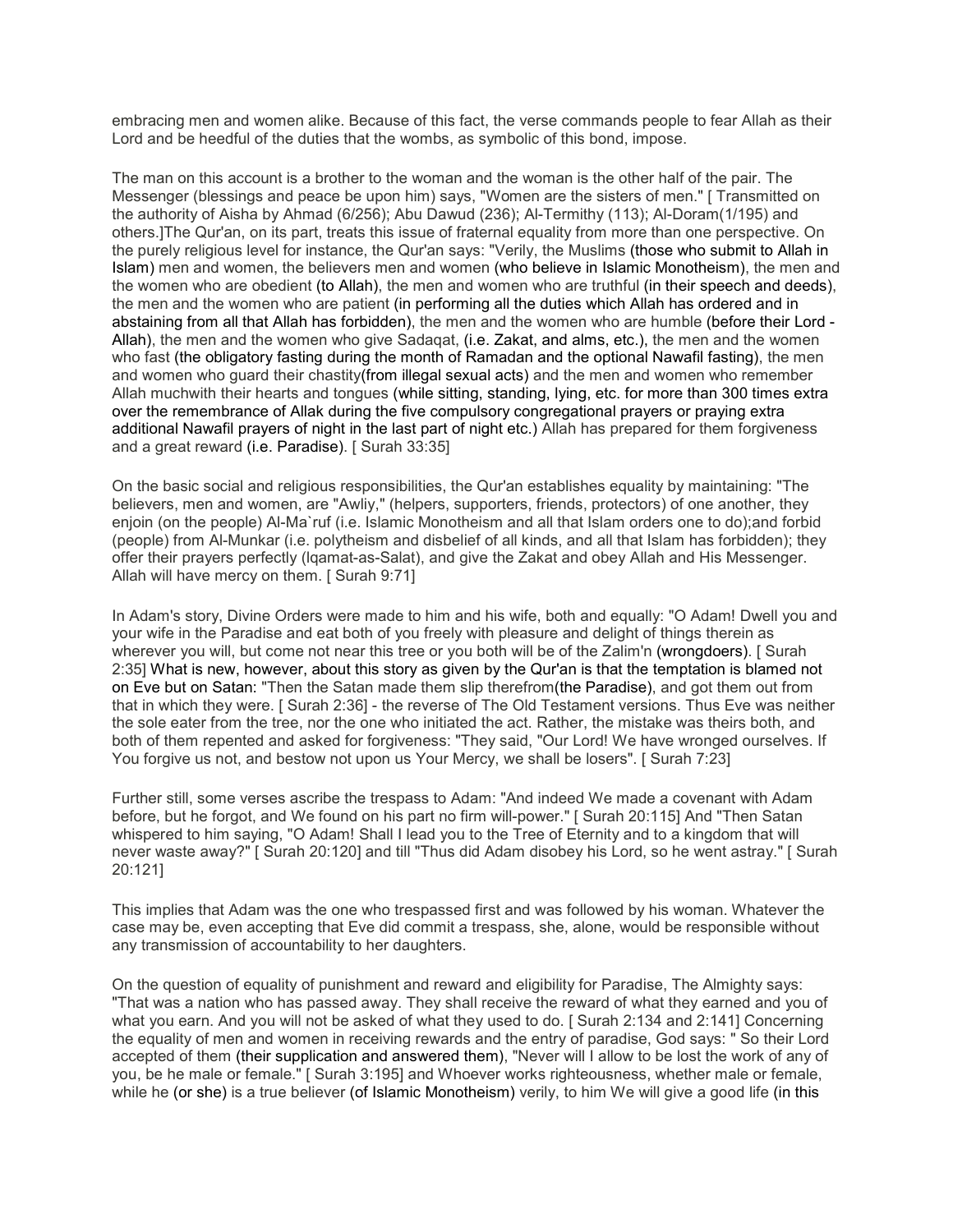embracing men and women alike. Because of this fact, the verse commands people to fear Allah as their Lord and be heedful of the duties that the wombs, as symbolic of this bond, impose.

The man on this account is a brother to the woman and the woman is the other half of the pair. The Messenger (blessings and peace be upon him) says, "Women are the sisters of men." [ Transmitted on the authority of Aisha by Ahmad (6/256); Abu Dawud (236); Al-Termithy (113); Al-Doram(1/195) and others.]The Qur'an, on its part, treats this issue of fraternal equality from more than one perspective. On the purely religious level for instance, the Qur'an says: "Verily, the Muslims (those who submit to Allah in Islam) men and women, the believers men and women (who believe in Islamic Monotheism), the men and the women who are obedient (to Allah), the men and women who are truthful (in their speech and deeds), the men and the women who are patient (in performing all the duties which Allah has ordered and in abstaining from all that Allah has forbidden), the men and the women who are humble (before their Lord - Allah), the men and the women who give Sadaqat, (i.e. Zakat, and alms, etc.), the men and the women who fast (the obligatory fasting during the month of Ramadan and the optional Nawafil fasting), the men and women who guard their chastity(from illegal sexual acts) and the men and women who remember Allah muchwith their hearts and tongues (while sitting, standing, lying, etc. for more than 300 times extra over the remembrance of Allak during the five compulsory congregational prayers or praying extra additional Nawafil prayers of night in the last part of night etc.) Allah has prepared for them forgiveness and a great reward (i.e. Paradise). [ Surah 33:35]

On the basic social and religious responsibilities, the Qur'an establishes equality by maintaining: "The believers, men and women, are "Awliy," (helpers, supporters, friends, protectors) of one another, they enjoin (on the people) Al-Ma`ruf (i.e. Islamic Monotheism and all that Islam orders one to do);and forbid (people) from Al-Munkar (i.e. polytheism and disbelief of all kinds, and all that Islam has forbidden); they offer their prayers perfectly (Iqamat-as-Salat), and give the Zakat and obey Allah and His Messenger. Allah will have mercy on them. [ Surah 9:71]

In Adam's story, Divine Orders were made to him and his wife, both and equally: "O Adam! Dwell you and your wife in the Paradise and eat both of you freely with pleasure and delight of things therein as wherever you will, but come not near this tree or you both will be of the Zalim'n (wrongdoers). [ Surah 2:35] What is new, however, about this story as given by the Qur'an is that the temptation is blamed not on Eve but on Satan: "Then the Satan made them slip therefrom(the Paradise), and got them out from that in which they were. [ Surah 2:36] - the reverse of The Old Testament versions. Thus Eve was neither the sole eater from the tree, nor the one who initiated the act. Rather, the mistake was theirs both, and both of them repented and asked for forgiveness: "They said, "Our Lord! We have wronged ourselves. If You forgive us not, and bestow not upon us Your Mercy, we shall be losers". [ Surah 7:23]

Further still, some verses ascribe the trespass to Adam: "And indeed We made a covenant with Adam before, but he forgot, and We found on his part no firm will-power." [ Surah 20:115] And "Then Satan whispered to him saying, "O Adam! Shall I lead you to the Tree of Eternity and to a kingdom that will never waste away?" [ Surah 20:120] and till "Thus did Adam disobey his Lord, so he went astray." [ Surah 20:121]

This implies that Adam was the one who trespassed first and was followed by his woman. Whatever the case may be, even accepting that Eve did commit a trespass, she, alone, would be responsible without any transmission of accountability to her daughters.

On the question of equality of punishment and reward and eligibility for Paradise, The Almighty says: "That was a nation who has passed away. They shall receive the reward of what they earned and you of what you earn. And you will not be asked of what they used to do. [ Surah 2:134 and 2:141] Concerning the equality of men and women in receiving rewards and the entry of paradise, God says: " So their Lord accepted of them (their supplication and answered them), "Never will I allow to be lost the work of any of you, be he male or female." [ Surah 3:195] and Whoever works righteousness, whether male or female, while he (or she) is a true believer (of Islamic Monotheism) verily, to him We will give a good life (in this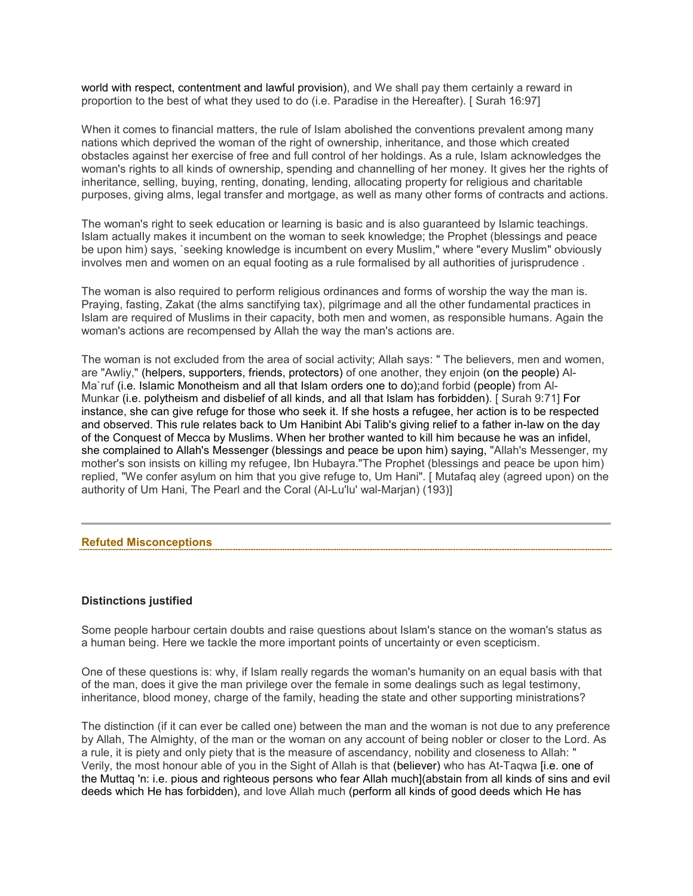world with respect, contentment and lawful provision), and We shall pay them certainly a reward in proportion to the best of what they used to do (i.e. Paradise in the Hereafter). [ Surah 16:97]

When it comes to financial matters, the rule of Islam abolished the conventions prevalent among many nations which deprived the woman of the right of ownership, inheritance, and those which created obstacles against her exercise of free and full control of her holdings. As a rule, Islam acknowledges the woman's rights to all kinds of ownership, spending and channelling of her money. It gives her the rights of inheritance, selling, buying, renting, donating, lending, allocating property for religious and charitable purposes, giving alms, legal transfer and mortgage, as well as many other forms of contracts and actions.

The woman's right to seek education or learning is basic and is also guaranteed by Islamic teachings. Islam actually makes it incumbent on the woman to seek knowledge; the Prophet (blessings and peace be upon him) says, `seeking knowledge is incumbent on every Muslim," where "every Muslim" obviously involves men and women on an equal footing as a rule formalised by all authorities of jurisprudence .

The woman is also required to perform religious ordinances and forms of worship the way the man is. Praying, fasting, Zakat (the alms sanctifying tax), pilgrimage and all the other fundamental practices in Islam are required of Muslims in their capacity, both men and women, as responsible humans. Again the woman's actions are recompensed by Allah the way the man's actions are.

The woman is not excluded from the area of social activity; Allah says: " The believers, men and women, are "Awliy," (helpers, supporters, friends, protectors) of one another, they enjoin (on the people) Al-Ma`ruf (i.e. Islamic Monotheism and all that Islam orders one to do);and forbid (people) from Al-Munkar (i.e. polytheism and disbelief of all kinds, and all that Islam has forbidden). [ Surah 9:71] For instance, she can give refuge for those who seek it. If she hosts a refugee, her action is to be respected and observed. This rule relates back to Um Hanibint Abi Talib's giving relief to a father in-law on the day of the Conquest of Mecca by Muslims. When her brother wanted to kill him because he was an infidel, she complained to Allah's Messenger (blessings and peace be upon him) saying, "Allah's Messenger, my mother's son insists on killing my refugee, Ibn Hubayra."The Prophet (blessings and peace be upon him) replied, "We confer asylum on him that you give refuge to, Um Hani". [ Mutafaq aley (agreed upon) on the authority of Um Hani, The Pearl and the Coral (Al-Lu'lu' wal-Marjan) (193)]

---

## Refuted Misconceptions

### Distinctions justified

Some people harbour certain doubts and raise questions about Islam's stance on the woman's status as a human being. Here we tackle the more important points of uncertainty or even scepticism.

One of these questions is: why, if Islam really regards the woman's humanity on an equal basis with that of the man, does it give the man privilege over the female in some dealings such as legal testimony, inheritance, blood money, charge of the family, heading the state and other supporting ministrations?

The distinction (if it can ever be called one) between the man and the woman is not due to any preference by Allah, The Almighty, of the man or the woman on any account of being nobler or closer to the Lord. As a rule, it is piety and only piety that is the measure of ascendancy, nobility and closeness to Allah: " Verily, the most honour able of you in the Sight of Allah is that (believer) who has At-Taqwa [i.e. one of the Muttaq 'n: i.e. pious and righteous persons who fear Allah much](abstain from all kinds of sins and evil deeds which He has forbidden), and love Allah much (perform all kinds of good deeds which He has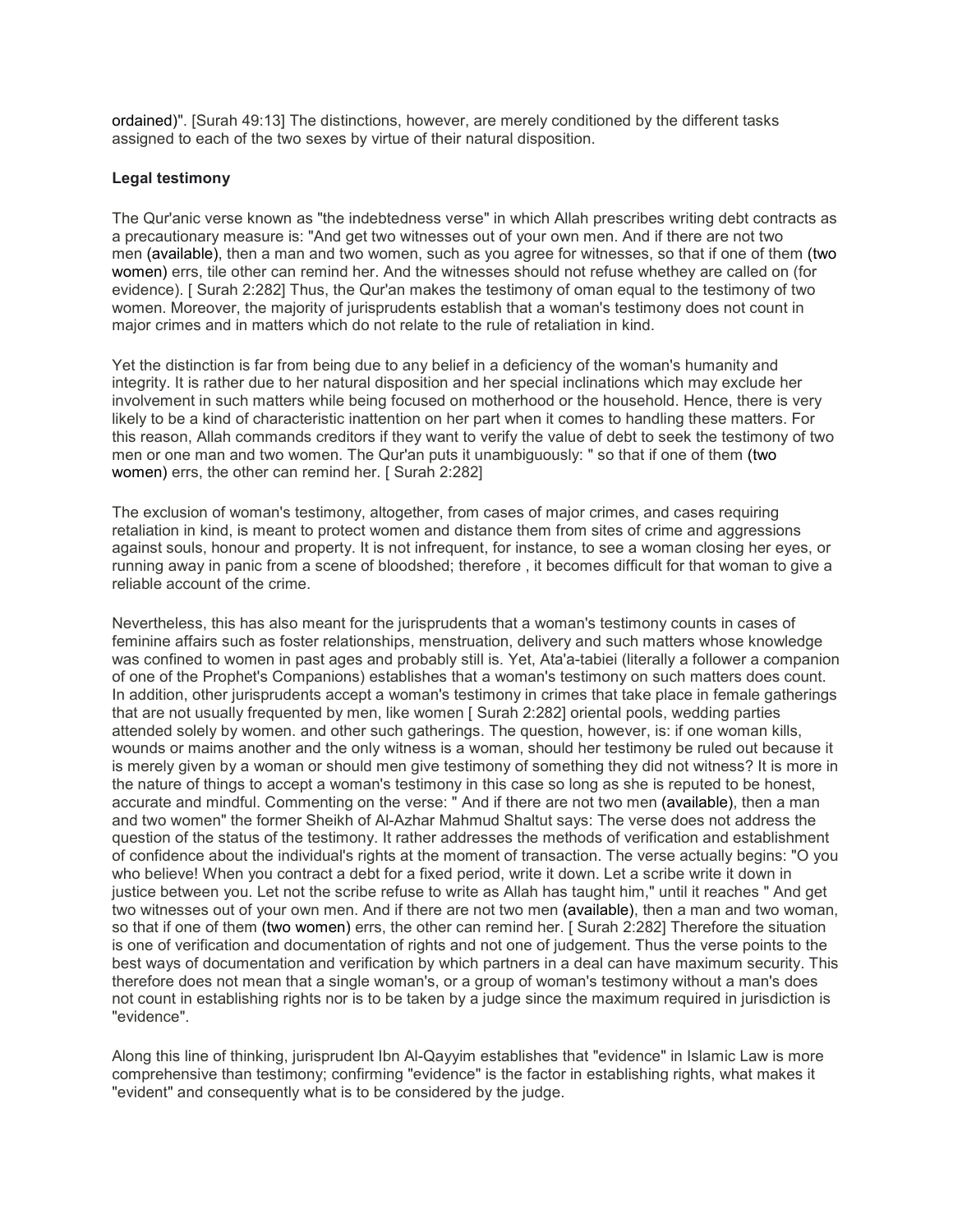ordained)". [Surah 49:13] The distinctions, however, are merely conditioned by the different tasks assigned to each of the two sexes by virtue of their natural disposition.

**Legal testimony**

The Qur'anic verse known as "the indebtedness verse" in which Allah prescribes writing debt contracts as a precautionary measure is: "And get two witnesses out of your own men. And if there are not two men (available), then a man and two women, such as you agree for witnesses, so that if one of them (two women) errs, tile other can remind her. And the witnesses should not refuse whethey are called on (for evidence). [ Surah 2:282] Thus, the Qur'an makes the testimony of oman equal to the testimony of two women. Moreover, the majority of jurisprudents establish that a woman's testimony does not count in major crimes and in matters which do not relate to the rule of retaliation in kind.

Yet the distinction is far from being due to any belief in a deficiency of the woman's humanity and integrity. It is rather due to her natural disposition and her special inclinations which may exclude her involvement in such matters while being focused on motherhood or the household. Hence, there is very likely to be a kind of characteristic inattention on her part when it comes to handling these matters. For this reason, Allah commands creditors if they want to verify the value of debt to seek the testimony of two men or one man and two women. The Qur'an puts it unambiguously: " so that if one of them (two women) errs, the other can remind her. [ Surah 2:282]

The exclusion of woman's testimony, altogether, from cases of major crimes, and cases requiring retaliation in kind, is meant to protect women and distance them from sites of crime and aggressions against souls, honour and property. It is not infrequent, for instance, to see a woman closing her eyes, or running away in panic from a scene of bloodshed; therefore , it becomes difficult for that woman to give a reliable account of the crime.

Nevertheless, this has also meant for the jurisprudents that a woman's testimony counts in cases of feminine affairs such as foster relationships, menstruation, delivery and such matters whose knowledge was confined to women in past ages and probably still is. Yet, Ata'a-tabiei (literally a follower a companion of one of the Prophet's Companions) establishes that a woman's testimony on such matters does count. In addition, other jurisprudents accept a woman's testimony in crimes that take place in female gatherings that are not usually frequented by men, like women [ Surah 2:282] oriental pools, wedding parties attended solely by women. and other such gatherings. The question, however, is: if one woman kills, wounds or maims another and the only witness is a woman, should her testimony be ruled out because it is merely given by a woman or should men give testimony of something they did not witness? It is more in the nature of things to accept a woman's testimony in this case so long as she is reputed to be honest, accurate and mindful. Commenting on the verse: " And if there are not two men (available), then a man and two women" the former Sheikh of Al-Azhar Mahmud Shaltut says: The verse does not address the question of the status of the testimony. It rather addresses the methods of verification and establishment of confidence about the individual's rights at the moment of transaction. The verse actually begins: "O you who believe! When you contract a debt for a fixed period, write it down. Let a scribe write it down in justice between you. Let not the scribe refuse to write as Allah has taught him," until it reaches " And get two witnesses out of your own men. And if there are not two men (available), then a man and two woman, so that if one of them (two women) errs, the other can remind her. [ Surah 2:282] Therefore the situation is one of verification and documentation of rights and not one of judgement. Thus the verse points to the best ways of documentation and verification by which partners in a deal can have maximum security. This therefore does not mean that a single woman's, or a group of woman's testimony without a man's does not count in establishing rights nor is to be taken by a judge since the maximum required in jurisdiction is "evidence".

Along this line of thinking, jurisprudent Ibn Al-Qayyim establishes that "evidence" in Islamic Law is more comprehensive than testimony; confirming "evidence" is the factor in establishing rights, what makes it "evident" and consequently what is to be considered by the judge.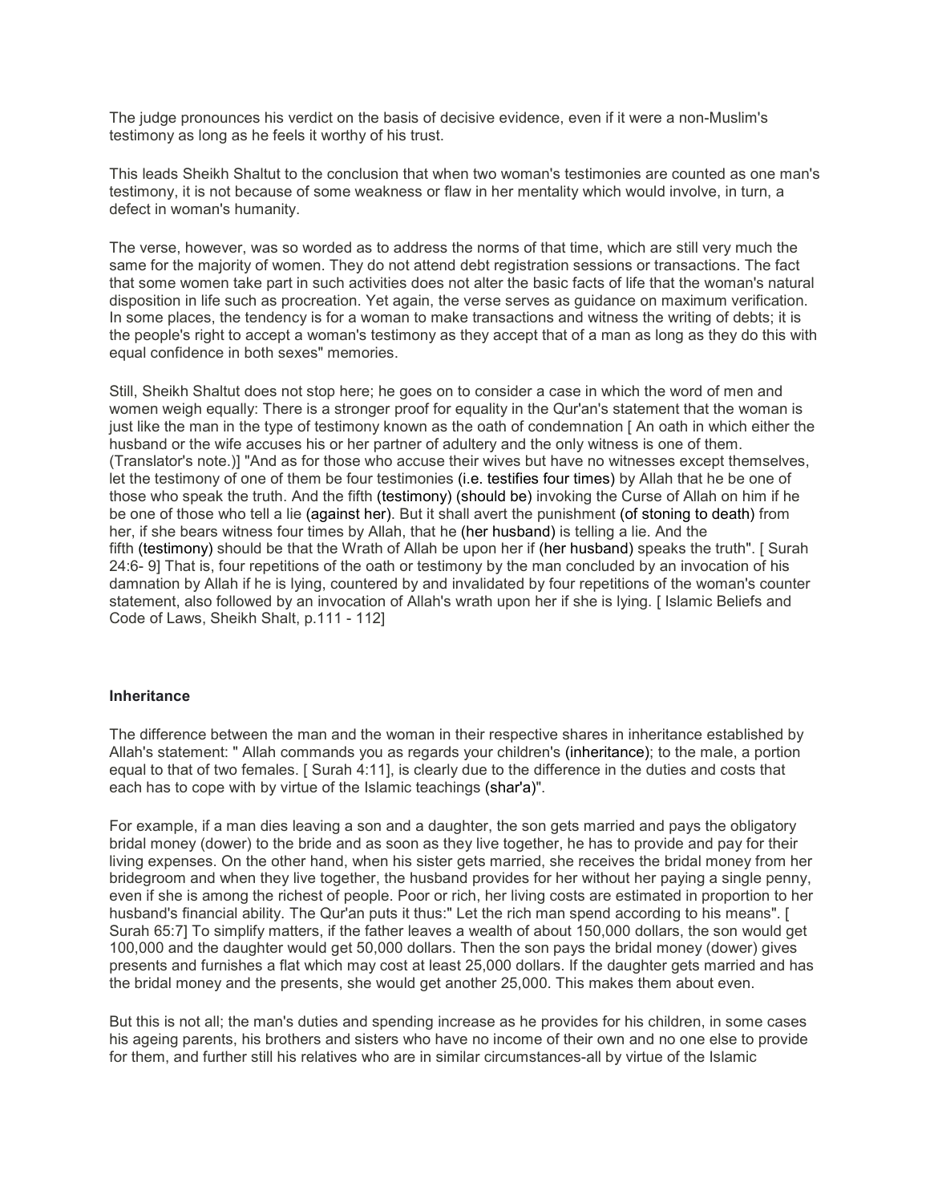The judge pronounces his verdict on the basis of decisive evidence, even if it were a non-Muslim's testimony as long as he feels it worthy of his trust.

This leads Sheikh Shaltut to the conclusion that when two woman's testimonies are counted as one man's testimony, it is not because of some weakness or flaw in her mentality which would involve, in turn, a defect in woman's humanity.

The verse, however, was so worded as to address the norms of that time, which are still very much the same for the majority of women. They do not attend debt registration sessions or transactions. The fact that some women take part in such activities does not alter the basic facts of life that the woman's natural disposition in life such as procreation. Yet again, the verse serves as guidance on maximum verification. In some places, the tendency is for a woman to make transactions and witness the writing of debts; it is the people's right to accept a woman's testimony as they accept that of a man as long as they do this with equal confidence in both sexes" memories.

Still, Sheikh Shaltut does not stop here; he goes on to consider a case in which the word of men and women weigh equally: There is a stronger proof for equality in the Qur'an's statement that the woman is just like the man in the type of testimony known as the oath of condemnation [ An oath in which either the husband or the wife accuses his or her partner of adultery and the only witness is one of them. (Translator's note.)] "And as for those who accuse their wives but have no witnesses except themselves, let the testimony of one of them be four testimonies (i.e. testifies four times) by Allah that he be one of those who speak the truth. And the fifth (testimony) (should be) invoking the Curse of Allah on him if he be one of those who tell a lie (against her). But it shall avert the punishment (of stoning to death) from her, if she bears witness four times by Allah, that he (her husband) is telling a lie. And the fifth (testimony) should be that the Wrath of Allah be upon her if (her husband) speaks the truth". [ Surah 24:6- 9] That is, four repetitions of the oath or testimony by the man concluded by an invocation of his damnation by Allah if he is lying, countered by and invalidated by four repetitions of the woman's counter statement, also followed by an invocation of Allah's wrath upon her if she is lying. [ Islamic Beliefs and Code of Laws, Sheikh Shalt, p.111 - 112]

**Inheritance**

The difference between the man and the woman in their respective shares in inheritance established by Allah's statement: " Allah commands you as regards your children's (inheritance); to the male, a portion equal to that of two females. [ Surah 4:11], is clearly due to the difference in the duties and costs that each has to cope with by virtue of the Islamic teachings (shar'a)".

For example, if a man dies leaving a son and a daughter, the son gets married and pays the obligatory bridal money (dower) to the bride and as soon as they live together, he has to provide and pay for their living expenses. On the other hand, when his sister gets married, she receives the bridal money from her bridegroom and when they live together, the husband provides for her without her paying a single penny, even if she is among the richest of people. Poor or rich, her living costs are estimated in proportion to her husband's financial ability. The Qur'an puts it thus:" Let the rich man spend according to his means". [ Surah 65:7] To simplify matters, if the father leaves a wealth of about 150,000 dollars, the son would get 100,000 and the daughter would get 50,000 dollars. Then the son pays the bridal money (dower) gives presents and furnishes a flat which may cost at least 25,000 dollars. If the daughter gets married and has the bridal money and the presents, she would get another 25,000. This makes them about even.

But this is not all; the man's duties and spending increase as he provides for his children, in some cases his ageing parents, his brothers and sisters who have no income of their own and no one else to provide for them, and further still his relatives who are in similar circumstances-all by virtue of the Islamic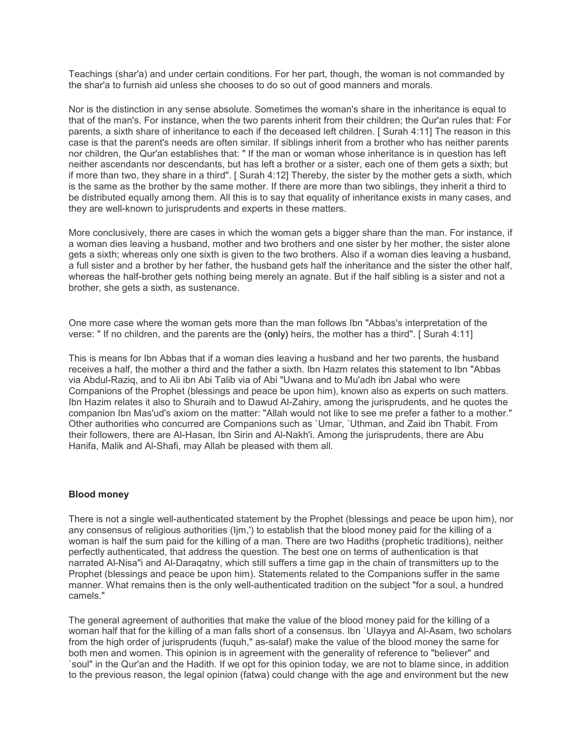Teachings (shar'a) and under certain conditions. For her part, though, the woman is not commanded by the shar'a to furnish aid unless she chooses to do so out of good manners and morals.

Nor is the distinction in any sense absolute. Sometimes the woman's share in the inheritance is equal to that of the man's. For instance, when the two parents inherit from their children; the Qur'an rules that: For parents, a sixth share of inheritance to each if the deceased left children. [ Surah 4:11] The reason in this case is that the parent's needs are often similar. If siblings inherit from a brother who has neither parents nor children, the Qur'an establishes that: " If the man or woman whose inheritance is in question has left neither ascendants nor descendants, but has left a brother or a sister, each one of them gets a sixth; but if more than two, they share in a third". [ Surah 4:12] Thereby, the sister by the mother gets a sixth, which is the same as the brother by the same mother. If there are more than two siblings, they inherit a third to be distributed equally among them. All this is to say that equality of inheritance exists in many cases, and they are well-known to jurisprudents and experts in these matters.

More conclusively, there are cases in which the woman gets a bigger share than the man. For instance, if a woman dies leaving a husband, mother and two brothers and one sister by her mother, the sister alone gets a sixth; whereas only one sixth is given to the two brothers. Also if a woman dies leaving a husband, a full sister and a brother by her father, the husband gets half the inheritance and the sister the other half, whereas the half-brother gets nothing being merely an agnate. But if the half sibling is a sister and not a brother, she gets a sixth, as sustenance.

One more case where the woman gets more than the man follows Ibn "Abbas's interpretation of the verse: " If no children, and the parents are the (only) heirs, the mother has a third". [ Surah 4:11]

This is means for Ibn Abbas that if a woman dies leaving a husband and her two parents, the husband receives a half, the mother a third and the father a sixth. Ibn Hazm relates this statement to Ibn "Abbas via Abdul-Raziq, and to Ali ibn Abi Talib via of Abi "Uwana and to Mu'adh ibn Jabal who were Companions of the Prophet (blessings and peace be upon him), known also as experts on such matters. Ibn Hazim relates it also to Shuraih and to Dawud Al-Zahiry, among the jurisprudents, and he quotes the companion Ibn Mas'ud's axiom on the matter: "Allah would not like to see me prefer a father to a mother." Other authorities who concurred are Companions such as `Umar, `Uthman, and Zaid ibn Thabit. From their followers, there are Al-Hasan, Ibn Sirin and Al-Nakh'i. Among the jurisprudents, there are Abu Hanifa, Malik and Al-Shafi, may Allah be pleased with them all.

**Blood money**

There is not a single well-authenticated statement by the Prophet (blessings and peace be upon him), nor any consensus of religious authorities (Ijm,') to establish that the blood money paid for the killing of a woman is half the sum paid for the killing of a man. There are two Hadiths (prophetic traditions), neither perfectly authenticated, that address the question. The best one on terms of authentication is that narrated Al-Nisa"i and Al-Daraqatny, which still suffers a time gap in the chain of transmitters up to the Prophet (blessings and peace be upon him). Statements related to the Companions suffer in the same manner. What remains then is the only well-authenticated tradition on the subject "for a soul, a hundred camels."

The general agreement of authorities that make the value of the blood money paid for the killing of a woman half that for the killing of a man falls short of a consensus. Ibn `Ulayya and Al-Asam, two scholars from the high order of jurisprudents (fuquh," as-salaf) make the value of the blood money the same for both men and women. This opinion is in agreement with the generality of reference to "believer" and `soul" in the Qur'an and the Hadith. If we opt for this opinion today, we are not to blame since, in addition to the previous reason, the legal opinion (fatwa) could change with the age and environment but the new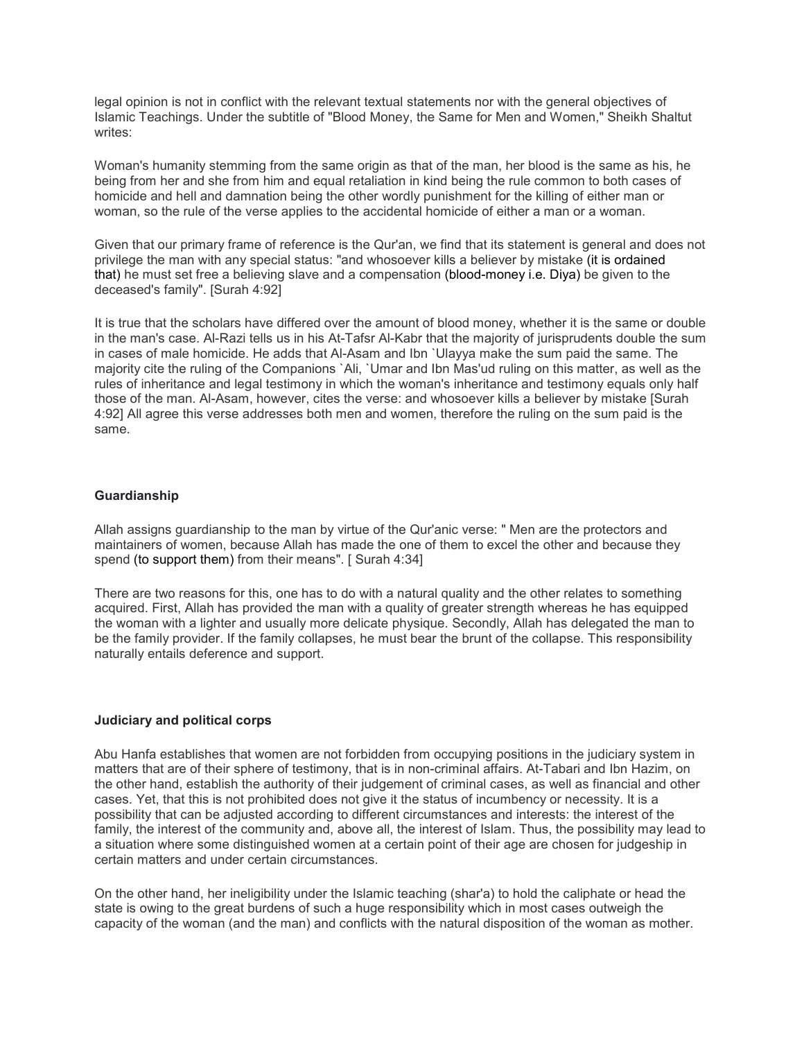legal opinion is not in conflict with the relevant textual statements nor with the general objectives of Islamic Teachings. Under the subtitle of "Blood Money, the Same for Men and Women," Sheikh Shaltut writes:

Woman's humanity stemming from the same origin as that of the man, her blood is the same as his, he being from her and she from him and equal retaliation in kind being the rule common to both cases of homicide and hell and damnation being the other wordly punishment for the killing of either man or woman, so the rule of the verse applies to the accidental homicide of either a man or a woman.

Given that our primary frame of reference is the Qur'an, we find that its statement is general and does not privilege the man with any special status: "and whosoever kills a believer by mistake (it is ordained that) he must set free a believing slave and a compensation (blood-money i.e. Diya) be given to the deceased's family". [Surah 4:92]

It is true that the scholars have differed over the amount of blood money, whether it is the same or double in the man's case. Al-Razi tells us in his At-Tafsr Al-Kabr that the majority of jurisprudents double the sum in cases of male homicide. He adds that Al-Asam and Ibn `Ulayya make the sum paid the same. The majority cite the ruling of the Companions `Ali, `Umar and Ibn Mas'ud ruling on this matter, as well as the rules of inheritance and legal testimony in which the woman's inheritance and testimony equals only half those of the man. Al-Asam, however, cites the verse: and whosoever kills a believer by mistake [Surah 4:92] All agree this verse addresses both men and women, therefore the ruling on the sum paid is the same.

### Guardianship

Allah assigns guardianship to the man by virtue of the Qur'anic verse: " Men are the protectors and maintainers of women, because Allah has made the one of them to excel the other and because they spend (to support them) from their means". [ Surah 4:34]

There are two reasons for this, one has to do with a natural quality and the other relates to something acquired. First, Allah has provided the man with a quality of greater strength whereas he has equipped the woman with a lighter and usually more delicate physique. Secondly, Allah has delegated the man to be the family provider. If the family collapses, he must bear the brunt of the collapse. This responsibility naturally entails deference and support.

### Judiciary and political corps

Abu Hanfa establishes that women are not forbidden from occupying positions in the judiciary system in matters that are of their sphere of testimony, that is in non-criminal affairs. At-Tabari and Ibn Hazim, on the other hand, establish the authority of their judgement of criminal cases, as well as financial and other cases. Yet, that this is not prohibited does not give it the status of incumbency or necessity. It is a possibility that can be adjusted according to different circumstances and interests: the interest of the family, the interest of the community and, above all, the interest of Islam. Thus, the possibility may lead to a situation where some distinguished women at a certain point of their age are chosen for judgeship in certain matters and under certain circumstances.

On the other hand, her ineligibility under the Islamic teaching (shar'a) to hold the caliphate or head the state is owing to the great burdens of such a huge responsibility which in most cases outweigh the capacity of the woman (and the man) and conflicts with the natural disposition of the woman as mother.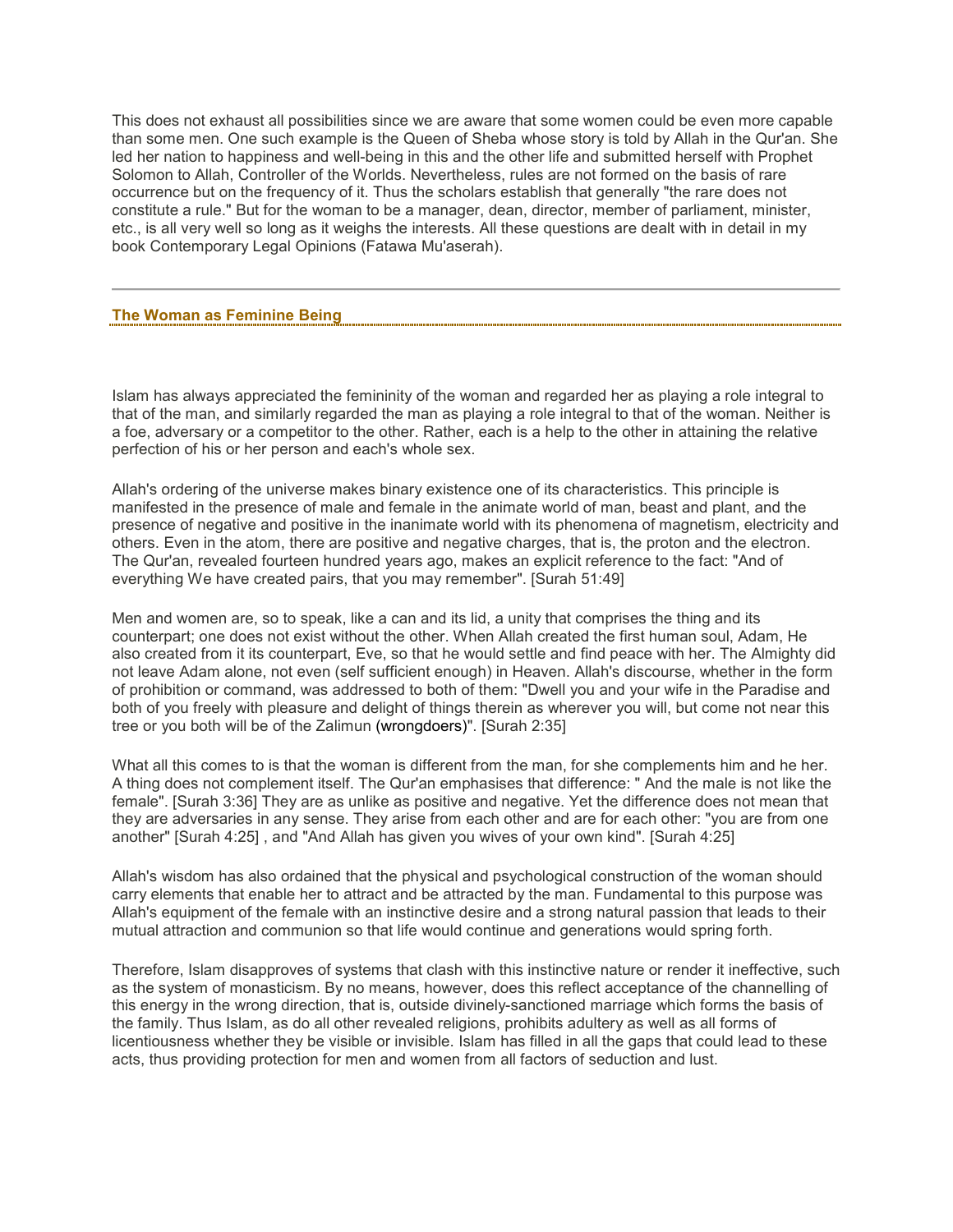This does not exhaust all possibilities since we are aware that some women could be even more capable than some men. One such example is the Queen of Sheba whose story is told by Allah in the Qur'an. She led her nation to happiness and well-being in this and the other life and submitted herself with Prophet Solomon to Allah, Controller of the Worlds. Nevertheless, rules are not formed on the basis of rare occurrence but on the frequency of it. Thus the scholars establish that generally "the rare does not constitute a rule." But for the woman to be a manager, dean, director, member of parliament, minister, etc., is all very well so long as it weighs the interests. All these questions are dealt with in detail in my book Contemporary Legal Opinions (Fatawa Mu'aserah).

---

## The Woman as Feminine Being

Islam has always appreciated the femininity of the woman and regarded her as playing a role integral to that of the man, and similarly regarded the man as playing a role integral to that of the woman. Neither is a foe, adversary or a competitor to the other. Rather, each is a help to the other in attaining the relative perfection of his or her person and each's whole sex.

Allah's ordering of the universe makes binary existence one of its characteristics. This principle is manifested in the presence of male and female in the animate world of man, beast and plant, and the presence of negative and positive in the inanimate world with its phenomena of magnetism, electricity and others. Even in the atom, there are positive and negative charges, that is, the proton and the electron. The Qur'an, revealed fourteen hundred years ago, makes an explicit reference to the fact: "And of everything We have created pairs, that you may remember". [Surah 51:49]

Men and women are, so to speak, like a can and its lid, a unity that comprises the thing and its counterpart; one does not exist without the other. When Allah created the first human soul, Adam, He also created from it its counterpart, Eve, so that he would settle and find peace with her. The Almighty did not leave Adam alone, not even (self sufficient enough) in Heaven. Allah's discourse, whether in the form of prohibition or command, was addressed to both of them: "Dwell you and your wife in the Paradise and both of you freely with pleasure and delight of things therein as wherever you will, but come not near this tree or you both will be of the Zalimun (wrongdoers)". [Surah 2:35]

What all this comes to is that the woman is different from the man, for she complements him and he her. A thing does not complement itself. The Qur'an emphasises that difference: " And the male is not like the female". [Surah 3:36] They are as unlike as positive and negative. Yet the difference does not mean that they are adversaries in any sense. They arise from each other and are for each other: "you are from one another" [Surah 4:25] , and "And Allah has given you wives of your own kind". [Surah 4:25]

Allah's wisdom has also ordained that the physical and psychological construction of the woman should carry elements that enable her to attract and be attracted by the man. Fundamental to this purpose was Allah's equipment of the female with an instinctive desire and a strong natural passion that leads to their mutual attraction and communion so that life would continue and generations would spring forth.

Therefore, Islam disapproves of systems that clash with this instinctive nature or render it ineffective, such as the system of monasticism. By no means, however, does this reflect acceptance of the channelling of this energy in the wrong direction, that is, outside divinely-sanctioned marriage which forms the basis of the family. Thus Islam, as do all other revealed religions, prohibits adultery as well as all forms of licentiousness whether they be visible or invisible. Islam has filled in all the gaps that could lead to these acts, thus providing protection for men and women from all factors of seduction and lust.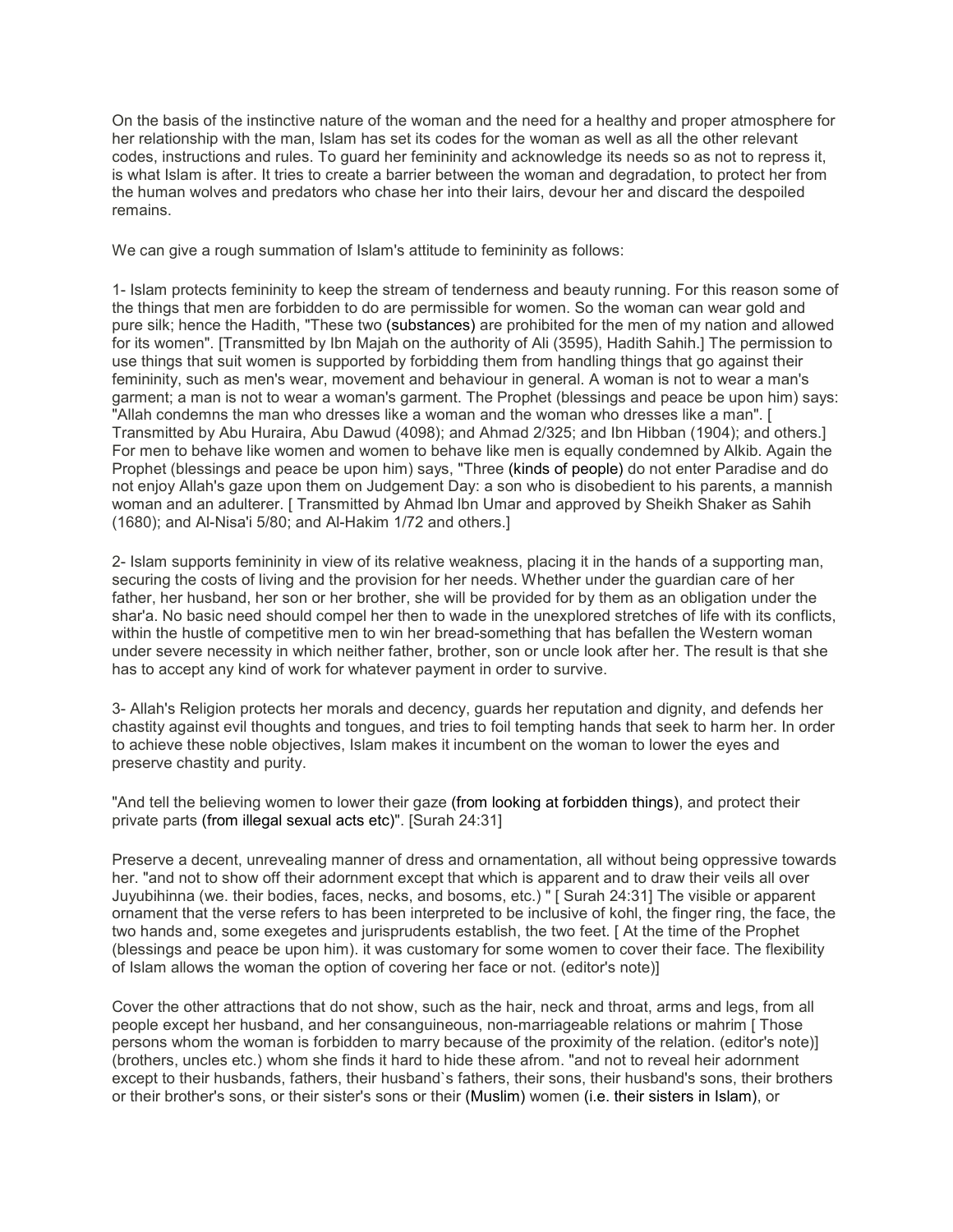On the basis of the instinctive nature of the woman and the need for a healthy and proper atmosphere for her relationship with the man, Islam has set its codes for the woman as well as all the other relevant codes, instructions and rules. To guard her femininity and acknowledge its needs so as not to repress it, is what Islam is after. It tries to create a barrier between the woman and degradation, to protect her from the human wolves and predators who chase her into their lairs, devour her and discard the despoiled remains.

We can give a rough summation of Islam's attitude to femininity as follows:

1- Islam protects femininity to keep the stream of tenderness and beauty running. For this reason some of the things that men are forbidden to do are permissible for women. So the woman can wear gold and pure silk; hence the Hadith, "These two (substances) are prohibited for the men of my nation and allowed for its women". [Transmitted by Ibn Majah on the authority of Ali (3595), Hadith Sahih.] The permission to use things that suit women is supported by forbidding them from handling things that go against their femininity, such as men's wear, movement and behaviour in general. A woman is not to wear a man's garment; a man is not to wear a woman's garment. The Prophet (blessings and peace be upon him) says: "Allah condemns the man who dresses like a woman and the woman who dresses like a man". [ Transmitted by Abu Huraira, Abu Dawud (4098); and Ahmad 2/325; and Ibn Hibban (1904); and others.] For men to behave like women and women to behave like men is equally condemned by Alkib. Again the Prophet (blessings and peace be upon him) says, "Three (kinds of people) do not enter Paradise and do not enjoy Allah's gaze upon them on Judgement Day: a son who is disobedient to his parents, a mannish woman and an adulterer. [ Transmitted by Ahmad Ibn Umar and approved by Sheikh Shaker as Sahih (1680); and Al-Nisa'i 5/80; and Al-Hakim 1/72 and others.]

2- Islam supports femininity in view of its relative weakness, placing it in the hands of a supporting man, securing the costs of living and the provision for her needs. Whether under the guardian care of her father, her husband, her son or her brother, she will be provided for by them as an obligation under the shar'a. No basic need should compel her then to wade in the unexplored stretches of life with its conflicts, within the hustle of competitive men to win her bread-something that has befallen the Western woman under severe necessity in which neither father, brother, son or uncle look after her. The result is that she has to accept any kind of work for whatever payment in order to survive.

3- Allah's Religion protects her morals and decency, guards her reputation and dignity, and defends her chastity against evil thoughts and tongues, and tries to foil tempting hands that seek to harm her. In order to achieve these noble objectives, Islam makes it incumbent on the woman to lower the eyes and preserve chastity and purity.

"And tell the believing women to lower their gaze (from looking at forbidden things), and protect their private parts (from illegal sexual acts etc)". [Surah 24:31]

Preserve a decent, unrevealing manner of dress and ornamentation, all without being oppressive towards her. "and not to show off their adornment except that which is apparent and to draw their veils all over Juyubihinna (we. their bodies, faces, necks, and bosoms, etc.) " [ Surah 24:31] The visible or apparent ornament that the verse refers to has been interpreted to be inclusive of kohl, the finger ring, the face, the two hands and, some exegetes and jurisprudents establish, the two feet. [ At the time of the Prophet (blessings and peace be upon him). it was customary for some women to cover their face. The flexibility of Islam allows the woman the option of covering her face or not. (editor's note)]

Cover the other attractions that do not show, such as the hair, neck and throat, arms and legs, from all people except her husband, and her consanguineous, non-marriageable relations or mahrim [ Those persons whom the woman is forbidden to marry because of the proximity of the relation. (editor's note)] (brothers, uncles etc.) whom she finds it hard to hide these afrom. "and not to reveal heir adornment except to their husbands, fathers, their husband`s fathers, their sons, their husband's sons, their brothers or their brother's sons, or their sister's sons or their (Muslim) women (i.e. their sisters in Islam), or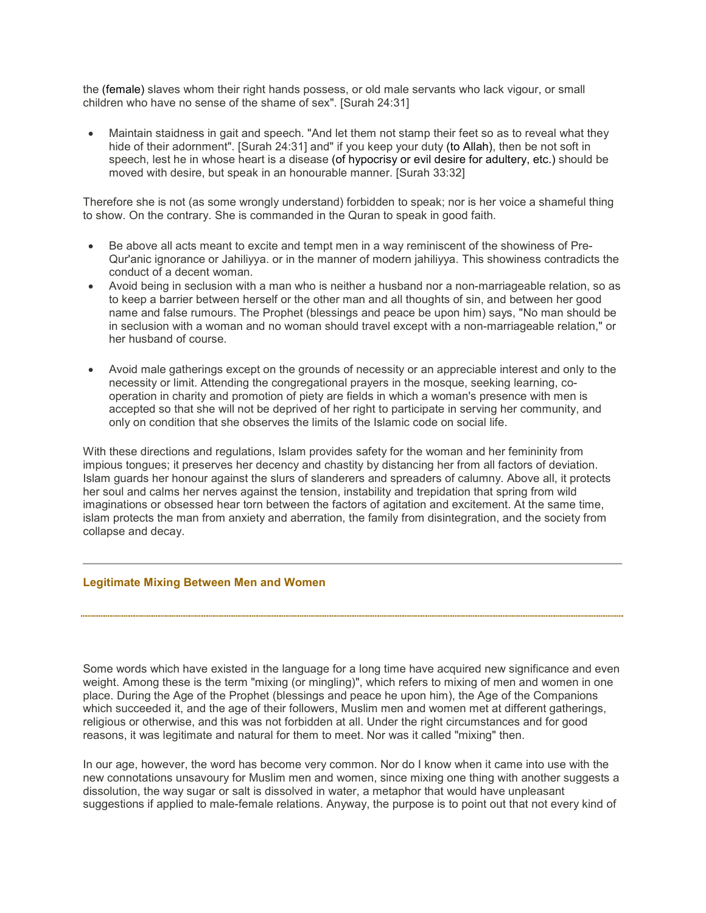the (female) slaves whom their right hands possess, or old male servants who lack vigour, or small children who have no sense of the shame of sex". [Surah 24:31]

- Maintain staidness in gait and speech. "And let them not stamp their feet so as to reveal what they hide of their adornment". [Surah 24:31] and" if you keep your duty (to Allah), then be not soft in speech, lest he in whose heart is a disease (of hypocrisy or evil desire for adultery, etc.) should be moved with desire, but speak in an honourable manner. [Surah 33:32]

Therefore she is not (as some wrongly understand) forbidden to speak; nor is her voice a shameful thing to show. On the contrary. She is commanded in the Quran to speak in good faith.

- Be above all acts meant to excite and tempt men in a way reminiscent of the showiness of Pre-Qur'anic ignorance or Jahiliyya. or in the manner of modern jahiliyya. This showiness contradicts the conduct of a decent woman.
- Avoid being in seclusion with a man who is neither a husband nor a non-marriageable relation, so as to keep a barrier between herself or the other man and all thoughts of sin, and between her good name and false rumours. The Prophet (blessings and peace be upon him) says, "No man should be in seclusion with a woman and no woman should travel except with a non-marriageable relation," or her husband of course.
- Avoid male gatherings except on the grounds of necessity or an appreciable interest and only to the necessity or limit. Attending the congregational prayers in the mosque, seeking learning, co-operation in charity and promotion of piety are fields in which a woman's presence with men is accepted so that she will not be deprived of her right to participate in serving her community, and only on condition that she observes the limits of the Islamic code on social life.

With these directions and regulations, Islam provides safety for the woman and her femininity from impious tongues; it preserves her decency and chastity by distancing her from all factors of deviation. Islam guards her honour against the slurs of slanderers and spreaders of calumny. Above all, it protects her soul and calms her nerves against the tension, instability and trepidation that spring from wild imaginations or obsessed hear torn between the factors of agitation and excitement. At the same time, islam protects the man from anxiety and aberration, the family from disintegration, and the society from collapse and decay.

## Legitimate Mixing Between Men and Women

Some words which have existed in the language for a long time have acquired new significance and even weight. Among these is the term "mixing (or mingling)", which refers to mixing of men and women in one place. During the Age of the Prophet (blessings and peace he upon him), the Age of the Companions which succeeded it, and the age of their followers, Muslim men and women met at different gatherings, religious or otherwise, and this was not forbidden at all. Under the right circumstances and for good reasons, it was legitimate and natural for them to meet. Nor was it called "mixing" then.

In our age, however, the word has become very common. Nor do I know when it came into use with the new connotations unsavoury for Muslim men and women, since mixing one thing with another suggests a dissolution, the way sugar or salt is dissolved in water, a metaphor that would have unpleasant suggestions if applied to male-female relations. Anyway, the purpose is to point out that not every kind of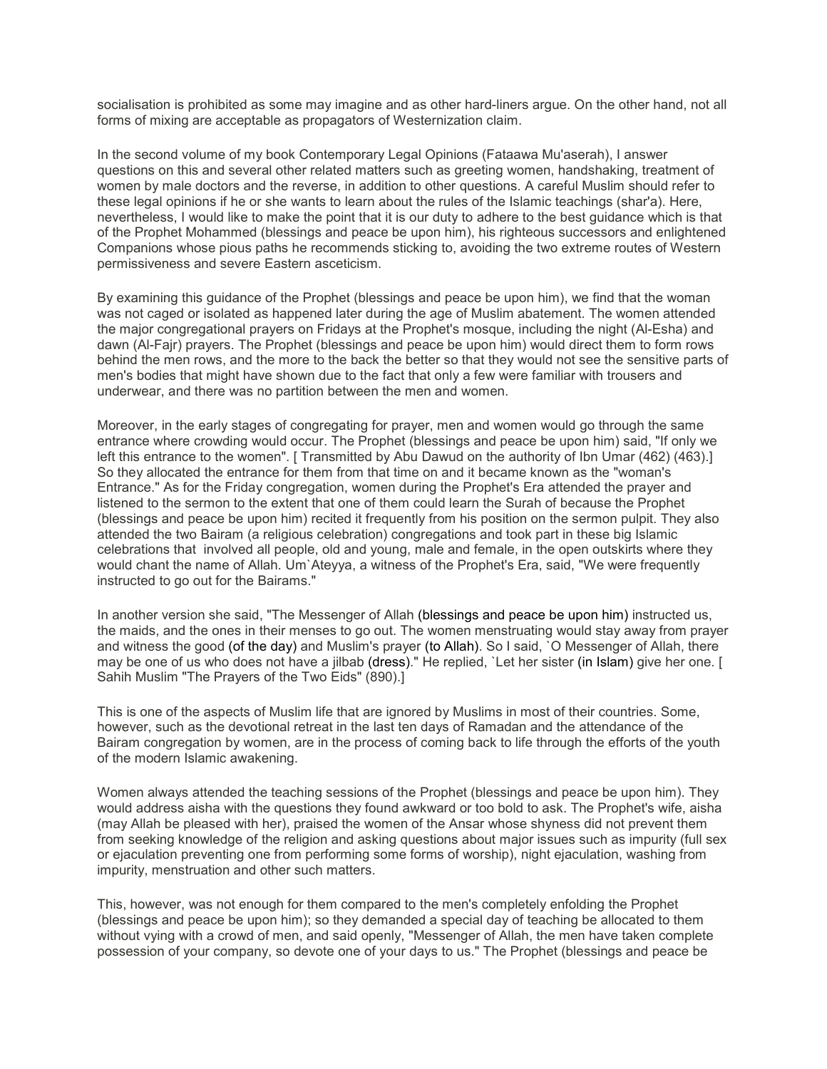socialisation is prohibited as some may imagine and as other hard-liners argue. On the other hand, not all forms of mixing are acceptable as propagators of Westernization claim.

In the second volume of my book Contemporary Legal Opinions (Fataawa Mu'aserah), I answer questions on this and several other related matters such as greeting women, handshaking, treatment of women by male doctors and the reverse, in addition to other questions. A careful Muslim should refer to these legal opinions if he or she wants to learn about the rules of the Islamic teachings (shar'a). Here, nevertheless, I would like to make the point that it is our duty to adhere to the best guidance which is that of the Prophet Mohammed (blessings and peace be upon him), his righteous successors and enlightened Companions whose pious paths he recommends sticking to, avoiding the two extreme routes of Western permissiveness and severe Eastern asceticism.

By examining this guidance of the Prophet (blessings and peace be upon him), we find that the woman was not caged or isolated as happened later during the age of Muslim abatement. The women attended the major congregational prayers on Fridays at the Prophet's mosque, including the night (Al-Esha) and dawn (Al-Fajr) prayers. The Prophet (blessings and peace be upon him) would direct them to form rows behind the men rows, and the more to the back the better so that they would not see the sensitive parts of men's bodies that might have shown due to the fact that only a few were familiar with trousers and underwear, and there was no partition between the men and women.

Moreover, in the early stages of congregating for prayer, men and women would go through the same entrance where crowding would occur. The Prophet (blessings and peace be upon him) said, "If only we left this entrance to the women". [ Transmitted by Abu Dawud on the authority of Ibn Umar (462) (463).] So they allocated the entrance for them from that time on and it became known as the "woman's Entrance." As for the Friday congregation, women during the Prophet's Era attended the prayer and listened to the sermon to the extent that one of them could learn the Surah of because the Prophet (blessings and peace be upon him) recited it frequently from his position on the sermon pulpit. They also attended the two Bairam (a religious celebration) congregations and took part in these big Islamic celebrations that involved all people, old and young, male and female, in the open outskirts where they would chant the name of Allah. Um`Ateyya, a witness of the Prophet's Era, said, "We were frequently instructed to go out for the Bairams."

In another version she said, "The Messenger of Allah (blessings and peace be upon him) instructed us, the maids, and the ones in their menses to go out. The women menstruating would stay away from prayer and witness the good (of the day) and Muslim's prayer (to Allah). So I said, `O Messenger of Allah, there may be one of us who does not have a jilbab (dress)." He replied, `Let her sister (in Islam) give her one. [ Sahih Muslim "The Prayers of the Two Eids" (890).]

This is one of the aspects of Muslim life that are ignored by Muslims in most of their countries. Some, however, such as the devotional retreat in the last ten days of Ramadan and the attendance of the Bairam congregation by women, are in the process of coming back to life through the efforts of the youth of the modern Islamic awakening.

Women always attended the teaching sessions of the Prophet (blessings and peace be upon him). They would address aisha with the questions they found awkward or too bold to ask. The Prophet's wife, aisha (may Allah be pleased with her), praised the women of the Ansar whose shyness did not prevent them from seeking knowledge of the religion and asking questions about major issues such as impurity (full sex or ejaculation preventing one from performing some forms of worship), night ejaculation, washing from impurity, menstruation and other such matters.

This, however, was not enough for them compared to the men's completely enfolding the Prophet (blessings and peace be upon him); so they demanded a special day of teaching be allocated to them without vying with a crowd of men, and said openly, "Messenger of Allah, the men have taken complete possession of your company, so devote one of your days to us." The Prophet (blessings and peace be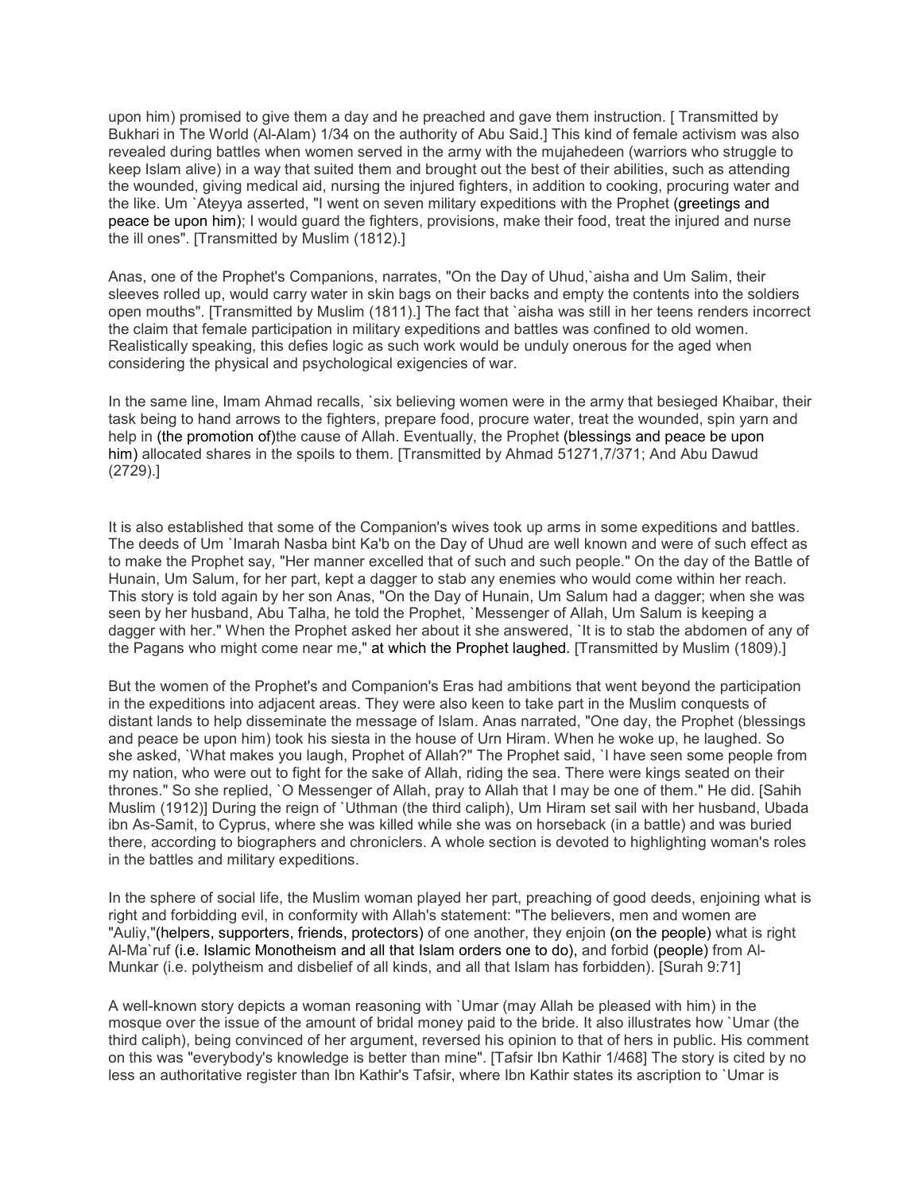upon him) promised to give them a day and he preached and gave them instruction. [ Transmitted by Bukhari in The World (Al-Alam) 1/34 on the authority of Abu Said.] This kind of female activism was also revealed during battles when women served in the army with the mujahedeen (warriors who struggle to keep Islam alive) in a way that suited them and brought out the best of their abilities, such as attending the wounded, giving medical aid, nursing the injured fighters, in addition to cooking, procuring water and the like. Um `Ateyya asserted, "I went on seven military expeditions with the Prophet (greetings and peace be upon him); I would guard the fighters, provisions, make their food, treat the injured and nurse the ill ones". [Transmitted by Muslim (1812).]

Anas, one of the Prophet's Companions, narrates, "On the Day of Uhud,`aisha and Um Salim, their sleeves rolled up, would carry water in skin bags on their backs and empty the contents into the soldiers open mouths". [Transmitted by Muslim (1811).] The fact that `aisha was still in her teens renders incorrect the claim that female participation in military expeditions and battles was confined to old women. Realistically speaking, this defies logic as such work would be unduly onerous for the aged when considering the physical and psychological exigencies of war.

In the same line, Imam Ahmad recalls, `six believing women were in the army that besieged Khaibar, their task being to hand arrows to the fighters, prepare food, procure water, treat the wounded, spin yarn and help in (the promotion of)the cause of Allah. Eventually, the Prophet (blessings and peace be upon him) allocated shares in the spoils to them. [Transmitted by Ahmad 51271,7/371; And Abu Dawud (2729).]

It is also established that some of the Companion's wives took up arms in some expeditions and battles. The deeds of Um `Imarah Nasba bint Ka'b on the Day of Uhud are well known and were of such effect as to make the Prophet say, "Her manner excelled that of such and such people." On the day of the Battle of Hunain, Um Salum, for her part, kept a dagger to stab any enemies who would come within her reach. This story is told again by her son Anas, "On the Day of Hunain, Um Salum had a dagger; when she was seen by her husband, Abu Talha, he told the Prophet, `Messenger of Allah, Um Salum is keeping a dagger with her." When the Prophet asked her about it she answered, `It is to stab the abdomen of any of the Pagans who might come near me," at which the Prophet laughed. [Transmitted by Muslim (1809).]

But the women of the Prophet's and Companion's Eras had ambitions that went beyond the participation in the expeditions into adjacent areas. They were also keen to take part in the Muslim conquests of distant lands to help disseminate the message of Islam. Anas narrated, "One day, the Prophet (blessings and peace be upon him) took his siesta in the house of Urn Hiram. When he woke up, he laughed. So she asked, `What makes you laugh, Prophet of Allah?" The Prophet said, `I have seen some people from my nation, who were out to fight for the sake of Allah, riding the sea. There were kings seated on their thrones." So she replied, `O Messenger of Allah, pray to Allah that I may be one of them." He did. [Sahih Muslim (1912)] During the reign of `Uthman (the third caliph), Um Hiram set sail with her husband, Ubada ibn As-Samit, to Cyprus, where she was killed while she was on horseback (in a battle) and was buried there, according to biographers and chroniclers. A whole section is devoted to highlighting woman's roles in the battles and military expeditions.

In the sphere of social life, the Muslim woman played her part, preaching of good deeds, enjoining what is right and forbidding evil, in conformity with Allah's statement: "The believers, men and women are "Auliy,"(helpers, supporters, friends, protectors) of one another, they enjoin (on the people) what is right Al-Ma`ruf (i.e. Islamic Monotheism and all that Islam orders one to do), and forbid (people) from Al-Munkar (i.e. polytheism and disbelief of all kinds, and all that Islam has forbidden). [Surah 9:71]

A well-known story depicts a woman reasoning with `Umar (may Allah be pleased with him) in the mosque over the issue of the amount of bridal money paid to the bride. It also illustrates how `Umar (the third caliph), being convinced of her argument, reversed his opinion to that of hers in public. His comment on this was "everybody's knowledge is better than mine". [Tafsir Ibn Kathir 1/468] The story is cited by no less an authoritative register than Ibn Kathir's Tafsir, where Ibn Kathir states its ascription to `Umar is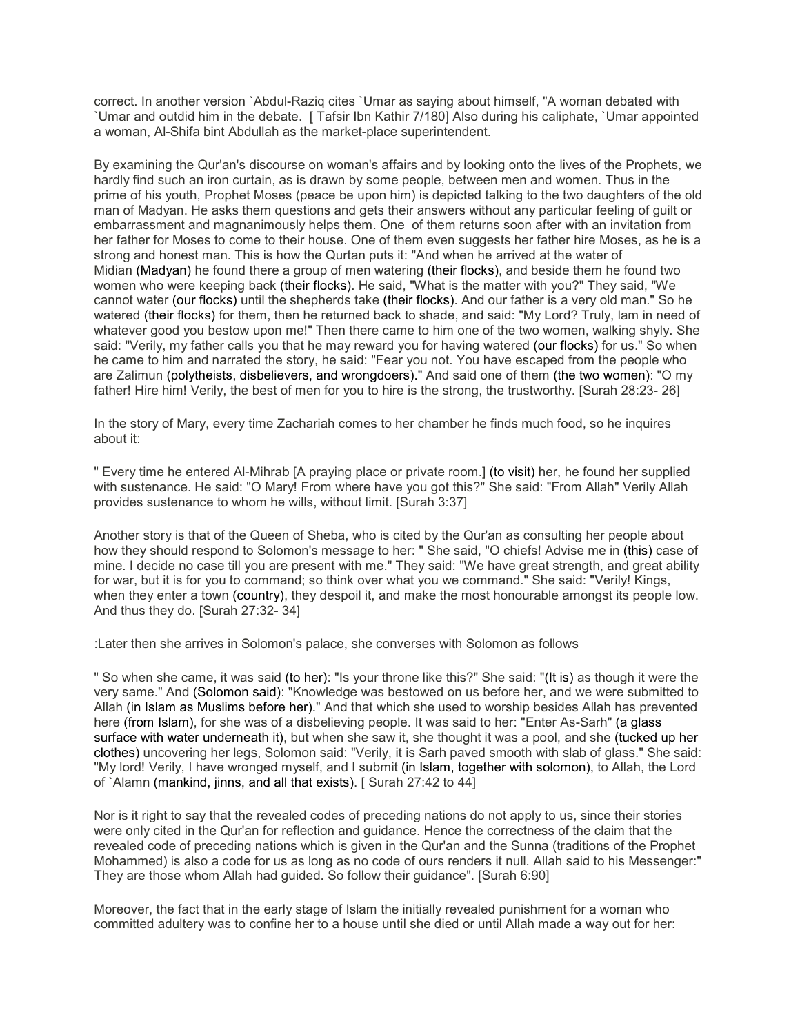correct. In another version `Abdul-Raziq cites `Umar as saying about himself, "A woman debated with `Umar and outdid him in the debate. [ Tafsir Ibn Kathir 7/180] Also during his caliphate, `Umar appointed a woman, Al-Shifa bint Abdullah as the market-place superintendent.

By examining the Qur'an's discourse on woman's affairs and by looking onto the lives of the Prophets, we hardly find such an iron curtain, as is drawn by some people, between men and women. Thus in the prime of his youth, Prophet Moses (peace be upon him) is depicted talking to the two daughters of the old man of Madyan. He asks them questions and gets their answers without any particular feeling of guilt or embarrassment and magnanimously helps them. One of them returns soon after with an invitation from her father for Moses to come to their house. One of them even suggests her father hire Moses, as he is a strong and honest man. This is how the Qurtan puts it: "And when he arrived at the water of Midian (Madyan) he found there a group of men watering (their flocks), and beside them he found two women who were keeping back (their flocks). He said, "What is the matter with you?" They said, "We cannot water (our flocks) until the shepherds take (their flocks). And our father is a very old man." So he watered (their flocks) for them, then he returned back to shade, and said: "My Lord? Truly, Iam in need of whatever good you bestow upon me!" Then there came to him one of the two women, walking shyly. She said: "Verily, my father calls you that he may reward you for having watered (our flocks) for us." So when he came to him and narrated the story, he said: "Fear you not. You have escaped from the people who are Zalimun (polytheists, disbelievers, and wrongdoers)." And said one of them (the two women): "O my father! Hire him! Verily, the best of men for you to hire is the strong, the trustworthy. [Surah 28:23- 26]

In the story of Mary, every time Zachariah comes to her chamber he finds much food, so he inquires about it:

" Every time he entered Al-Mihrab [A praying place or private room.] (to visit) her, he found her supplied with sustenance. He said: "O Mary! From where have you got this?" She said: "From Allah" Verily Allah provides sustenance to whom he wills, without limit. [Surah 3:37]

Another story is that of the Queen of Sheba, who is cited by the Qur'an as consulting her people about how they should respond to Solomon's message to her: " She said, "O chiefs! Advise me in (this) case of mine. I decide no case till you are present with me." They said: "We have great strength, and great ability for war, but it is for you to command; so think over what you we command." She said: "Verily! Kings, when they enter a town (country), they despoil it, and make the most honourable amongst its people low. And thus they do. [Surah 27:32- 34]

:Later then she arrives in Solomon's palace, she converses with Solomon as follows

" So when she came, it was said (to her): "Is your throne like this?" She said: "(It is) as though it were the very same." And (Solomon said): "Knowledge was bestowed on us before her, and we were submitted to Allah (in Islam as Muslims before her)." And that which she used to worship besides Allah has prevented here (from Islam), for she was of a disbelieving people. It was said to her: "Enter As-Sarh" (a glass surface with water underneath it), but when she saw it, she thought it was a pool, and she (tucked up her clothes) uncovering her legs, Solomon said: "Verily, it is Sarh paved smooth with slab of glass." She said: "My lord! Verily, I have wronged myself, and I submit (in Islam, together with solomon), to Allah, the Lord of `Alamn (mankind, jinns, and all that exists). [ Surah 27:42 to 44]

Nor is it right to say that the revealed codes of preceding nations do not apply to us, since their stories were only cited in the Qur'an for reflection and guidance. Hence the correctness of the claim that the revealed code of preceding nations which is given in the Qur'an and the Sunna (traditions of the Prophet Mohammed) is also a code for us as long as no code of ours renders it null. Allah said to his Messenger:" They are those whom Allah had guided. So follow their guidance". [Surah 6:90]

Moreover, the fact that in the early stage of Islam the initially revealed punishment for a woman who committed adultery was to confine her to a house until she died or until Allah made a way out for her: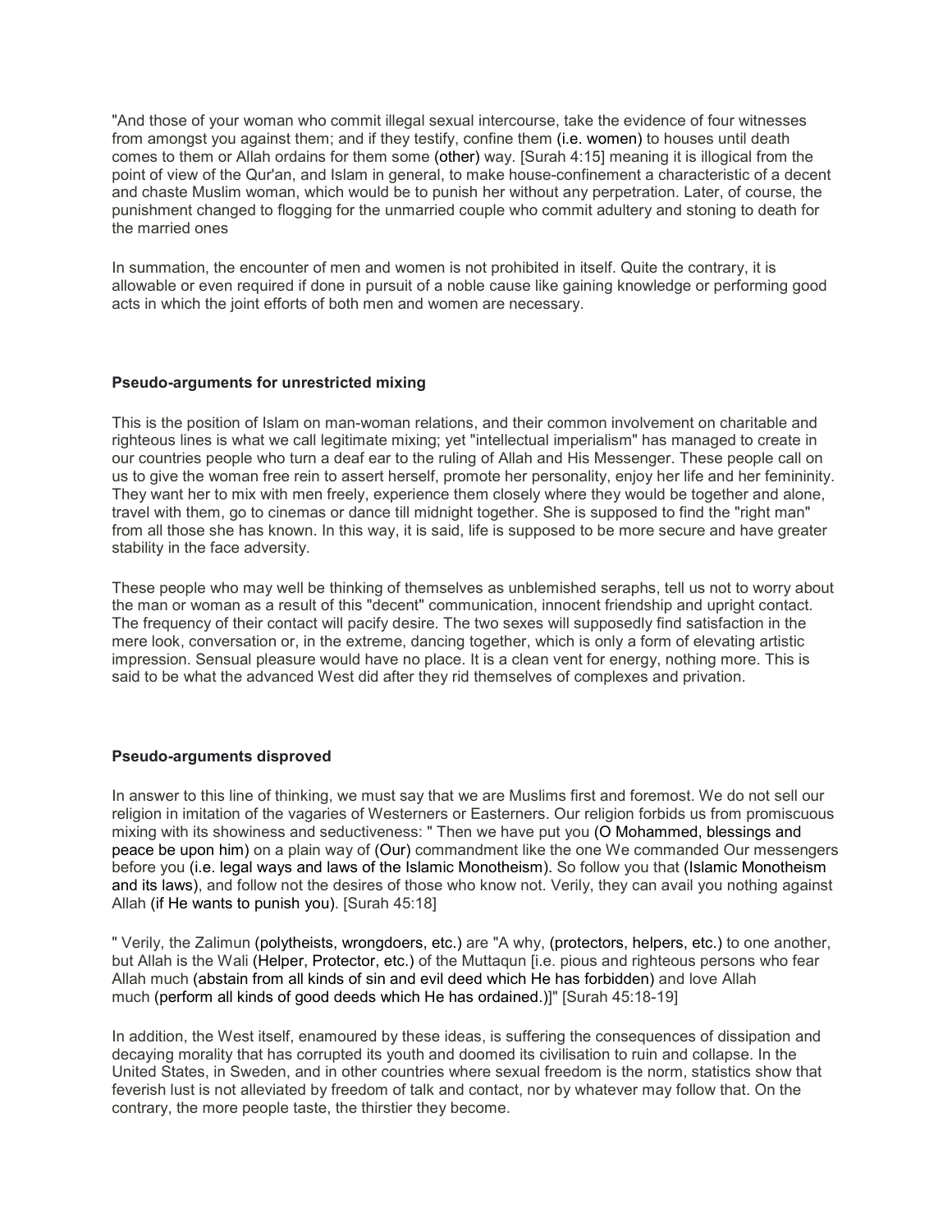"And those of your woman who commit illegal sexual intercourse, take the evidence of four witnesses from amongst you against them; and if they testify, confine them (i.e. women) to houses until death comes to them or Allah ordains for them some (other) way. [Surah 4:15] meaning it is illogical from the point of view of the Qur'an, and Islam in general, to make house-confinement a characteristic of a decent and chaste Muslim woman, which would be to punish her without any perpetration. Later, of course, the punishment changed to flogging for the unmarried couple who commit adultery and stoning to death for the married ones

In summation, the encounter of men and women is not prohibited in itself. Quite the contrary, it is allowable or even required if done in pursuit of a noble cause like gaining knowledge or performing good acts in which the joint efforts of both men and women are necessary.

**Pseudo-arguments for unrestricted mixing**

This is the position of Islam on man-woman relations, and their common involvement on charitable and righteous lines is what we call legitimate mixing; yet "intellectual imperialism" has managed to create in our countries people who turn a deaf ear to the ruling of Allah and His Messenger. These people call on us to give the woman free rein to assert herself, promote her personality, enjoy her life and her femininity. They want her to mix with men freely, experience them closely where they would be together and alone, travel with them, go to cinemas or dance till midnight together. She is supposed to find the "right man" from all those she has known. In this way, it is said, life is supposed to be more secure and have greater stability in the face adversity.

These people who may well be thinking of themselves as unblemished seraphs, tell us not to worry about the man or woman as a result of this "decent" communication, innocent friendship and upright contact. The frequency of their contact will pacify desire. The two sexes will supposedly find satisfaction in the mere look, conversation or, in the extreme, dancing together, which is only a form of elevating artistic impression. Sensual pleasure would have no place. It is a clean vent for energy, nothing more. This is said to be what the advanced West did after they rid themselves of complexes and privation.

**Pseudo-arguments disproved**

In answer to this line of thinking, we must say that we are Muslims first and foremost. We do not sell our religion in imitation of the vagaries of Westerners or Easterners. Our religion forbids us from promiscuous mixing with its showiness and seductiveness: " Then we have put you (O Mohammed, blessings and peace be upon him) on a plain way of (Our) commandment like the one We commanded Our messengers before you (i.e. legal ways and laws of the Islamic Monotheism). So follow you that (Islamic Monotheism and its laws), and follow not the desires of those who know not. Verily, they can avail you nothing against Allah (if He wants to punish you). [Surah 45:18]

" Verily, the Zalimun (polytheists, wrongdoers, etc.) are "A why, (protectors, helpers, etc.) to one another, but Allah is the Wali (Helper, Protector, etc.) of the Muttaqun [i.e. pious and righteous persons who fear Allah much (abstain from all kinds of sin and evil deed which He has forbidden) and love Allah much (perform all kinds of good deeds which He has ordained.)]" [Surah 45:18-19]

In addition, the West itself, enamoured by these ideas, is suffering the consequences of dissipation and decaying morality that has corrupted its youth and doomed its civilisation to ruin and collapse. In the United States, in Sweden, and in other countries where sexual freedom is the norm, statistics show that feverish lust is not alleviated by freedom of talk and contact, nor by whatever may follow that. On the contrary, the more people taste, the thirstier they become.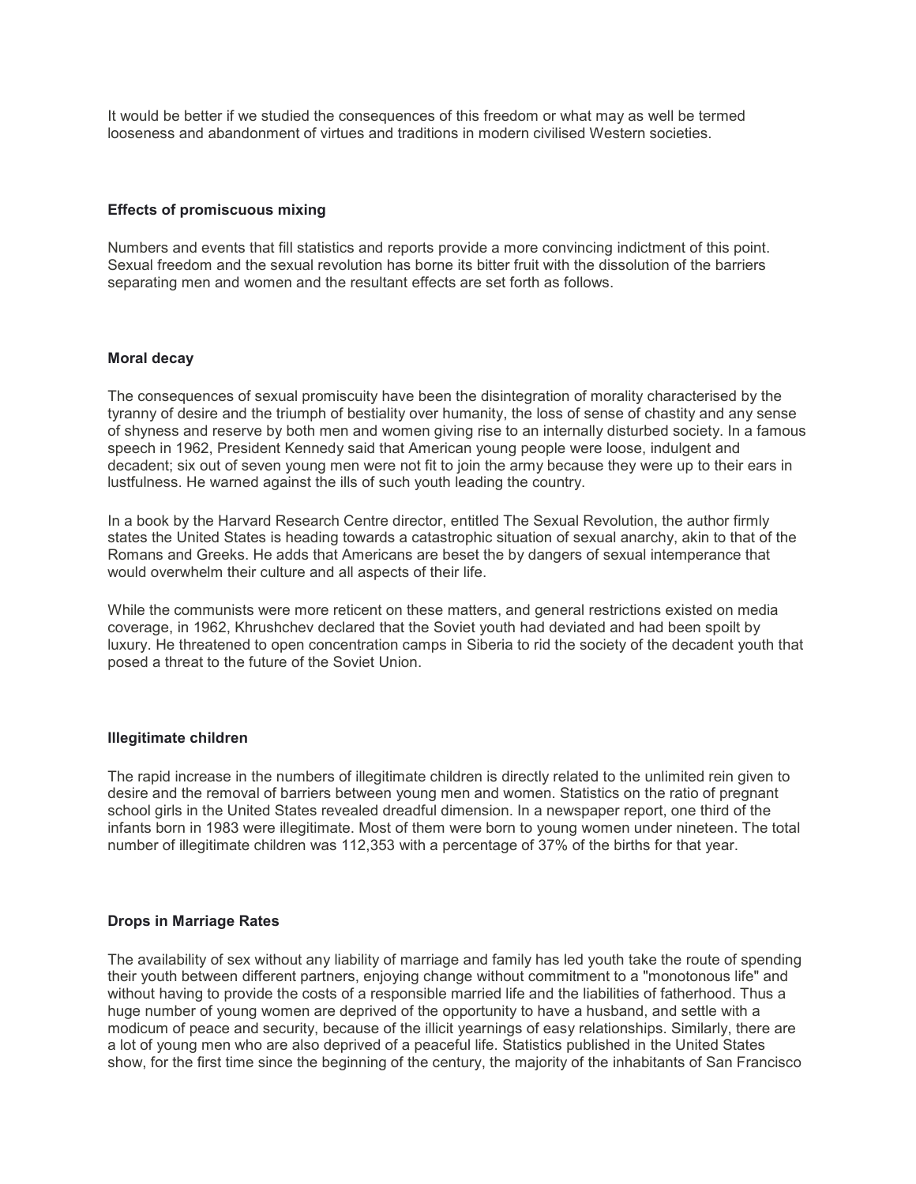It would be better if we studied the consequences of this freedom or what may as well be termed looseness and abandonment of virtues and traditions in modern civilised Western societies.

**Effects of promiscuous mixing**

Numbers and events that fill statistics and reports provide a more convincing indictment of this point. Sexual freedom and the sexual revolution has borne its bitter fruit with the dissolution of the barriers separating men and women and the resultant effects are set forth as follows.

**Moral decay**

The consequences of sexual promiscuity have been the disintegration of morality characterised by the tyranny of desire and the triumph of bestiality over humanity, the loss of sense of chastity and any sense of shyness and reserve by both men and women giving rise to an internally disturbed society. In a famous speech in 1962, President Kennedy said that American young people were loose, indulgent and decadent; six out of seven young men were not fit to join the army because they were up to their ears in lustfulness. He warned against the ills of such youth leading the country.

In a book by the Harvard Research Centre director, entitled The Sexual Revolution, the author firmly states the United States is heading towards a catastrophic situation of sexual anarchy, akin to that of the Romans and Greeks. He adds that Americans are beset the by dangers of sexual intemperance that would overwhelm their culture and all aspects of their life.

While the communists were more reticent on these matters, and general restrictions existed on media coverage, in 1962, Khrushchev declared that the Soviet youth had deviated and had been spoilt by luxury. He threatened to open concentration camps in Siberia to rid the society of the decadent youth that posed a threat to the future of the Soviet Union.

**Illegitimate children**

The rapid increase in the numbers of illegitimate children is directly related to the unlimited rein given to desire and the removal of barriers between young men and women. Statistics on the ratio of pregnant school girls in the United States revealed dreadful dimension. In a newspaper report, one third of the infants born in 1983 were illegitimate. Most of them were born to young women under nineteen. The total number of illegitimate children was 112,353 with a percentage of 37% of the births for that year.

**Drops in Marriage Rates**

The availability of sex without any liability of marriage and family has led youth take the route of spending their youth between different partners, enjoying change without commitment to a "monotonous life" and without having to provide the costs of a responsible married life and the liabilities of fatherhood. Thus a huge number of young women are deprived of the opportunity to have a husband, and settle with a modicum of peace and security, because of the illicit yearnings of easy relationships. Similarly, there are a lot of young men who are also deprived of a peaceful life. Statistics published in the United States show, for the first time since the beginning of the century, the majority of the inhabitants of San Francisco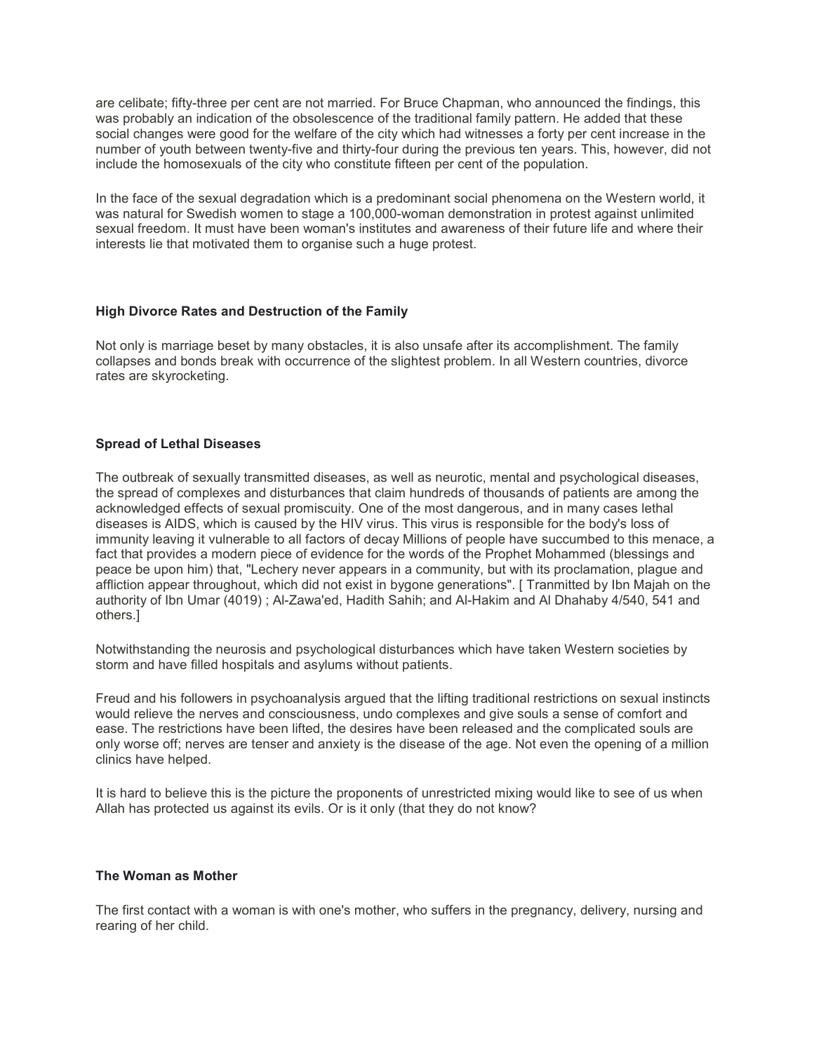are celibate; fifty-three per cent are not married. For Bruce Chapman, who announced the findings, this was probably an indication of the obsolescence of the traditional family pattern. He added that these social changes were good for the welfare of the city which had witnesses a forty per cent increase in the number of youth between twenty-five and thirty-four during the previous ten years. This, however, did not include the homosexuals of the city who constitute fifteen per cent of the population.

In the face of the sexual degradation which is a predominant social phenomena on the Western world, it was natural for Swedish women to stage a 100,000-woman demonstration in protest against unlimited sexual freedom. It must have been woman's institutes and awareness of their future life and where their interests lie that motivated them to organise such a huge protest.

### High Divorce Rates and Destruction of the Family

Not only is marriage beset by many obstacles, it is also unsafe after its accomplishment. The family collapses and bonds break with occurrence of the slightest problem. In all Western countries, divorce rates are skyrocketing.

### Spread of Lethal Diseases

The outbreak of sexually transmitted diseases, as well as neurotic, mental and psychological diseases, the spread of complexes and disturbances that claim hundreds of thousands of patients are among the acknowledged effects of sexual promiscuity. One of the most dangerous, and in many cases lethal diseases is AIDS, which is caused by the HIV virus. This virus is responsible for the body's loss of immunity leaving it vulnerable to all factors of decay Millions of people have succumbed to this menace, a fact that provides a modern piece of evidence for the words of the Prophet Mohammed (blessings and peace be upon him) that, "Lechery never appears in a community, but with its proclamation, plague and affliction appear throughout, which did not exist in bygone generations". [ Tranmitted by Ibn Majah on the authority of Ibn Umar (4019) ; Al-Zawa'ed, Hadith Sahih; and Al-Hakim and Al Dhahaby 4/540, 541 and others.]

Notwithstanding the neurosis and psychological disturbances which have taken Western societies by storm and have filled hospitals and asylums without patients.

Freud and his followers in psychoanalysis argued that the lifting traditional restrictions on sexual instincts would relieve the nerves and consciousness, undo complexes and give souls a sense of comfort and ease. The restrictions have been lifted, the desires have been released and the complicated souls are only worse off; nerves are tenser and anxiety is the disease of the age. Not even the opening of a million clinics have helped.

It is hard to believe this is the picture the proponents of unrestricted mixing would like to see of us when Allah has protected us against its evils. Or is it only (that they do not know?

### The Woman as Mother

The first contact with a woman is with one's mother, who suffers in the pregnancy, delivery, nursing and rearing of her child.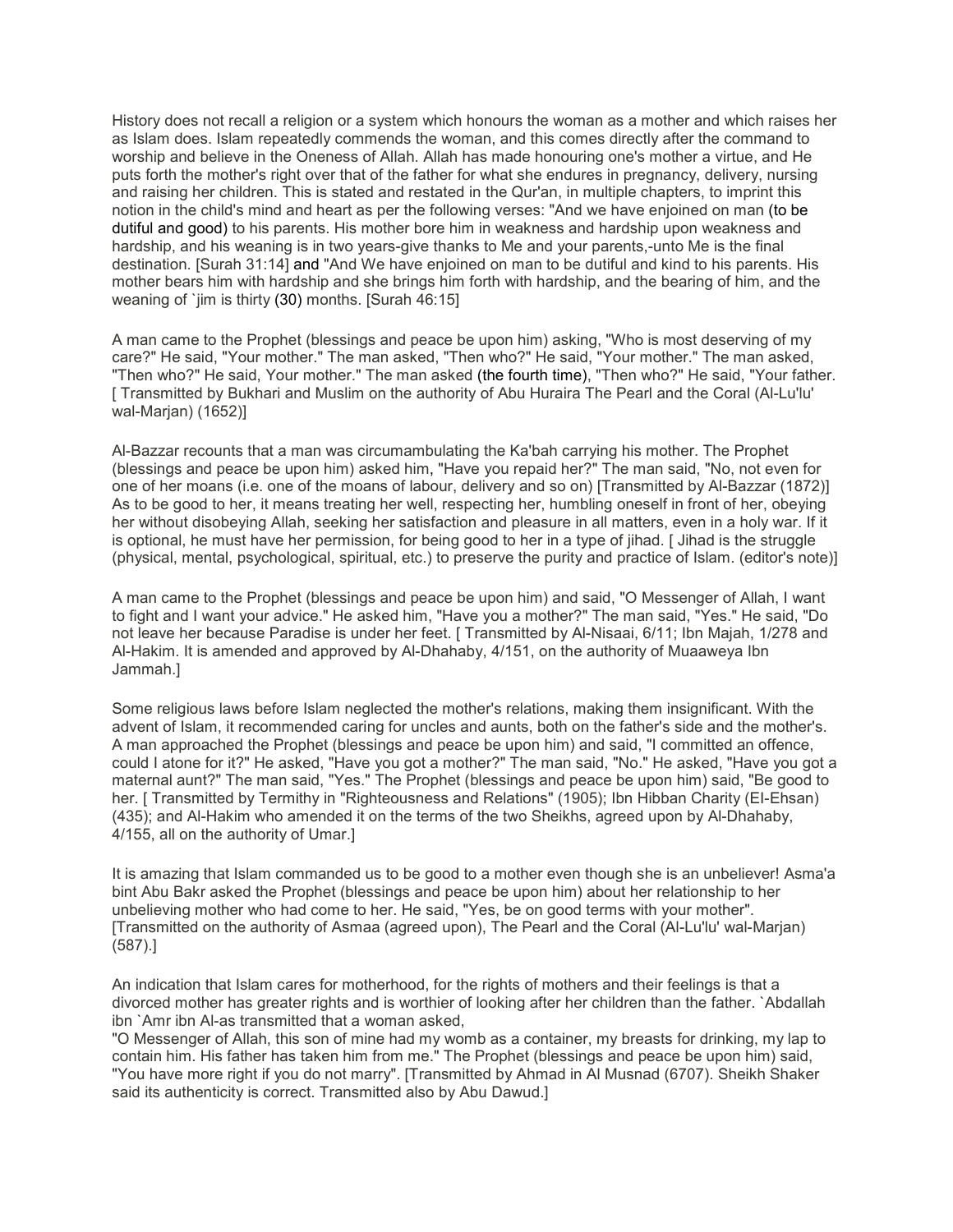History does not recall a religion or a system which honours the woman as a mother and which raises her as Islam does. Islam repeatedly commends the woman, and this comes directly after the command to worship and believe in the Oneness of Allah. Allah has made honouring one's mother a virtue, and He puts forth the mother's right over that of the father for what she endures in pregnancy, delivery, nursing and raising her children. This is stated and restated in the Qur'an, in multiple chapters, to imprint this notion in the child's mind and heart as per the following verses: "And we have enjoined on man (to be dutiful and good) to his parents. His mother bore him in weakness and hardship upon weakness and hardship, and his weaning is in two years-give thanks to Me and your parents,-unto Me is the final destination. [Surah 31:14] and "And We have enjoined on man to be dutiful and kind to his parents. His mother bears him with hardship and she brings him forth with hardship, and the bearing of him, and the weaning of `jim is thirty (30) months. [Surah 46:15]

A man came to the Prophet (blessings and peace be upon him) asking, "Who is most deserving of my care?" He said, "Your mother." The man asked, "Then who?" He said, "Your mother." The man asked, "Then who?" He said, Your mother." The man asked (the fourth time), "Then who?" He said, "Your father. [ Transmitted by Bukhari and Muslim on the authority of Abu Huraira The Pearl and the Coral (Al-Lu'lu' wal-Marjan) (1652)]

Al-Bazzar recounts that a man was circumambulating the Ka'bah carrying his mother. The Prophet (blessings and peace be upon him) asked him, "Have you repaid her?" The man said, "No, not even for one of her moans (i.e. one of the moans of labour, delivery and so on) [Transmitted by Al-Bazzar (1872)] As to be good to her, it means treating her well, respecting her, humbling oneself in front of her, obeying her without disobeying Allah, seeking her satisfaction and pleasure in all matters, even in a holy war. If it is optional, he must have her permission, for being good to her in a type of jihad. [ Jihad is the struggle (physical, mental, psychological, spiritual, etc.) to preserve the purity and practice of Islam. (editor's note)]

A man came to the Prophet (blessings and peace be upon him) and said, "O Messenger of Allah, I want to fight and I want your advice." He asked him, "Have you a mother?" The man said, "Yes." He said, "Do not leave her because Paradise is under her feet. [ Transmitted by Al-Nisaai, 6/11; Ibn Majah, 1/278 and Al-Hakim. It is amended and approved by Al-Dhahaby, 4/151, on the authority of Muaaweya Ibn Jammah.]

Some religious laws before Islam neglected the mother's relations, making them insignificant. With the advent of Islam, it recommended caring for uncles and aunts, both on the father's side and the mother's. A man approached the Prophet (blessings and peace be upon him) and said, "I committed an offence, could I atone for it?" He asked, "Have you got a mother?" The man said, "No." He asked, "Have you got a maternal aunt?" The man said, "Yes." The Prophet (blessings and peace be upon him) said, "Be good to her. [ Transmitted by Termithy in "Righteousness and Relations" (1905); Ibn Hibban Charity (El-Ehsan) (435); and Al-Hakim who amended it on the terms of the two Sheikhs, agreed upon by Al-Dhahaby, 4/155, all on the authority of Umar.]

It is amazing that Islam commanded us to be good to a mother even though she is an unbeliever! Asma'a bint Abu Bakr asked the Prophet (blessings and peace be upon him) about her relationship to her unbelieving mother who had come to her. He said, "Yes, be on good terms with your mother". [Transmitted on the authority of Asmaa (agreed upon), The Pearl and the Coral (Al-Lu'lu' wal-Marjan) (587).]

An indication that Islam cares for motherhood, for the rights of mothers and their feelings is that a divorced mother has greater rights and is worthier of looking after her children than the father. `Abdallah ibn `Amr ibn Al-as transmitted that a woman asked,
"O Messenger of Allah, this son of mine had my womb as a container, my breasts for drinking, my lap to contain him. His father has taken him from me." The Prophet (blessings and peace be upon him) said, "You have more right if you do not marry". [Transmitted by Ahmad in Al Musnad (6707). Sheikh Shaker said its authenticity is correct. Transmitted also by Abu Dawud.]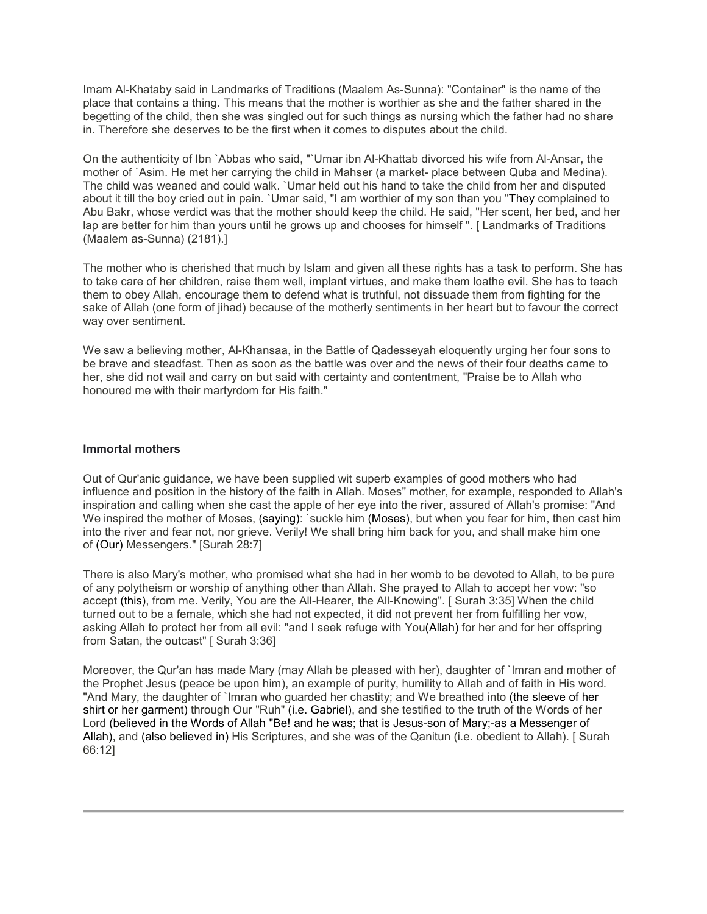Imam Al-Khataby said in Landmarks of Traditions (Maalem As-Sunna): "Container" is the name of the place that contains a thing. This means that the mother is worthier as she and the father shared in the begetting of the child, then she was singled out for such things as nursing which the father had no share in. Therefore she deserves to be the first when it comes to disputes about the child.

On the authenticity of Ibn `Abbas who said, "`Umar ibn Al-Khattab divorced his wife from Al-Ansar, the mother of `Asim. He met her carrying the child in Mahser (a market- place between Quba and Medina). The child was weaned and could walk. `Umar held out his hand to take the child from her and disputed about it till the boy cried out in pain. `Umar said, "I am worthier of my son than you "They complained to Abu Bakr, whose verdict was that the mother should keep the child. He said, "Her scent, her bed, and her lap are better for him than yours until he grows up and chooses for himself ". [ Landmarks of Traditions (Maalem as-Sunna) (2181).]

The mother who is cherished that much by Islam and given all these rights has a task to perform. She has to take care of her children, raise them well, implant virtues, and make them loathe evil. She has to teach them to obey Allah, encourage them to defend what is truthful, not dissuade them from fighting for the sake of Allah (one form of jihad) because of the motherly sentiments in her heart but to favour the correct way over sentiment.

We saw a believing mother, Al-Khansaa, in the Battle of Qadesseyah eloquently urging her four sons to be brave and steadfast. Then as soon as the battle was over and the news of their four deaths came to her, she did not wail and carry on but said with certainty and contentment, "Praise be to Allah who honoured me with their martyrdom for His faith."

**Immortal mothers**

Out of Qur'anic guidance, we have been supplied wit superb examples of good mothers who had influence and position in the history of the faith in Allah. Moses" mother, for example, responded to Allah's inspiration and calling when she cast the apple of her eye into the river, assured of Allah's promise: "And We inspired the mother of Moses, (saying): `suckle him (Moses), but when you fear for him, then cast him into the river and fear not, nor grieve. Verily! We shall bring him back for you, and shall make him one of (Our) Messengers." [Surah 28:7]

There is also Mary's mother, who promised what she had in her womb to be devoted to Allah, to be pure of any polytheism or worship of anything other than Allah. She prayed to Allah to accept her vow: "so accept (this), from me. Verily, You are the All-Hearer, the All-Knowing". [ Surah 3:35] When the child turned out to be a female, which she had not expected, it did not prevent her from fulfilling her vow, asking Allah to protect her from all evil: "and I seek refuge with You(Allah) for her and for her offspring from Satan, the outcast" [ Surah 3:36]

Moreover, the Qur'an has made Mary (may Allah be pleased with her), daughter of `Imran and mother of the Prophet Jesus (peace be upon him), an example of purity, humility to Allah and of faith in His word. "And Mary, the daughter of `Imran who guarded her chastity; and We breathed into (the sleeve of her shirt or her garment) through Our "Ruh" (i.e. Gabriel), and she testified to the truth of the Words of her Lord (believed in the Words of Allah "Be! and he was; that is Jesus-son of Mary;-as a Messenger of Allah), and (also believed in) His Scriptures, and she was of the Qanitun (i.e. obedient to Allah). [ Surah 66:12]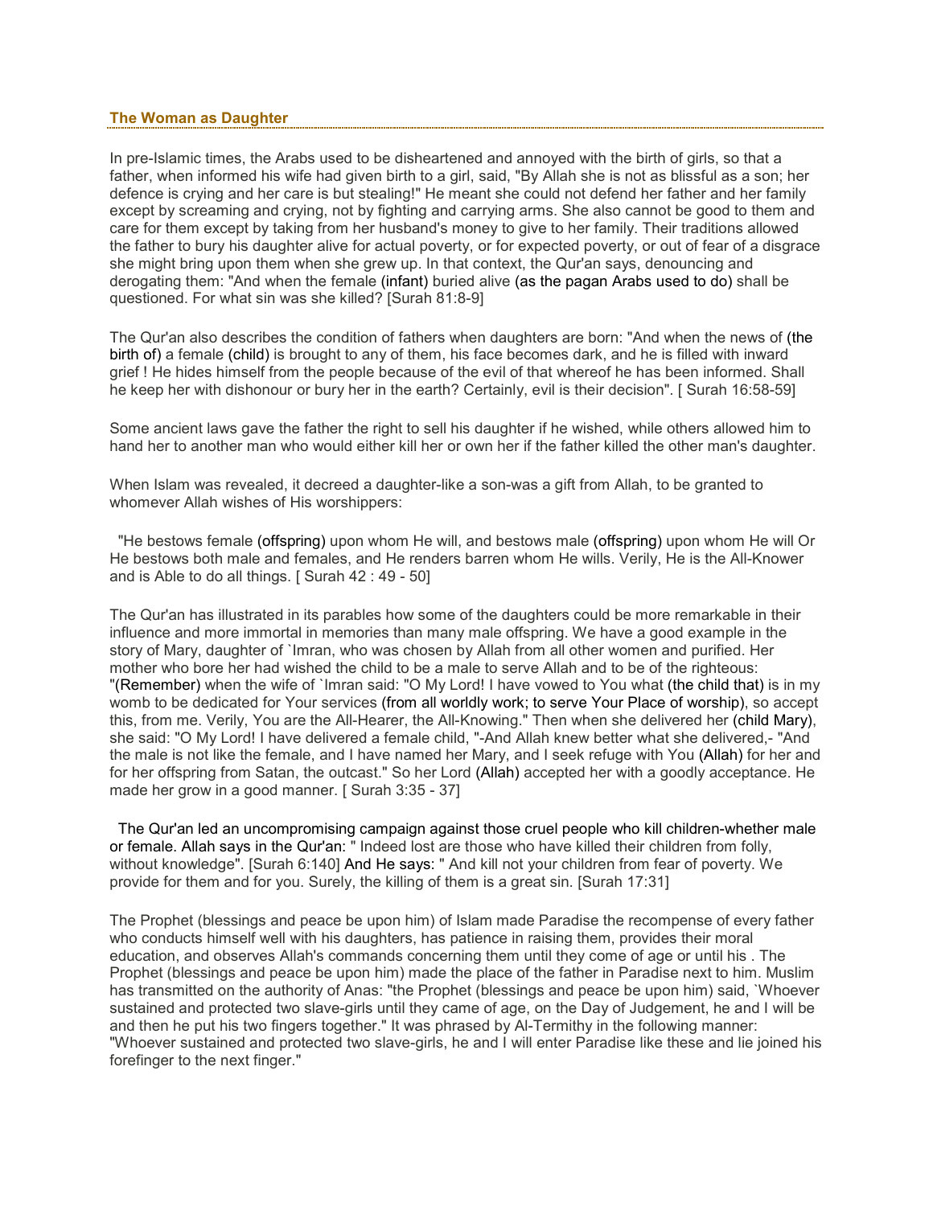## The Woman as Daughter

In pre-Islamic times, the Arabs used to be disheartened and annoyed with the birth of girls, so that a father, when informed his wife had given birth to a girl, said, "By Allah she is not as blissful as a son; her defence is crying and her care is but stealing!" He meant she could not defend her father and her family except by screaming and crying, not by fighting and carrying arms. She also cannot be good to them and care for them except by taking from her husband's money to give to her family. Their traditions allowed the father to bury his daughter alive for actual poverty, or for expected poverty, or out of fear of a disgrace she might bring upon them when she grew up. In that context, the Qur'an says, denouncing and derogating them: "And when the female (infant) buried alive (as the pagan Arabs used to do) shall be questioned. For what sin was she killed? [Surah 81:8-9]

The Qur'an also describes the condition of fathers when daughters are born: "And when the news of (the birth of) a female (child) is brought to any of them, his face becomes dark, and he is filled with inward grief ! He hides himself from the people because of the evil of that whereof he has been informed. Shall he keep her with dishonour or bury her in the earth? Certainly, evil is their decision". [ Surah 16:58-59]

Some ancient laws gave the father the right to sell his daughter if he wished, while others allowed him to hand her to another man who would either kill her or own her if the father killed the other man's daughter.

When Islam was revealed, it decreed a daughter-like a son-was a gift from Allah, to be granted to whomever Allah wishes of His worshippers:

"He bestows female (offspring) upon whom He will, and bestows male (offspring) upon whom He will Or He bestows both male and females, and He renders barren whom He wills. Verily, He is the All-Knower and is Able to do all things. [ Surah 42 : 49 - 50]

The Qur'an has illustrated in its parables how some of the daughters could be more remarkable in their influence and more immortal in memories than many male offspring. We have a good example in the story of Mary, daughter of `Imran, who was chosen by Allah from all other women and purified. Her mother who bore her had wished the child to be a male to serve Allah and to be of the righteous: "(Remember) when the wife of `Imran said: "O My Lord! I have vowed to You what (the child that) is in my womb to be dedicated for Your services (from all worldly work; to serve Your Place of worship), so accept this, from me. Verily, You are the All-Hearer, the All-Knowing." Then when she delivered her (child Mary), she said: "O My Lord! I have delivered a female child, "-And Allah knew better what she delivered,- "And the male is not like the female, and I have named her Mary, and I seek refuge with You (Allah) for her and for her offspring from Satan, the outcast." So her Lord (Allah) accepted her with a goodly acceptance. He made her grow in a good manner. [ Surah 3:35 - 37]

The Qur'an led an uncompromising campaign against those cruel people who kill children-whether male or female. Allah says in the Qur'an: " Indeed lost are those who have killed their children from folly, without knowledge". [Surah 6:140] And He says: " And kill not your children from fear of poverty. We provide for them and for you. Surely, the killing of them is a great sin. [Surah 17:31]

The Prophet (blessings and peace be upon him) of Islam made Paradise the recompense of every father who conducts himself well with his daughters, has patience in raising them, provides their moral education, and observes Allah's commands concerning them until they come of age or until his . The Prophet (blessings and peace be upon him) made the place of the father in Paradise next to him. Muslim has transmitted on the authority of Anas: "the Prophet (blessings and peace be upon him) said, `Whoever sustained and protected two slave-girls until they came of age, on the Day of Judgement, he and I will be and then he put his two fingers together." It was phrased by Al-Termithy in the following manner: "Whoever sustained and protected two slave-girls, he and I will enter Paradise like these and lie joined his forefinger to the next finger."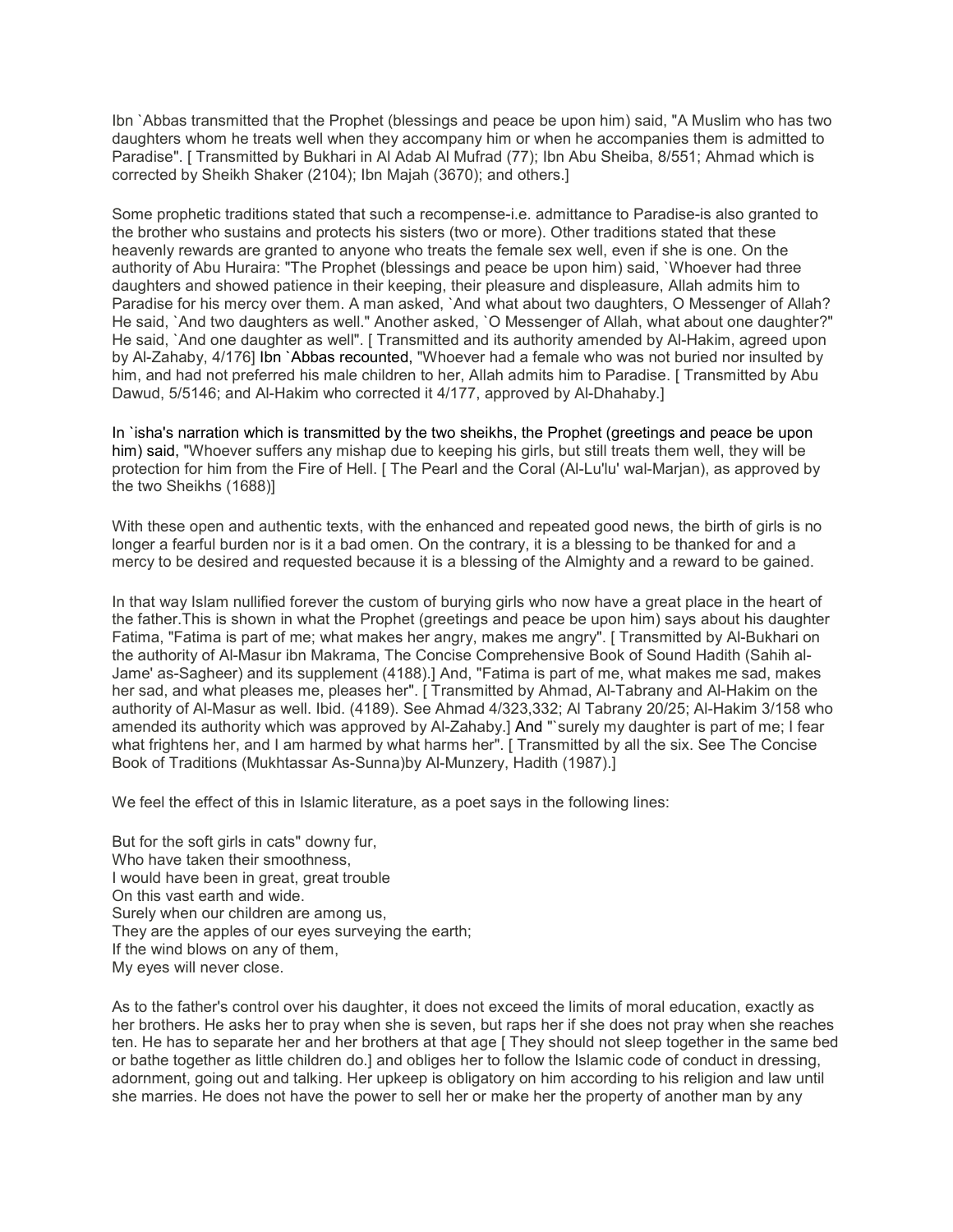Ibn `Abbas transmitted that the Prophet (blessings and peace be upon him) said, "A Muslim who has two daughters whom he treats well when they accompany him or when he accompanies them is admitted to Paradise". [ Transmitted by Bukhari in Al Adab Al Mufrad (77); Ibn Abu Sheiba, 8/551; Ahmad which is corrected by Sheikh Shaker (2104); Ibn Majah (3670); and others.]

Some prophetic traditions stated that such a recompense-i.e. admittance to Paradise-is also granted to the brother who sustains and protects his sisters (two or more). Other traditions stated that these heavenly rewards are granted to anyone who treats the female sex well, even if she is one. On the authority of Abu Huraira: "The Prophet (blessings and peace be upon him) said, `Whoever had three daughters and showed patience in their keeping, their pleasure and displeasure, Allah admits him to Paradise for his mercy over them. A man asked, `And what about two daughters, O Messenger of Allah? He said, `And two daughters as well." Another asked, `O Messenger of Allah, what about one daughter?" He said, `And one daughter as well". [ Transmitted and its authority amended by Al-Hakim, agreed upon by Al-Zahaby, 4/176] Ibn `Abbas recounted, "Whoever had a female who was not buried nor insulted by him, and had not preferred his male children to her, Allah admits him to Paradise. [ Transmitted by Abu Dawud, 5/5146; and Al-Hakim who corrected it 4/177, approved by Al-Dhahaby.]

In `isha's narration which is transmitted by the two sheikhs, the Prophet (greetings and peace be upon him) said, "Whoever suffers any mishap due to keeping his girls, but still treats them well, they will be protection for him from the Fire of Hell. [ The Pearl and the Coral (Al-Lu'lu' wal-Marjan), as approved by the two Sheikhs (1688)]

With these open and authentic texts, with the enhanced and repeated good news, the birth of girls is no longer a fearful burden nor is it a bad omen. On the contrary, it is a blessing to be thanked for and a mercy to be desired and requested because it is a blessing of the Almighty and a reward to be gained.

In that way Islam nullified forever the custom of burying girls who now have a great place in the heart of the father.This is shown in what the Prophet (greetings and peace be upon him) says about his daughter Fatima, "Fatima is part of me; what makes her angry, makes me angry". [ Transmitted by Al-Bukhari on the authority of Al-Masur ibn Makrama, The Concise Comprehensive Book of Sound Hadith (Sahih al-Jame' as-Sagheer) and its supplement (4188).] And, "Fatima is part of me, what makes me sad, makes her sad, and what pleases me, pleases her". [ Transmitted by Ahmad, Al-Tabrany and Al-Hakim on the authority of Al-Masur as well. Ibid. (4189). See Ahmad 4/323,332; Al Tabrany 20/25; Al-Hakim 3/158 who amended its authority which was approved by Al-Zahaby.] And "`surely my daughter is part of me; I fear what frightens her, and I am harmed by what harms her". [ Transmitted by all the six. See The Concise Book of Traditions (Mukhtassar As-Sunna)by Al-Munzery, Hadith (1987).]

We feel the effect of this in Islamic literature, as a poet says in the following lines:

But for the soft girls in cats" downy fur,  
Who have taken their smoothness,  
I would have been in great, great trouble  
On this vast earth and wide.  
Surely when our children are among us,  
They are the apples of our eyes surveying the earth;  
If the wind blows on any of them,  
My eyes will never close.

As to the father's control over his daughter, it does not exceed the limits of moral education, exactly as her brothers. He asks her to pray when she is seven, but raps her if she does not pray when she reaches ten. He has to separate her and her brothers at that age [ They should not sleep together in the same bed or bathe together as little children do.] and obliges her to follow the Islamic code of conduct in dressing, adornment, going out and talking. Her upkeep is obligatory on him according to his religion and law until she marries. He does not have the power to sell her or make her the property of another man by any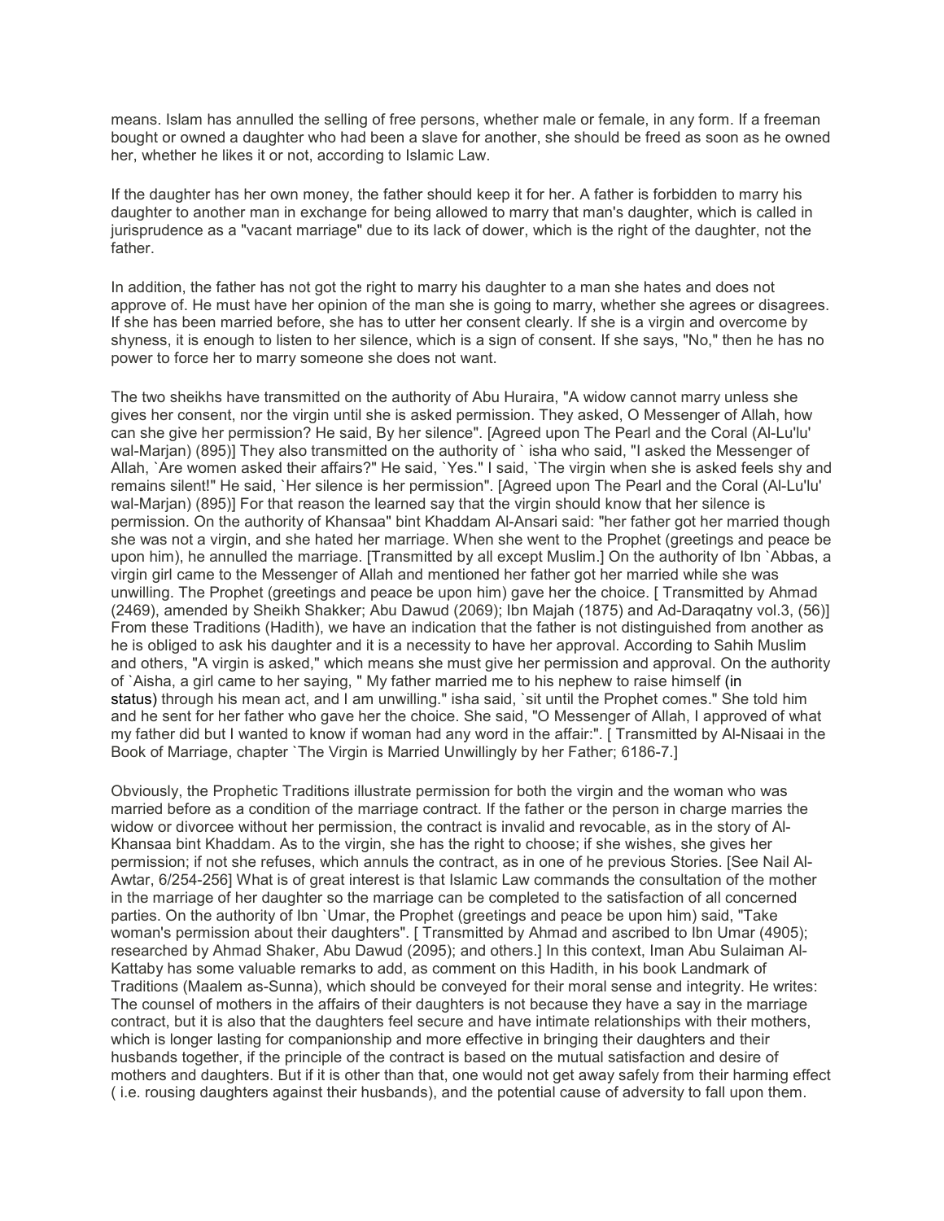means. Islam has annulled the selling of free persons, whether male or female, in any form. If a freeman bought or owned a daughter who had been a slave for another, she should be freed as soon as he owned her, whether he likes it or not, according to Islamic Law.

If the daughter has her own money, the father should keep it for her. A father is forbidden to marry his daughter to another man in exchange for being allowed to marry that man's daughter, which is called in jurisprudence as a "vacant marriage" due to its lack of dower, which is the right of the daughter, not the father.

In addition, the father has not got the right to marry his daughter to a man she hates and does not approve of. He must have her opinion of the man she is going to marry, whether she agrees or disagrees. If she has been married before, she has to utter her consent clearly. If she is a virgin and overcome by shyness, it is enough to listen to her silence, which is a sign of consent. If she says, "No," then he has no power to force her to marry someone she does not want.

The two sheikhs have transmitted on the authority of Abu Huraira, "A widow cannot marry unless she gives her consent, nor the virgin until she is asked permission. They asked, O Messenger of Allah, how can she give her permission? He said, By her silence". [Agreed upon The Pearl and the Coral (Al-Lu'lu' wal-Marjan) (895)] They also transmitted on the authority of ` isha who said, "I asked the Messenger of Allah, `Are women asked their affairs?" He said, `Yes." I said, `The virgin when she is asked feels shy and remains silent!" He said, `Her silence is her permission". [Agreed upon The Pearl and the Coral (Al-Lu'lu' wal-Marjan) (895)] For that reason the learned say that the virgin should know that her silence is permission. On the authority of Khansaa" bint Khaddam Al-Ansari said: "her father got her married though she was not a virgin, and she hated her marriage. When she went to the Prophet (greetings and peace be upon him), he annulled the marriage. [Transmitted by all except Muslim.] On the authority of Ibn `Abbas, a virgin girl came to the Messenger of Allah and mentioned her father got her married while she was unwilling. The Prophet (greetings and peace be upon him) gave her the choice. [ Transmitted by Ahmad (2469), amended by Sheikh Shakker; Abu Dawud (2069); Ibn Majah (1875) and Ad-Daraqatny vol.3, (56)] From these Traditions (Hadith), we have an indication that the father is not distinguished from another as he is obliged to ask his daughter and it is a necessity to have her approval. According to Sahih Muslim and others, "A virgin is asked," which means she must give her permission and approval. On the authority of `Aisha, a girl came to her saying, " My father married me to his nephew to raise himself (in status) through his mean act, and I am unwilling." isha said, `sit until the Prophet comes." She told him and he sent for her father who gave her the choice. She said, "O Messenger of Allah, I approved of what my father did but I wanted to know if woman had any word in the affair:". [ Transmitted by Al-Nisaai in the Book of Marriage, chapter `The Virgin is Married Unwillingly by her Father; 6186-7.]

Obviously, the Prophetic Traditions illustrate permission for both the virgin and the woman who was married before as a condition of the marriage contract. If the father or the person in charge marries the widow or divorcee without her permission, the contract is invalid and revocable, as in the story of Al-Khansaa bint Khaddam. As to the virgin, she has the right to choose; if she wishes, she gives her permission; if not she refuses, which annuls the contract, as in one of he previous Stories. [See Nail Al-Awtar, 6/254-256] What is of great interest is that Islamic Law commands the consultation of the mother in the marriage of her daughter so the marriage can be completed to the satisfaction of all concerned parties. On the authority of Ibn `Umar, the Prophet (greetings and peace be upon him) said, "Take woman's permission about their daughters". [ Transmitted by Ahmad and ascribed to Ibn Umar (4905); researched by Ahmad Shaker, Abu Dawud (2095); and others.] In this context, Iman Abu Sulaiman Al-Kattaby has some valuable remarks to add, as comment on this Hadith, in his book Landmark of Traditions (Maalem as-Sunna), which should be conveyed for their moral sense and integrity. He writes: The counsel of mothers in the affairs of their daughters is not because they have a say in the marriage contract, but it is also that the daughters feel secure and have intimate relationships with their mothers, which is longer lasting for companionship and more effective in bringing their daughters and their husbands together, if the principle of the contract is based on the mutual satisfaction and desire of mothers and daughters. But if it is other than that, one would not get away safely from their harming effect ( i.e. rousing daughters against their husbands), and the potential cause of adversity to fall upon them.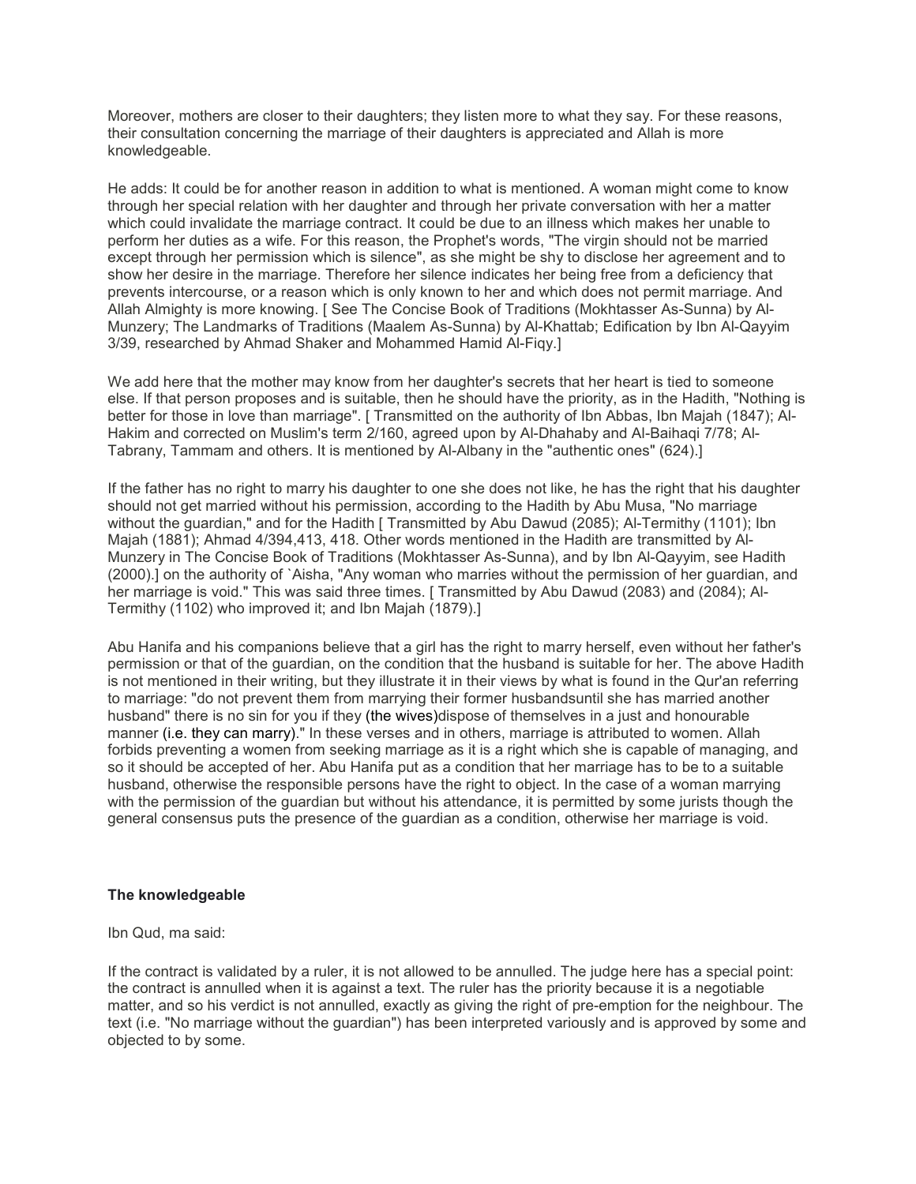Moreover, mothers are closer to their daughters; they listen more to what they say. For these reasons, their consultation concerning the marriage of their daughters is appreciated and Allah is more knowledgeable.

He adds: It could be for another reason in addition to what is mentioned. A woman might come to know through her special relation with her daughter and through her private conversation with her a matter which could invalidate the marriage contract. It could be due to an illness which makes her unable to perform her duties as a wife. For this reason, the Prophet's words, "The virgin should not be married except through her permission which is silence", as she might be shy to disclose her agreement and to show her desire in the marriage. Therefore her silence indicates her being free from a deficiency that prevents intercourse, or a reason which is only known to her and which does not permit marriage. And Allah Almighty is more knowing. [ See The Concise Book of Traditions (Mokhtasser As-Sunna) by Al-Munzery; The Landmarks of Traditions (Maalem As-Sunna) by Al-Khattab; Edification by Ibn Al-Qayyim 3/39, researched by Ahmad Shaker and Mohammed Hamid Al-Fiqy.]

We add here that the mother may know from her daughter's secrets that her heart is tied to someone else. If that person proposes and is suitable, then he should have the priority, as in the Hadith, "Nothing is better for those in love than marriage". [ Transmitted on the authority of Ibn Abbas, Ibn Majah (1847); Al-Hakim and corrected on Muslim's term 2/160, agreed upon by Al-Dhahaby and Al-Baihaqi 7/78; Al-Tabrany, Tammam and others. It is mentioned by Al-Albany in the "authentic ones" (624).]

If the father has no right to marry his daughter to one she does not like, he has the right that his daughter should not get married without his permission, according to the Hadith by Abu Musa, "No marriage without the guardian," and for the Hadith [ Transmitted by Abu Dawud (2085); Al-Termithy (1101); Ibn Majah (1881); Ahmad 4/394,413, 418. Other words mentioned in the Hadith are transmitted by Al-Munzery in The Concise Book of Traditions (Mokhtasser As-Sunna), and by Ibn Al-Qayyim, see Hadith (2000).] on the authority of `Aisha, "Any woman who marries without the permission of her guardian, and her marriage is void." This was said three times. [ Transmitted by Abu Dawud (2083) and (2084); Al-Termithy (1102) who improved it; and Ibn Majah (1879).]

Abu Hanifa and his companions believe that a girl has the right to marry herself, even without her father's permission or that of the guardian, on the condition that the husband is suitable for her. The above Hadith is not mentioned in their writing, but they illustrate it in their views by what is found in the Qur'an referring to marriage: "do not prevent them from marrying their former husbandsuntil she has married another husband" there is no sin for you if they (the wives)dispose of themselves in a just and honourable manner (i.e. they can marry)." In these verses and in others, marriage is attributed to women. Allah forbids preventing a women from seeking marriage as it is a right which she is capable of managing, and so it should be accepted of her. Abu Hanifa put as a condition that her marriage has to be to a suitable husband, otherwise the responsible persons have the right to object. In the case of a woman marrying with the permission of the guardian but without his attendance, it is permitted by some jurists though the general consensus puts the presence of the guardian as a condition, otherwise her marriage is void.

**The knowledgeable**

Ibn Qud, ma said:

If the contract is validated by a ruler, it is not allowed to be annulled. The judge here has a special point: the contract is annulled when it is against a text. The ruler has the priority because it is a negotiable matter, and so his verdict is not annulled, exactly as giving the right of pre-emption for the neighbour. The text (i.e. "No marriage without the guardian") has been interpreted variously and is approved by some and objected to by some.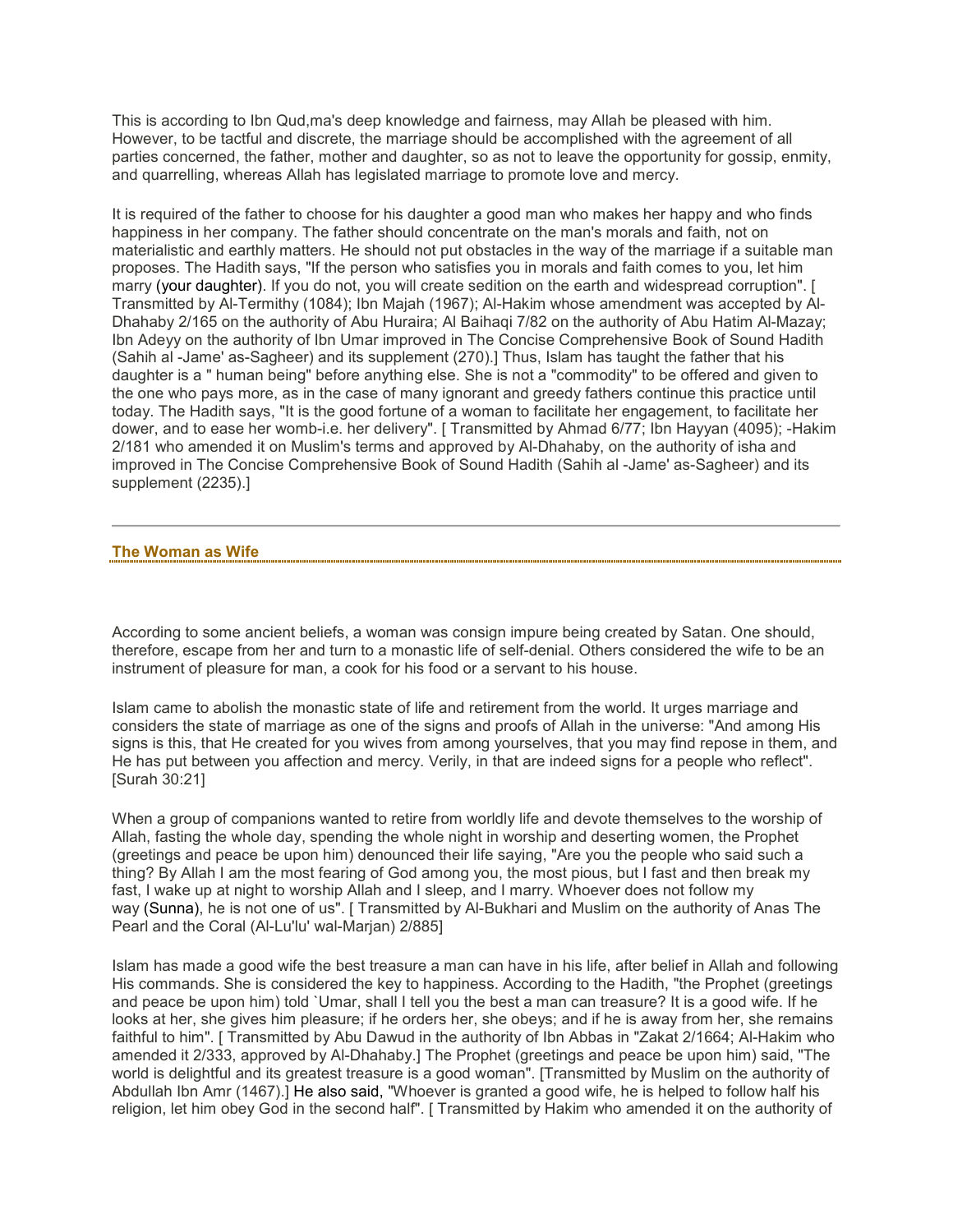This is according to Ibn Qud,ma's deep knowledge and fairness, may Allah be pleased with him. However, to be tactful and discrete, the marriage should be accomplished with the agreement of all parties concerned, the father, mother and daughter, so as not to leave the opportunity for gossip, enmity, and quarrelling, whereas Allah has legislated marriage to promote love and mercy.

It is required of the father to choose for his daughter a good man who makes her happy and who finds happiness in her company. The father should concentrate on the man's morals and faith, not on materialistic and earthly matters. He should not put obstacles in the way of the marriage if a suitable man proposes. The Hadith says, "If the person who satisfies you in morals and faith comes to you, let him marry (your daughter). If you do not, you will create sedition on the earth and widespread corruption". [ Transmitted by Al-Termithy (1084); Ibn Majah (1967); Al-Hakim whose amendment was accepted by Al-Dhahaby 2/165 on the authority of Abu Huraira; Al Baihaqi 7/82 on the authority of Abu Hatim Al-Mazay; Ibn Adeyy on the authority of Ibn Umar improved in The Concise Comprehensive Book of Sound Hadith (Sahih al -Jame' as-Sagheer) and its supplement (270).] Thus, Islam has taught the father that his daughter is a " human being" before anything else. She is not a "commodity" to be offered and given to the one who pays more, as in the case of many ignorant and greedy fathers continue this practice until today. The Hadith says, "It is the good fortune of a woman to facilitate her engagement, to facilitate her dower, and to ease her womb-i.e. her delivery". [ Transmitted by Ahmad 6/77; Ibn Hayyan (4095); -Hakim 2/181 who amended it on Muslim's terms and approved by Al-Dhahaby, on the authority of isha and improved in The Concise Comprehensive Book of Sound Hadith (Sahih al -Jame' as-Sagheer) and its supplement (2235).]

---

## The Woman as Wife

According to some ancient beliefs, a woman was consign impure being created by Satan. One should, therefore, escape from her and turn to a monastic life of self-denial. Others considered the wife to be an instrument of pleasure for man, a cook for his food or a servant to his house.

Islam came to abolish the monastic state of life and retirement from the world. It urges marriage and considers the state of marriage as one of the signs and proofs of Allah in the universe: "And among His signs is this, that He created for you wives from among yourselves, that you may find repose in them, and He has put between you affection and mercy. Verily, in that are indeed signs for a people who reflect". [Surah 30:21]

When a group of companions wanted to retire from worldly life and devote themselves to the worship of Allah, fasting the whole day, spending the whole night in worship and deserting women, the Prophet (greetings and peace be upon him) denounced their life saying, "Are you the people who said such a thing? By Allah I am the most fearing of God among you, the most pious, but I fast and then break my fast, I wake up at night to worship Allah and I sleep, and I marry. Whoever does not follow my way (Sunna), he is not one of us". [ Transmitted by Al-Bukhari and Muslim on the authority of Anas The Pearl and the Coral (Al-Lu'lu' wal-Marjan) 2/885]

Islam has made a good wife the best treasure a man can have in his life, after belief in Allah and following His commands. She is considered the key to happiness. According to the Hadith, "the Prophet (greetings and peace be upon him) told `Umar, shall I tell you the best a man can treasure? It is a good wife. If he looks at her, she gives him pleasure; if he orders her, she obeys; and if he is away from her, she remains faithful to him". [ Transmitted by Abu Dawud in the authority of Ibn Abbas in "Zakat 2/1664; Al-Hakim who amended it 2/333, approved by Al-Dhahaby.] The Prophet (greetings and peace be upon him) said, "The world is delightful and its greatest treasure is a good woman". [Transmitted by Muslim on the authority of Abdullah Ibn Amr (1467).] He also said, "Whoever is granted a good wife, he is helped to follow half his religion, let him obey God in the second half". [ Transmitted by Hakim who amended it on the authority of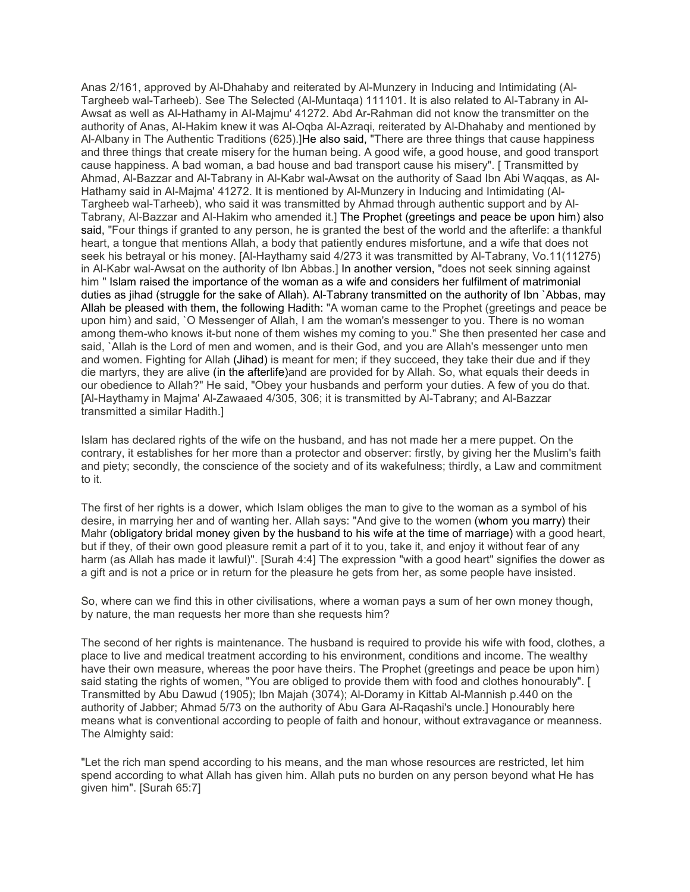Anas 2/161, approved by Al-Dhahaby and reiterated by Al-Munzery in Inducing and Intimidating (Al-Targheeb wal-Tarheeb). See The Selected (Al-Muntaqa) 111101. It is also related to Al-Tabrany in Al-Awsat as well as Al-Hathamy in Al-Majmu' 41272. Abd Ar-Rahman did not know the transmitter on the authority of Anas, Al-Hakim knew it was Al-Oqba Al-Azraqi, reiterated by Al-Dhahaby and mentioned by Al-Albany in The Authentic Traditions (625).]He also said, "There are three things that cause happiness and three things that create misery for the human being. A good wife, a good house, and good transport cause happiness. A bad woman, a bad house and bad transport cause his misery". [ Transmitted by Ahmad, Al-Bazzar and Al-Tabrany in Al-Kabr wal-Awsat on the authority of Saad Ibn Abi Waqqas, as Al-Hathamy said in Al-Majma' 41272. It is mentioned by Al-Munzery in Inducing and Intimidating (Al-Targheeb wal-Tarheeb), who said it was transmitted by Ahmad through authentic support and by Al-Tabrany, Al-Bazzar and Al-Hakim who amended it.] The Prophet (greetings and peace be upon him) also said, "Four things if granted to any person, he is granted the best of the world and the afterlife: a thankful heart, a tongue that mentions Allah, a body that patiently endures misfortune, and a wife that does not seek his betrayal or his money. [Al-Haythamy said 4/273 it was transmitted by Al-Tabrany, Vo.11(11275) in Al-Kabr wal-Awsat on the authority of Ibn Abbas.] In another version, "does not seek sinning against him " Islam raised the importance of the woman as a wife and considers her fulfilment of matrimonial duties as jihad (struggle for the sake of Allah). Al-Tabrany transmitted on the authority of Ibn `Abbas, may Allah be pleased with them, the following Hadith: "A woman came to the Prophet (greetings and peace be upon him) and said, `O Messenger of Allah, I am the woman's messenger to you. There is no woman among them-who knows it-but none of them wishes my coming to you." She then presented her case and said, `Allah is the Lord of men and women, and is their God, and you are Allah's messenger unto men and women. Fighting for Allah (Jihad) is meant for men; if they succeed, they take their due and if they die martyrs, they are alive (in the afterlife)and are provided for by Allah. So, what equals their deeds in our obedience to Allah?" He said, "Obey your husbands and perform your duties. A few of you do that. [Al-Haythamy in Majma' Al-Zawaaed 4/305, 306; it is transmitted by Al-Tabrany; and Al-Bazzar transmitted a similar Hadith.]

Islam has declared rights of the wife on the husband, and has not made her a mere puppet. On the contrary, it establishes for her more than a protector and observer: firstly, by giving her the Muslim's faith and piety; secondly, the conscience of the society and of its wakefulness; thirdly, a Law and commitment to it.

The first of her rights is a dower, which Islam obliges the man to give to the woman as a symbol of his desire, in marrying her and of wanting her. Allah says: "And give to the women (whom you marry) their Mahr (obligatory bridal money given by the husband to his wife at the time of marriage) with a good heart, but if they, of their own good pleasure remit a part of it to you, take it, and enjoy it without fear of any harm (as Allah has made it lawful)". [Surah 4:4] The expression "with a good heart" signifies the dower as a gift and is not a price or in return for the pleasure he gets from her, as some people have insisted.

So, where can we find this in other civilisations, where a woman pays a sum of her own money though, by nature, the man requests her more than she requests him?

The second of her rights is maintenance. The husband is required to provide his wife with food, clothes, a place to live and medical treatment according to his environment, conditions and income. The wealthy have their own measure, whereas the poor have theirs. The Prophet (greetings and peace be upon him) said stating the rights of women, "You are obliged to provide them with food and clothes honourably". [ Transmitted by Abu Dawud (1905); Ibn Majah (3074); Al-Doramy in Kittab Al-Mannish p.440 on the authority of Jabber; Ahmad 5/73 on the authority of Abu Gara Al-Raqashi's uncle.] Honourably here means what is conventional according to people of faith and honour, without extravagance or meanness. The Almighty said:

"Let the rich man spend according to his means, and the man whose resources are restricted, let him spend according to what Allah has given him. Allah puts no burden on any person beyond what He has given him". [Surah 65:7]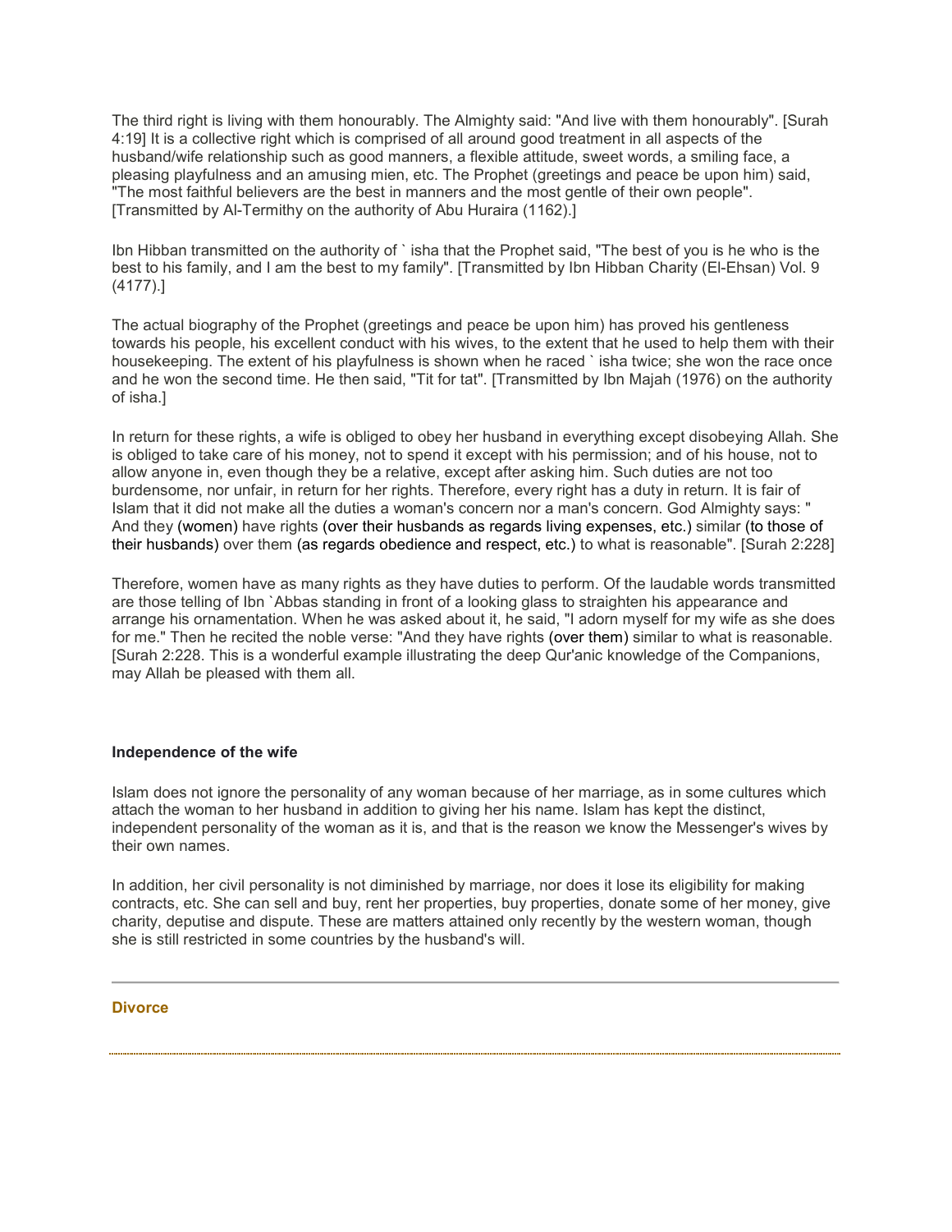The third right is living with them honourably. The Almighty said: "And live with them honourably". [Surah 4:19] It is a collective right which is comprised of all around good treatment in all aspects of the husband/wife relationship such as good manners, a flexible attitude, sweet words, a smiling face, a pleasing playfulness and an amusing mien, etc. The Prophet (greetings and peace be upon him) said, "The most faithful believers are the best in manners and the most gentle of their own people". [Transmitted by Al-Termithy on the authority of Abu Huraira (1162).]

Ibn Hibban transmitted on the authority of ` isha that the Prophet said, "The best of you is he who is the best to his family, and I am the best to my family". [Transmitted by Ibn Hibban Charity (El-Ehsan) Vol. 9 (4177).]

The actual biography of the Prophet (greetings and peace be upon him) has proved his gentleness towards his people, his excellent conduct with his wives, to the extent that he used to help them with their housekeeping. The extent of his playfulness is shown when he raced ` isha twice; she won the race once and he won the second time. He then said, "Tit for tat". [Transmitted by Ibn Majah (1976) on the authority of isha.]

In return for these rights, a wife is obliged to obey her husband in everything except disobeying Allah. She is obliged to take care of his money, not to spend it except with his permission; and of his house, not to allow anyone in, even though they be a relative, except after asking him. Such duties are not too burdensome, nor unfair, in return for her rights. Therefore, every right has a duty in return. It is fair of Islam that it did not make all the duties a woman's concern nor a man's concern. God Almighty says: " And they (women) have rights (over their husbands as regards living expenses, etc.) similar (to those of their husbands) over them (as regards obedience and respect, etc.) to what is reasonable". [Surah 2:228]

Therefore, women have as many rights as they have duties to perform. Of the laudable words transmitted are those telling of Ibn `Abbas standing in front of a looking glass to straighten his appearance and arrange his ornamentation. When he was asked about it, he said, "I adorn myself for my wife as she does for me." Then he recited the noble verse: "And they have rights (over them) similar to what is reasonable. [Surah 2:228. This is a wonderful example illustrating the deep Qur'anic knowledge of the Companions, may Allah be pleased with them all.

**Independence of the wife**

Islam does not ignore the personality of any woman because of her marriage, as in some cultures which attach the woman to her husband in addition to giving her his name. Islam has kept the distinct, independent personality of the woman as it is, and that is the reason we know the Messenger's wives by their own names.

In addition, her civil personality is not diminished by marriage, nor does it lose its eligibility for making contracts, etc. She can sell and buy, rent her properties, buy properties, donate some of her money, give charity, deputise and dispute. These are matters attained only recently by the western woman, though she is still restricted in some countries by the husband's will.

---

## Divorce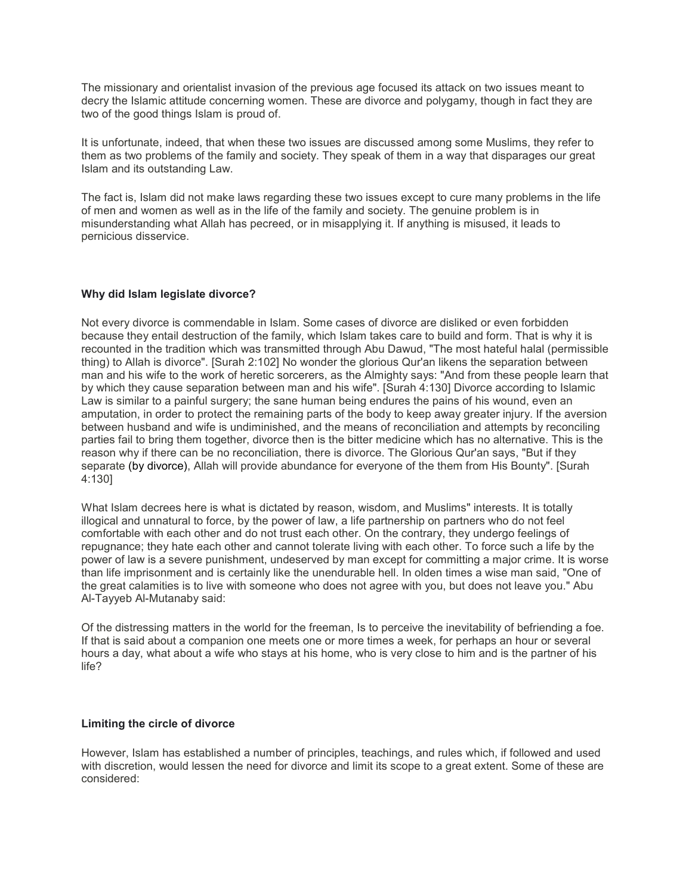The missionary and orientalist invasion of the previous age focused its attack on two issues meant to decry the Islamic attitude concerning women. These are divorce and polygamy, though in fact they are two of the good things Islam is proud of.

It is unfortunate, indeed, that when these two issues are discussed among some Muslims, they refer to them as two problems of the family and society. They speak of them in a way that disparages our great Islam and its outstanding Law.

The fact is, Islam did not make laws regarding these two issues except to cure many problems in the life of men and women as well as in the life of the family and society. The genuine problem is in misunderstanding what Allah has pecreed, or in misapplying it. If anything is misused, it leads to pernicious disservice.

**Why did Islam legislate divorce?**

Not every divorce is commendable in Islam. Some cases of divorce are disliked or even forbidden because they entail destruction of the family, which Islam takes care to build and form. That is why it is recounted in the tradition which was transmitted through Abu Dawud, "The most hateful halal (permissible thing) to Allah is divorce". [Surah 2:102] No wonder the glorious Qur'an likens the separation between man and his wife to the work of heretic sorcerers, as the Almighty says: "And from these people learn that by which they cause separation between man and his wife". [Surah 4:130] Divorce according to Islamic Law is similar to a painful surgery; the sane human being endures the pains of his wound, even an amputation, in order to protect the remaining parts of the body to keep away greater injury. If the aversion between husband and wife is undiminished, and the means of reconciliation and attempts by reconciling parties fail to bring them together, divorce then is the bitter medicine which has no alternative. This is the reason why if there can be no reconciliation, there is divorce. The Glorious Qur'an says, "But if they separate (by divorce), Allah will provide abundance for everyone of the them from His Bounty". [Surah 4:130]

What Islam decrees here is what is dictated by reason, wisdom, and Muslims" interests. It is totally illogical and unnatural to force, by the power of law, a life partnership on partners who do not feel comfortable with each other and do not trust each other. On the contrary, they undergo feelings of repugnance; they hate each other and cannot tolerate living with each other. To force such a life by the power of law is a severe punishment, undeserved by man except for committing a major crime. It is worse than life imprisonment and is certainly like the unendurable hell. In olden times a wise man said, "One of the great calamities is to live with someone who does not agree with you, but does not leave you." Abu Al-Tayyeb Al-Mutanaby said:

Of the distressing matters in the world for the freeman, Is to perceive the inevitability of befriending a foe. If that is said about a companion one meets one or more times a week, for perhaps an hour or several hours a day, what about a wife who stays at his home, who is very close to him and is the partner of his life?

**Limiting the circle of divorce**

However, Islam has established a number of principles, teachings, and rules which, if followed and used with discretion, would lessen the need for divorce and limit its scope to a great extent. Some of these are considered: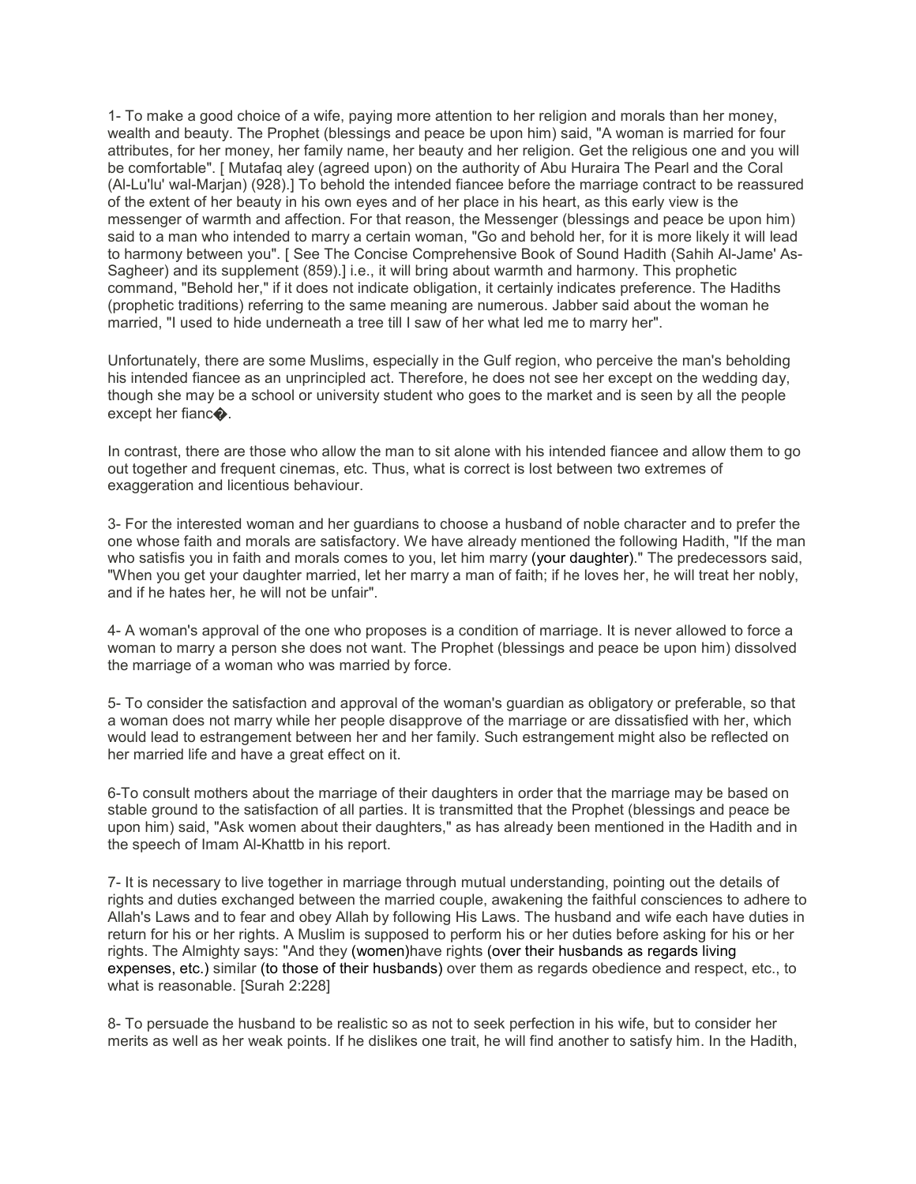1- To make a good choice of a wife, paying more attention to her religion and morals than her money, wealth and beauty. The Prophet (blessings and peace be upon him) said, "A woman is married for four attributes, for her money, her family name, her beauty and her religion. Get the religious one and you will be comfortable". [ Mutafaq aley (agreed upon) on the authority of Abu Huraira The Pearl and the Coral (Al-Lu'lu' wal-Marjan) (928).] To behold the intended fiancee before the marriage contract to be reassured of the extent of her beauty in his own eyes and of her place in his heart, as this early view is the messenger of warmth and affection. For that reason, the Messenger (blessings and peace be upon him) said to a man who intended to marry a certain woman, "Go and behold her, for it is more likely it will lead to harmony between you". [ See The Concise Comprehensive Book of Sound Hadith (Sahih Al-Jame' As-Sagheer) and its supplement (859).] i.e., it will bring about warmth and harmony. This prophetic command, "Behold her," if it does not indicate obligation, it certainly indicates preference. The Hadiths (prophetic traditions) referring to the same meaning are numerous. Jabber said about the woman he married, "I used to hide underneath a tree till I saw of her what led me to marry her".

Unfortunately, there are some Muslims, especially in the Gulf region, who perceive the man's beholding his intended fiancee as an unprincipled act. Therefore, he does not see her except on the wedding day, though she may be a school or university student who goes to the market and is seen by all the people except her fianc�.

In contrast, there are those who allow the man to sit alone with his intended fiancee and allow them to go out together and frequent cinemas, etc. Thus, what is correct is lost between two extremes of exaggeration and licentious behaviour.

3- For the interested woman and her guardians to choose a husband of noble character and to prefer the one whose faith and morals are satisfactory. We have already mentioned the following Hadith, "If the man who satisfis you in faith and morals comes to you, let him marry (your daughter)." The predecessors said, "When you get your daughter married, let her marry a man of faith; if he loves her, he will treat her nobly, and if he hates her, he will not be unfair".

4- A woman's approval of the one who proposes is a condition of marriage. It is never allowed to force a woman to marry a person she does not want. The Prophet (blessings and peace be upon him) dissolved the marriage of a woman who was married by force.

5- To consider the satisfaction and approval of the woman's guardian as obligatory or preferable, so that a woman does not marry while her people disapprove of the marriage or are dissatisfied with her, which would lead to estrangement between her and her family. Such estrangement might also be reflected on her married life and have a great effect on it.

6-To consult mothers about the marriage of their daughters in order that the marriage may be based on stable ground to the satisfaction of all parties. It is transmitted that the Prophet (blessings and peace be upon him) said, "Ask women about their daughters," as has already been mentioned in the Hadith and in the speech of Imam Al-Khattb in his report.

7- It is necessary to live together in marriage through mutual understanding, pointing out the details of rights and duties exchanged between the married couple, awakening the faithful consciences to adhere to Allah's Laws and to fear and obey Allah by following His Laws. The husband and wife each have duties in return for his or her rights. A Muslim is supposed to perform his or her duties before asking for his or her rights. The Almighty says: "And they (women)have rights (over their husbands as regards living expenses, etc.) similar (to those of their husbands) over them as regards obedience and respect, etc., to what is reasonable. [Surah 2:228]

8- To persuade the husband to be realistic so as not to seek perfection in his wife, but to consider her merits as well as her weak points. If he dislikes one trait, he will find another to satisfy him. In the Hadith,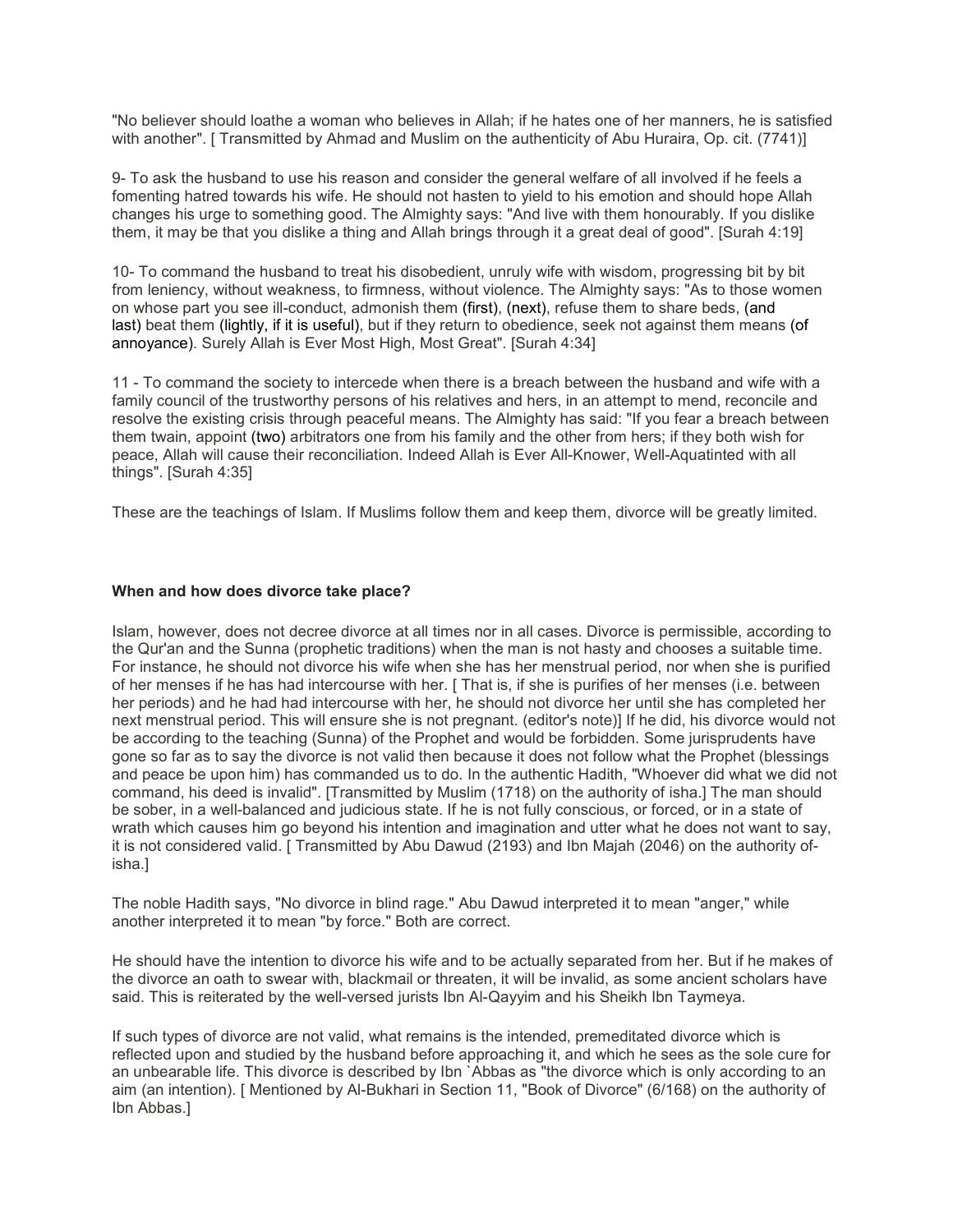"No believer should loathe a woman who believes in Allah; if he hates one of her manners, he is satisfied with another". [ Transmitted by Ahmad and Muslim on the authenticity of Abu Huraira, Op. cit. (7741)]

9- To ask the husband to use his reason and consider the general welfare of all involved if he feels a fomenting hatred towards his wife. He should not hasten to yield to his emotion and should hope Allah changes his urge to something good. The Almighty says: "And live with them honourably. If you dislike them, it may be that you dislike a thing and Allah brings through it a great deal of good". [Surah 4:19]

10- To command the husband to treat his disobedient, unruly wife with wisdom, progressing bit by bit from leniency, without weakness, to firmness, without violence. The Almighty says: "As to those women on whose part you see ill-conduct, admonish them (first), (next), refuse them to share beds, (and last) beat them (lightly, if it is useful), but if they return to obedience, seek not against them means (of annoyance). Surely Allah is Ever Most High, Most Great". [Surah 4:34]

11 - To command the society to intercede when there is a breach between the husband and wife with a family council of the trustworthy persons of his relatives and hers, in an attempt to mend, reconcile and resolve the existing crisis through peaceful means. The Almighty has said: "If you fear a breach between them twain, appoint (two) arbitrators one from his family and the other from hers; if they both wish for peace, Allah will cause their reconciliation. Indeed Allah is Ever All-Knower, Well-Aquatinted with all things". [Surah 4:35]

These are the teachings of Islam. If Muslims follow them and keep them, divorce will be greatly limited.

**When and how does divorce take place?**

Islam, however, does not decree divorce at all times nor in all cases. Divorce is permissible, according to the Qur'an and the Sunna (prophetic traditions) when the man is not hasty and chooses a suitable time. For instance, he should not divorce his wife when she has her menstrual period, nor when she is purified of her menses if he has had intercourse with her. [ That is, if she is purifies of her menses (i.e. between her periods) and he had had intercourse with her, he should not divorce her until she has completed her next menstrual period. This will ensure she is not pregnant. (editor's note)] If he did, his divorce would not be according to the teaching (Sunna) of the Prophet and would be forbidden. Some jurisprudents have gone so far as to say the divorce is not valid then because it does not follow what the Prophet (blessings and peace be upon him) has commanded us to do. In the authentic Hadith, "Whoever did what we did not command, his deed is invalid". [Transmitted by Muslim (1718) on the authority of isha.] The man should be sober, in a well-balanced and judicious state. If he is not fully conscious, or forced, or in a state of wrath which causes him go beyond his intention and imagination and utter what he does not want to say, it is not considered valid. [ Transmitted by Abu Dawud (2193) and Ibn Majah (2046) on the authority of-isha.]

The noble Hadith says, "No divorce in blind rage." Abu Dawud interpreted it to mean "anger," while another interpreted it to mean "by force." Both are correct.

He should have the intention to divorce his wife and to be actually separated from her. But if he makes of the divorce an oath to swear with, blackmail or threaten, it will be invalid, as some ancient scholars have said. This is reiterated by the well-versed jurists Ibn Al-Qayyim and his Sheikh Ibn Taymeya.

If such types of divorce are not valid, what remains is the intended, premeditated divorce which is reflected upon and studied by the husband before approaching it, and which he sees as the sole cure for an unbearable life. This divorce is described by Ibn `Abbas as "the divorce which is only according to an aim (an intention). [ Mentioned by Al-Bukhari in Section 11, "Book of Divorce" (6/168) on the authority of Ibn Abbas.]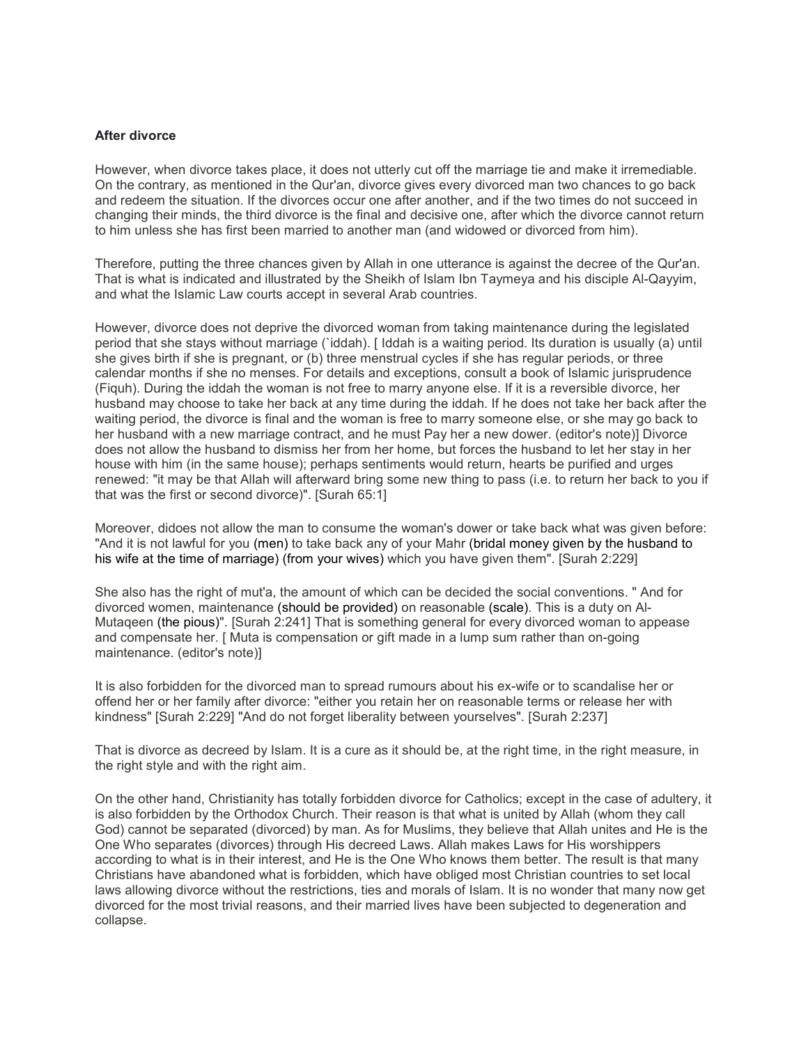**After divorce**

However, when divorce takes place, it does not utterly cut off the marriage tie and make it irremediable. On the contrary, as mentioned in the Qur'an, divorce gives every divorced man two chances to go back and redeem the situation. If the divorces occur one after another, and if the two times do not succeed in changing their minds, the third divorce is the final and decisive one, after which the divorce cannot return to him unless she has first been married to another man (and widowed or divorced from him).

Therefore, putting the three chances given by Allah in one utterance is against the decree of the Qur'an. That is what is indicated and illustrated by the Sheikh of Islam Ibn Taymeya and his disciple Al-Qayyim, and what the Islamic Law courts accept in several Arab countries.

However, divorce does not deprive the divorced woman from taking maintenance during the legislated period that she stays without marriage (`iddah). [ Iddah is a waiting period. Its duration is usually (a) until she gives birth if she is pregnant, or (b) three menstrual cycles if she has regular periods, or three calendar months if she no menses. For details and exceptions, consult a book of Islamic jurisprudence (Fiquh). During the iddah the woman is not free to marry anyone else. If it is a reversible divorce, her husband may choose to take her back at any time during the iddah. If he does not take her back after the waiting period, the divorce is final and the woman is free to marry someone else, or she may go back to her husband with a new marriage contract, and he must Pay her a new dower. (editor's note)] Divorce does not allow the husband to dismiss her from her home, but forces the husband to let her stay in her house with him (in the same house); perhaps sentiments would return, hearts be purified and urges renewed: "it may be that Allah will afterward bring some new thing to pass (i.e. to return her back to you if that was the first or second divorce)". [Surah 65:1]

Moreover, didoes not allow the man to consume the woman's dower or take back what was given before: "And it is not lawful for you (men) to take back any of your Mahr (bridal money given by the husband to his wife at the time of marriage) (from your wives) which you have given them". [Surah 2:229]

She also has the right of mut'a, the amount of which can be decided the social conventions. " And for divorced women, maintenance (should be provided) on reasonable (scale). This is a duty on Al-Mutaqeen (the pious)". [Surah 2:241] That is something general for every divorced woman to appease and compensate her. [ Muta is compensation or gift made in a lump sum rather than on-going maintenance. (editor's note)]

It is also forbidden for the divorced man to spread rumours about his ex-wife or to scandalise her or offend her or her family after divorce: "either you retain her on reasonable terms or release her with kindness" [Surah 2:229] "And do not forget liberality between yourselves". [Surah 2:237]

That is divorce as decreed by Islam. It is a cure as it should be, at the right time, in the right measure, in the right style and with the right aim.

On the other hand, Christianity has totally forbidden divorce for Catholics; except in the case of adultery, it is also forbidden by the Orthodox Church. Their reason is that what is united by Allah (whom they call God) cannot be separated (divorced) by man. As for Muslims, they believe that Allah unites and He is the One Who separates (divorces) through His decreed Laws. Allah makes Laws for His worshippers according to what is in their interest, and He is the One Who knows them better. The result is that many Christians have abandoned what is forbidden, which have obliged most Christian countries to set local laws allowing divorce without the restrictions, ties and morals of Islam. It is no wonder that many now get divorced for the most trivial reasons, and their married lives have been subjected to degeneration and collapse.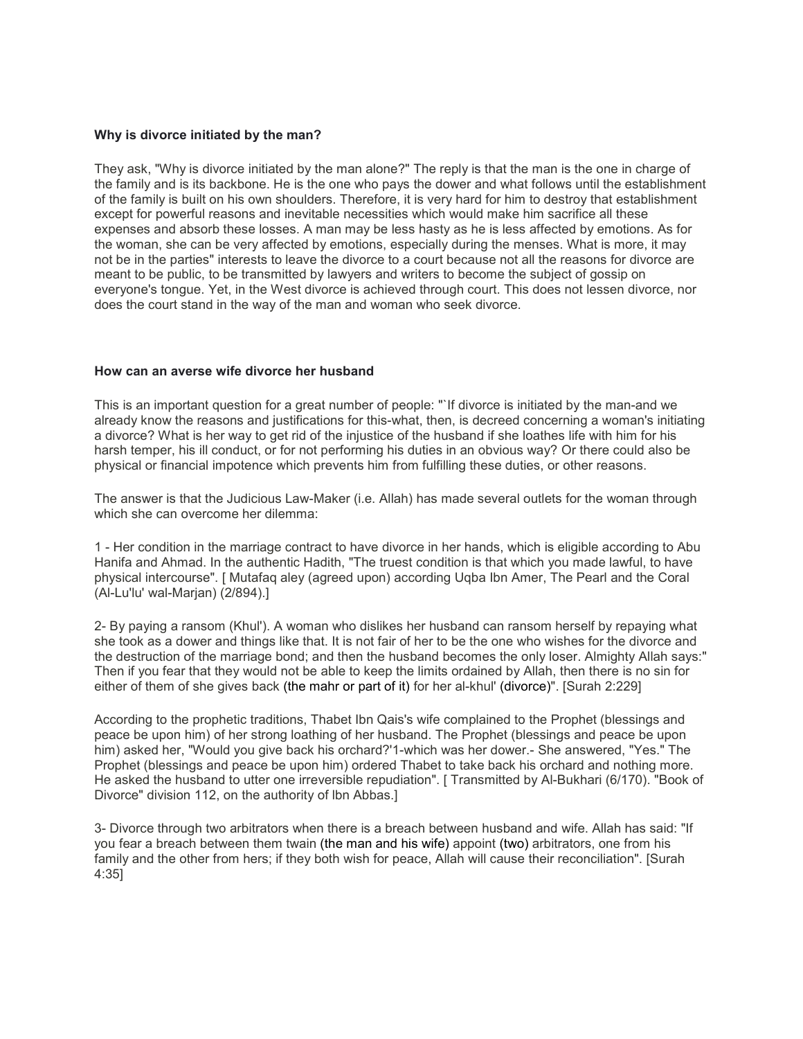**Why is divorce initiated by the man?**

They ask, "Why is divorce initiated by the man alone?" The reply is that the man is the one in charge of the family and is its backbone. He is the one who pays the dower and what follows until the establishment of the family is built on his own shoulders. Therefore, it is very hard for him to destroy that establishment except for powerful reasons and inevitable necessities which would make him sacrifice all these expenses and absorb these losses. A man may be less hasty as he is less affected by emotions. As for the woman, she can be very affected by emotions, especially during the menses. What is more, it may not be in the parties" interests to leave the divorce to a court because not all the reasons for divorce are meant to be public, to be transmitted by lawyers and writers to become the subject of gossip on everyone's tongue. Yet, in the West divorce is achieved through court. This does not lessen divorce, nor does the court stand in the way of the man and woman who seek divorce.

**How can an averse wife divorce her husband**

This is an important question for a great number of people: "`If divorce is initiated by the man-and we already know the reasons and justifications for this-what, then, is decreed concerning a woman's initiating a divorce? What is her way to get rid of the injustice of the husband if she loathes life with him for his harsh temper, his ill conduct, or for not performing his duties in an obvious way? Or there could also be physical or financial impotence which prevents him from fulfilling these duties, or other reasons.

The answer is that the Judicious Law-Maker (i.e. Allah) has made several outlets for the woman through which she can overcome her dilemma:

1 - Her condition in the marriage contract to have divorce in her hands, which is eligible according to Abu Hanifa and Ahmad. In the authentic Hadith, "The truest condition is that which you made lawful, to have physical intercourse". [ Mutafaq aley (agreed upon) according Uqba Ibn Amer, The Pearl and the Coral (Al-Lu'lu' wal-Marjan) (2/894).]

2- By paying a ransom (Khul'). A woman who dislikes her husband can ransom herself by repaying what she took as a dower and things like that. It is not fair of her to be the one who wishes for the divorce and the destruction of the marriage bond; and then the husband becomes the only loser. Almighty Allah says:" Then if you fear that they would not be able to keep the limits ordained by Allah, then there is no sin for either of them of she gives back (the mahr or part of it) for her al-khul' (divorce)". [Surah 2:229]

According to the prophetic traditions, Thabet Ibn Qais's wife complained to the Prophet (blessings and peace be upon him) of her strong loathing of her husband. The Prophet (blessings and peace be upon him) asked her, "Would you give back his orchard?'1-which was her dower.- She answered, "Yes." The Prophet (blessings and peace be upon him) ordered Thabet to take back his orchard and nothing more. He asked the husband to utter one irreversible repudiation". [ Transmitted by Al-Bukhari (6/170). "Book of Divorce" division 112, on the authority of lbn Abbas.]

3- Divorce through two arbitrators when there is a breach between husband and wife. Allah has said: "If you fear a breach between them twain (the man and his wife) appoint (two) arbitrators, one from his family and the other from hers; if they both wish for peace, Allah will cause their reconciliation". [Surah 4:35]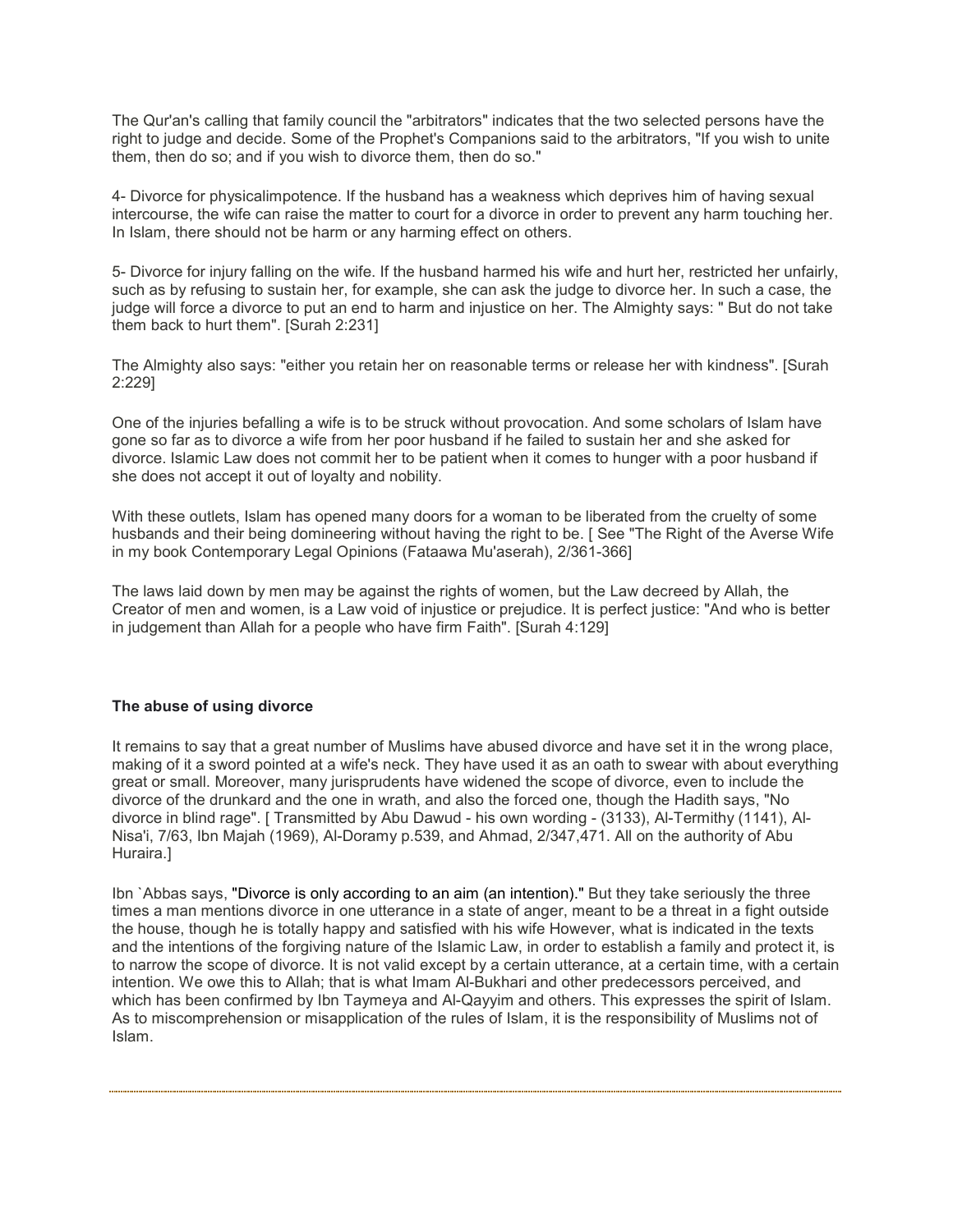The Qur'an's calling that family council the "arbitrators" indicates that the two selected persons have the right to judge and decide. Some of the Prophet's Companions said to the arbitrators, "If you wish to unite them, then do so; and if you wish to divorce them, then do so."

4- Divorce for physicalimpotence. If the husband has a weakness which deprives him of having sexual intercourse, the wife can raise the matter to court for a divorce in order to prevent any harm touching her. In Islam, there should not be harm or any harming effect on others.

5- Divorce for injury falling on the wife. If the husband harmed his wife and hurt her, restricted her unfairly, such as by refusing to sustain her, for example, she can ask the judge to divorce her. In such a case, the judge will force a divorce to put an end to harm and injustice on her. The Almighty says: " But do not take them back to hurt them". [Surah 2:231]

The Almighty also says: "either you retain her on reasonable terms or release her with kindness". [Surah 2:229]

One of the injuries befalling a wife is to be struck without provocation. And some scholars of Islam have gone so far as to divorce a wife from her poor husband if he failed to sustain her and she asked for divorce. Islamic Law does not commit her to be patient when it comes to hunger with a poor husband if she does not accept it out of loyalty and nobility.

With these outlets, Islam has opened many doors for a woman to be liberated from the cruelty of some husbands and their being domineering without having the right to be. [ See "The Right of the Averse Wife in my book Contemporary Legal Opinions (Fataawa Mu'aserah), 2/361-366]

The laws laid down by men may be against the rights of women, but the Law decreed by Allah, the Creator of men and women, is a Law void of injustice or prejudice. It is perfect justice: "And who is better in judgement than Allah for a people who have firm Faith". [Surah 4:129]

**The abuse of using divorce**

It remains to say that a great number of Muslims have abused divorce and have set it in the wrong place, making of it a sword pointed at a wife's neck. They have used it as an oath to swear with about everything great or small. Moreover, many jurisprudents have widened the scope of divorce, even to include the divorce of the drunkard and the one in wrath, and also the forced one, though the Hadith says, "No divorce in blind rage". [ Transmitted by Abu Dawud - his own wording - (3133), Al-Termithy (1141), Al-Nisa'i, 7/63, Ibn Majah (1969), Al-Doramy p.539, and Ahmad, 2/347,471. All on the authority of Abu Huraira.]

Ibn `Abbas says, "Divorce is only according to an aim (an intention)." But they take seriously the three times a man mentions divorce in one utterance in a state of anger, meant to be a threat in a fight outside the house, though he is totally happy and satisfied with his wife However, what is indicated in the texts and the intentions of the forgiving nature of the Islamic Law, in order to establish a family and protect it, is to narrow the scope of divorce. It is not valid except by a certain utterance, at a certain time, with a certain intention. We owe this to Allah; that is what Imam Al-Bukhari and other predecessors perceived, and which has been confirmed by Ibn Taymeya and Al-Qayyim and others. This expresses the spirit of Islam. As to miscomprehension or misapplication of the rules of Islam, it is the responsibility of Muslims not of Islam.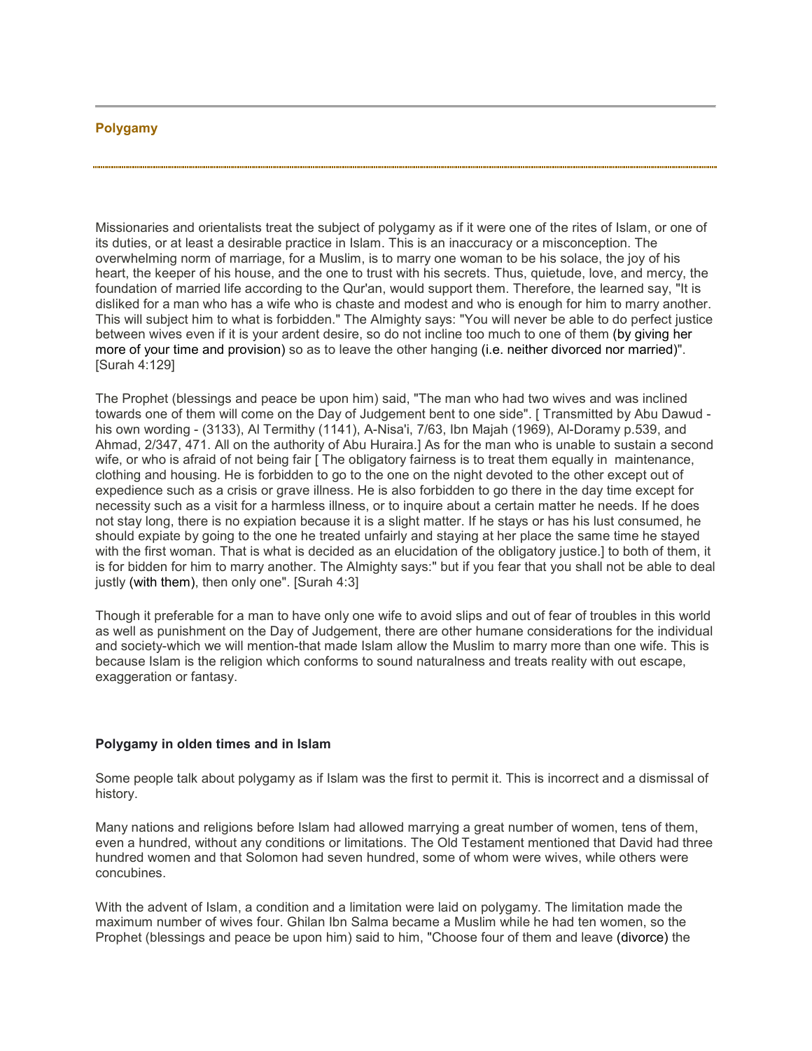### Polygamy

Missionaries and orientalists treat the subject of polygamy as if it were one of the rites of Islam, or one of its duties, or at least a desirable practice in Islam. This is an inaccuracy or a misconception. The overwhelming norm of marriage, for a Muslim, is to marry one woman to be his solace, the joy of his heart, the keeper of his house, and the one to trust with his secrets. Thus, quietude, love, and mercy, the foundation of married life according to the Qur'an, would support them. Therefore, the learned say, "It is disliked for a man who has a wife who is chaste and modest and who is enough for him to marry another. This will subject him to what is forbidden." The Almighty says: "You will never be able to do perfect justice between wives even if it is your ardent desire, so do not incline too much to one of them (by giving her more of your time and provision) so as to leave the other hanging (i.e. neither divorced nor married)". [Surah 4:129]

The Prophet (blessings and peace be upon him) said, "The man who had two wives and was inclined towards one of them will come on the Day of Judgement bent to one side". [ Transmitted by Abu Dawud - his own wording - (3133), Al Termithy (1141), A-Nisa'i, 7/63, Ibn Majah (1969), Al-Doramy p.539, and Ahmad, 2/347, 471. All on the authority of Abu Huraira.] As for the man who is unable to sustain a second wife, or who is afraid of not being fair [ The obligatory fairness is to treat them equally in maintenance, clothing and housing. He is forbidden to go to the one on the night devoted to the other except out of expedience such as a crisis or grave illness. He is also forbidden to go there in the day time except for necessity such as a visit for a harmless illness, or to inquire about a certain matter he needs. If he does not stay long, there is no expiation because it is a slight matter. If he stays or has his lust consumed, he should expiate by going to the one he treated unfairly and staying at her place the same time he stayed with the first woman. That is what is decided as an elucidation of the obligatory justice.] to both of them, it is for bidden for him to marry another. The Almighty says:" but if you fear that you shall not be able to deal justly (with them), then only one". [Surah 4:3]

Though it preferable for a man to have only one wife to avoid slips and out of fear of troubles in this world as well as punishment on the Day of Judgement, there are other humane considerations for the individual and society-which we will mention-that made Islam allow the Muslim to marry more than one wife. This is because Islam is the religion which conforms to sound naturalness and treats reality with out escape, exaggeration or fantasy.

#### Polygamy in olden times and in Islam

Some people talk about polygamy as if Islam was the first to permit it. This is incorrect and a dismissal of history.

Many nations and religions before Islam had allowed marrying a great number of women, tens of them, even a hundred, without any conditions or limitations. The Old Testament mentioned that David had three hundred women and that Solomon had seven hundred, some of whom were wives, while others were concubines.

With the advent of Islam, a condition and a limitation were laid on polygamy. The limitation made the maximum number of wives four. Ghilan Ibn Salma became a Muslim while he had ten women, so the Prophet (blessings and peace be upon him) said to him, "Choose four of them and leave (divorce) the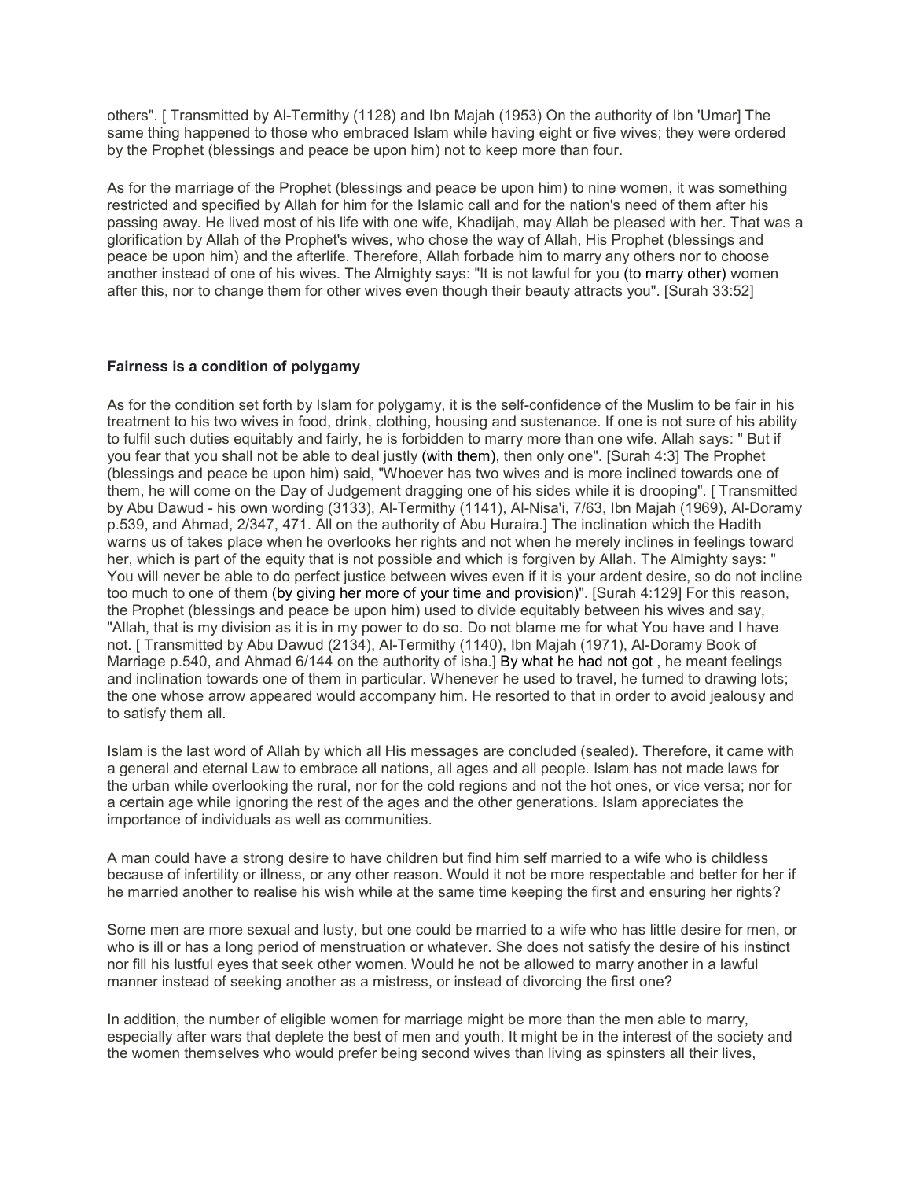others". [ Transmitted by Al-Termithy (1128) and Ibn Majah (1953) On the authority of Ibn 'Umar] The same thing happened to those who embraced Islam while having eight or five wives; they were ordered by the Prophet (blessings and peace be upon him) not to keep more than four.

As for the marriage of the Prophet (blessings and peace be upon him) to nine women, it was something restricted and specified by Allah for him for the Islamic call and for the nation's need of them after his passing away. He lived most of his life with one wife, Khadijah, may Allah be pleased with her. That was a glorification by Allah of the Prophet's wives, who chose the way of Allah, His Prophet (blessings and peace be upon him) and the afterlife. Therefore, Allah forbade him to marry any others nor to choose another instead of one of his wives. The Almighty says: "It is not lawful for you (to marry other) women after this, nor to change them for other wives even though their beauty attracts you". [Surah 33:52]

**Fairness is a condition of polygamy**

As for the condition set forth by Islam for polygamy, it is the self-confidence of the Muslim to be fair in his treatment to his two wives in food, drink, clothing, housing and sustenance. If one is not sure of his ability to fulfil such duties equitably and fairly, he is forbidden to marry more than one wife. Allah says: " But if you fear that you shall not be able to deal justly (with them), then only one". [Surah 4:3] The Prophet (blessings and peace be upon him) said, "Whoever has two wives and is more inclined towards one of them, he will come on the Day of Judgement dragging one of his sides while it is drooping". [ Transmitted by Abu Dawud - his own wording (3133), Al-Termithy (1141), Al-Nisa'i, 7/63, Ibn Majah (1969), Al-Doramy p.539, and Ahmad, 2/347, 471. All on the authority of Abu Huraira.] The inclination which the Hadith warns us of takes place when he overlooks her rights and not when he merely inclines in feelings toward her, which is part of the equity that is not possible and which is forgiven by Allah. The Almighty says: " You will never be able to do perfect justice between wives even if it is your ardent desire, so do not incline too much to one of them (by giving her more of your time and provision)". [Surah 4:129] For this reason, the Prophet (blessings and peace be upon him) used to divide equitably between his wives and say, "Allah, that is my division as it is in my power to do so. Do not blame me for what You have and I have not. [ Transmitted by Abu Dawud (2134), Al-Termithy (1140), Ibn Majah (1971), Al-Doramy Book of Marriage p.540, and Ahmad 6/144 on the authority of isha.] By what he had not got , he meant feelings and inclination towards one of them in particular. Whenever he used to travel, he turned to drawing lots; the one whose arrow appeared would accompany him. He resorted to that in order to avoid jealousy and to satisfy them all.

Islam is the last word of Allah by which all His messages are concluded (sealed). Therefore, it came with a general and eternal Law to embrace all nations, all ages and all people. Islam has not made laws for the urban while overlooking the rural, nor for the cold regions and not the hot ones, or vice versa; nor for a certain age while ignoring the rest of the ages and the other generations. Islam appreciates the importance of individuals as well as communities.

A man could have a strong desire to have children but find him self married to a wife who is childless because of infertility or illness, or any other reason. Would it not be more respectable and better for her if he married another to realise his wish while at the same time keeping the first and ensuring her rights?

Some men are more sexual and lusty, but one could be married to a wife who has little desire for men, or who is ill or has a long period of menstruation or whatever. She does not satisfy the desire of his instinct nor fill his lustful eyes that seek other women. Would he not be allowed to marry another in a lawful manner instead of seeking another as a mistress, or instead of divorcing the first one?

In addition, the number of eligible women for marriage might be more than the men able to marry, especially after wars that deplete the best of men and youth. It might be in the interest of the society and the women themselves who would prefer being second wives than living as spinsters all their lives,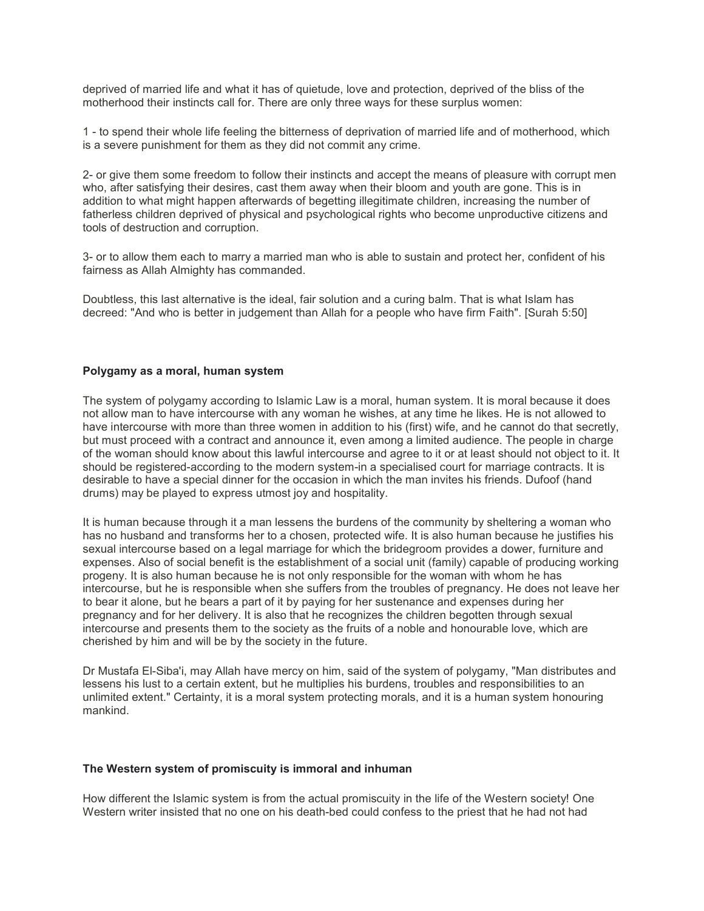deprived of married life and what it has of quietude, love and protection, deprived of the bliss of the motherhood their instincts call for. There are only three ways for these surplus women:

1 - to spend their whole life feeling the bitterness of deprivation of married life and of motherhood, which is a severe punishment for them as they did not commit any crime.

2- or give them some freedom to follow their instincts and accept the means of pleasure with corrupt men who, after satisfying their desires, cast them away when their bloom and youth are gone. This is in addition to what might happen afterwards of begetting illegitimate children, increasing the number of fatherless children deprived of physical and psychological rights who become unproductive citizens and tools of destruction and corruption.

3- or to allow them each to marry a married man who is able to sustain and protect her, confident of his fairness as Allah Almighty has commanded.

Doubtless, this last alternative is the ideal, fair solution and a curing balm. That is what Islam has decreed: "And who is better in judgement than Allah for a people who have firm Faith". [Surah 5:50]

**Polygamy as a moral, human system**

The system of polygamy according to Islamic Law is a moral, human system. It is moral because it does not allow man to have intercourse with any woman he wishes, at any time he likes. He is not allowed to have intercourse with more than three women in addition to his (first) wife, and he cannot do that secretly, but must proceed with a contract and announce it, even among a limited audience. The people in charge of the woman should know about this lawful intercourse and agree to it or at least should not object to it. It should be registered-according to the modern system-in a specialised court for marriage contracts. It is desirable to have a special dinner for the occasion in which the man invites his friends. Dufoof (hand drums) may be played to express utmost joy and hospitality.

It is human because through it a man lessens the burdens of the community by sheltering a woman who has no husband and transforms her to a chosen, protected wife. It is also human because he justifies his sexual intercourse based on a legal marriage for which the bridegroom provides a dower, furniture and expenses. Also of social benefit is the establishment of a social unit (family) capable of producing working progeny. It is also human because he is not only responsible for the woman with whom he has intercourse, but he is responsible when she suffers from the troubles of pregnancy. He does not leave her to bear it alone, but he bears a part of it by paying for her sustenance and expenses during her pregnancy and for her delivery. It is also that he recognizes the children begotten through sexual intercourse and presents them to the society as the fruits of a noble and honourable love, which are cherished by him and will be by the society in the future.

Dr Mustafa El-Siba'i, may Allah have mercy on him, said of the system of polygamy, "Man distributes and lessens his lust to a certain extent, but he multiplies his burdens, troubles and responsibilities to an unlimited extent." Certainty, it is a moral system protecting morals, and it is a human system honouring mankind.

**The Western system of promiscuity is immoral and inhuman**

How different the Islamic system is from the actual promiscuity in the life of the Western society! One Western writer insisted that no one on his death-bed could confess to the priest that he had not had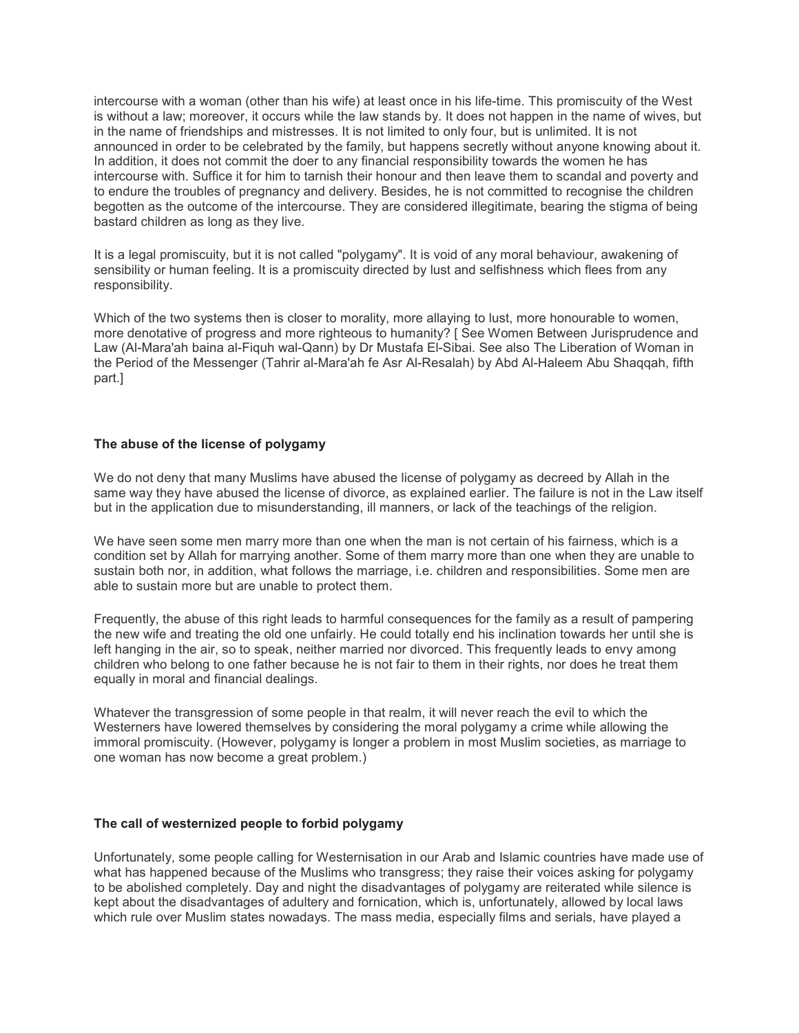intercourse with a woman (other than his wife) at least once in his life-time. This promiscuity of the West is without a law; moreover, it occurs while the law stands by. It does not happen in the name of wives, but in the name of friendships and mistresses. It is not limited to only four, but is unlimited. It is not announced in order to be celebrated by the family, but happens secretly without anyone knowing about it. In addition, it does not commit the doer to any financial responsibility towards the women he has intercourse with. Suffice it for him to tarnish their honour and then leave them to scandal and poverty and to endure the troubles of pregnancy and delivery. Besides, he is not committed to recognise the children begotten as the outcome of the intercourse. They are considered illegitimate, bearing the stigma of being bastard children as long as they live.

It is a legal promiscuity, but it is not called "polygamy". It is void of any moral behaviour, awakening of sensibility or human feeling. It is a promiscuity directed by lust and selfishness which flees from any responsibility.

Which of the two systems then is closer to morality, more allaying to lust, more honourable to women, more denotative of progress and more righteous to humanity? [ See Women Between Jurisprudence and Law (Al-Mara'ah baina al-Fiquh wal-Qann) by Dr Mustafa El-Sibai. See also The Liberation of Woman in the Period of the Messenger (Tahrir al-Mara'ah fe Asr Al-Resalah) by Abd Al-Haleem Abu Shaqqah, fifth part.]

**The abuse of the license of polygamy**

We do not deny that many Muslims have abused the license of polygamy as decreed by Allah in the same way they have abused the license of divorce, as explained earlier. The failure is not in the Law itself but in the application due to misunderstanding, ill manners, or lack of the teachings of the religion.

We have seen some men marry more than one when the man is not certain of his fairness, which is a condition set by Allah for marrying another. Some of them marry more than one when they are unable to sustain both nor, in addition, what follows the marriage, i.e. children and responsibilities. Some men are able to sustain more but are unable to protect them.

Frequently, the abuse of this right leads to harmful consequences for the family as a result of pampering the new wife and treating the old one unfairly. He could totally end his inclination towards her until she is left hanging in the air, so to speak, neither married nor divorced. This frequently leads to envy among children who belong to one father because he is not fair to them in their rights, nor does he treat them equally in moral and financial dealings.

Whatever the transgression of some people in that realm, it will never reach the evil to which the Westerners have lowered themselves by considering the moral polygamy a crime while allowing the immoral promiscuity. (However, polygamy is longer a problem in most Muslim societies, as marriage to one woman has now become a great problem.)

**The call of westernized people to forbid polygamy**

Unfortunately, some people calling for Westernisation in our Arab and Islamic countries have made use of what has happened because of the Muslims who transgress; they raise their voices asking for polygamy to be abolished completely. Day and night the disadvantages of polygamy are reiterated while silence is kept about the disadvantages of adultery and fornication, which is, unfortunately, allowed by local laws which rule over Muslim states nowadays. The mass media, especially films and serials, have played a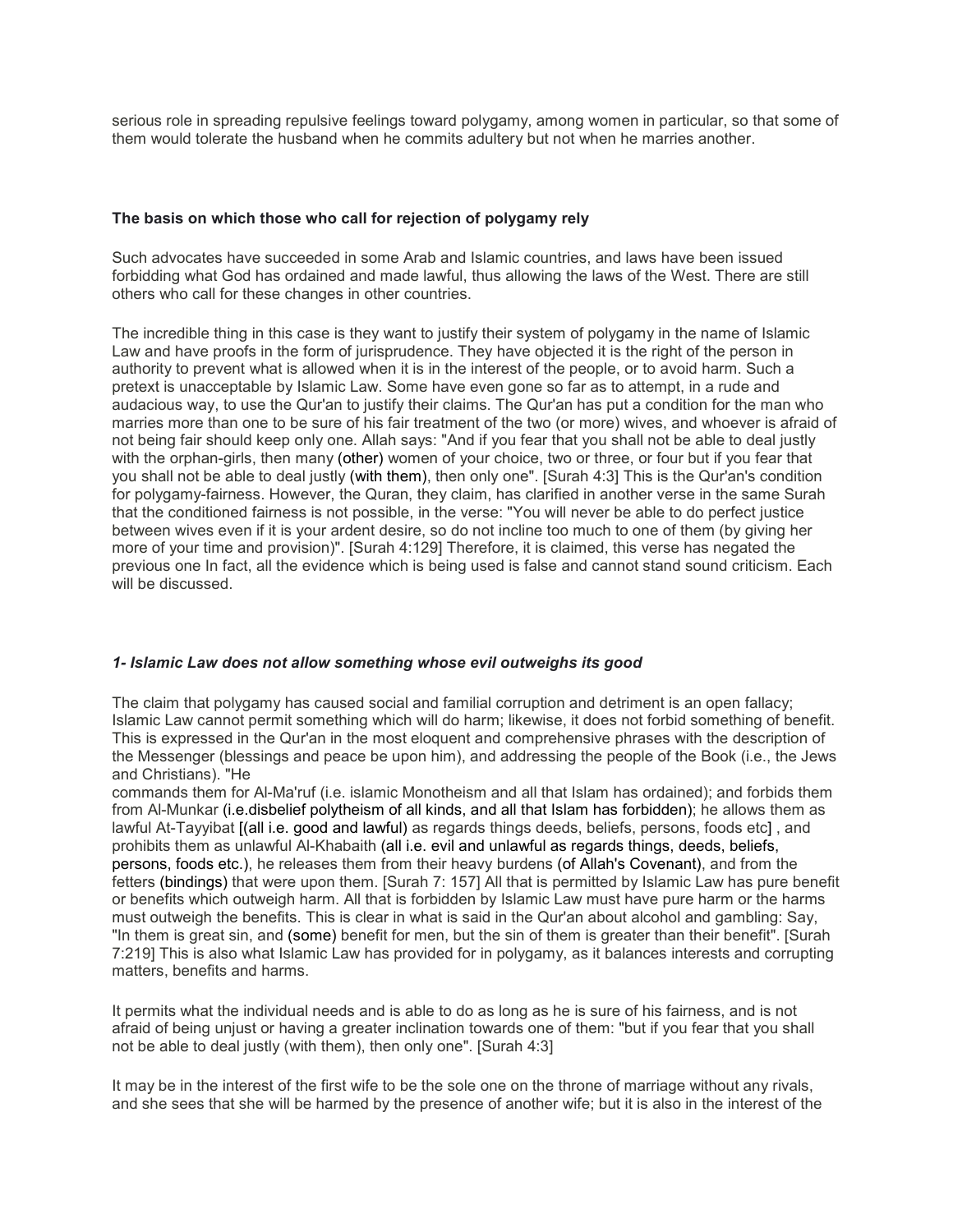serious role in spreading repulsive feelings toward polygamy, among women in particular, so that some of them would tolerate the husband when he commits adultery but not when he marries another.

**The basis on which those who call for rejection of polygamy rely**

Such advocates have succeeded in some Arab and Islamic countries, and laws have been issued forbidding what God has ordained and made lawful, thus allowing the laws of the West. There are still others who call for these changes in other countries.

The incredible thing in this case is they want to justify their system of polygamy in the name of Islamic Law and have proofs in the form of jurisprudence. They have objected it is the right of the person in authority to prevent what is allowed when it is in the interest of the people, or to avoid harm. Such a pretext is unacceptable by Islamic Law. Some have even gone so far as to attempt, in a rude and audacious way, to use the Qur'an to justify their claims. The Qur'an has put a condition for the man who marries more than one to be sure of his fair treatment of the two (or more) wives, and whoever is afraid of not being fair should keep only one. Allah says: "And if you fear that you shall not be able to deal justly with the orphan-girls, then many (other) women of your choice, two or three, or four but if you fear that you shall not be able to deal justly (with them), then only one". [Surah 4:3] This is the Qur'an's condition for polygamy-fairness. However, the Quran, they claim, has clarified in another verse in the same Surah that the conditioned fairness is not possible, in the verse: "You will never be able to do perfect justice between wives even if it is your ardent desire, so do not incline too much to one of them (by giving her more of your time and provision)". [Surah 4:129] Therefore, it is claimed, this verse has negated the previous one In fact, all the evidence which is being used is false and cannot stand sound criticism. Each will be discussed.

***1- Islamic Law does not allow something whose evil outweighs its good***

The claim that polygamy has caused social and familial corruption and detriment is an open fallacy; Islamic Law cannot permit something which will do harm; likewise, it does not forbid something of benefit. This is expressed in the Qur'an in the most eloquent and comprehensive phrases with the description of the Messenger (blessings and peace be upon him), and addressing the people of the Book (i.e., the Jews and Christians). "He commands them for Al-Ma'ruf (i.e. islamic Monotheism and all that Islam has ordained); and forbids them from Al-Munkar (i.e.disbelief polytheism of all kinds, and all that Islam has forbidden); he allows them as lawful At-Tayyibat [(all i.e. good and lawful) as regards things deeds, beliefs, persons, foods etc] , and prohibits them as unlawful Al-Khabaith (all i.e. evil and unlawful as regards things, deeds, beliefs, persons, foods etc.), he releases them from their heavy burdens (of Allah's Covenant), and from the fetters (bindings) that were upon them. [Surah 7: 157] All that is permitted by Islamic Law has pure benefit or benefits which outweigh harm. All that is forbidden by Islamic Law must have pure harm or the harms must outweigh the benefits. This is clear in what is said in the Qur'an about alcohol and gambling: Say, "In them is great sin, and (some) benefit for men, but the sin of them is greater than their benefit". [Surah 7:219] This is also what Islamic Law has provided for in polygamy, as it balances interests and corrupting matters, benefits and harms.

It permits what the individual needs and is able to do as long as he is sure of his fairness, and is not afraid of being unjust or having a greater inclination towards one of them: "but if you fear that you shall not be able to deal justly (with them), then only one". [Surah 4:3]

It may be in the interest of the first wife to be the sole one on the throne of marriage without any rivals, and she sees that she will be harmed by the presence of another wife; but it is also in the interest of the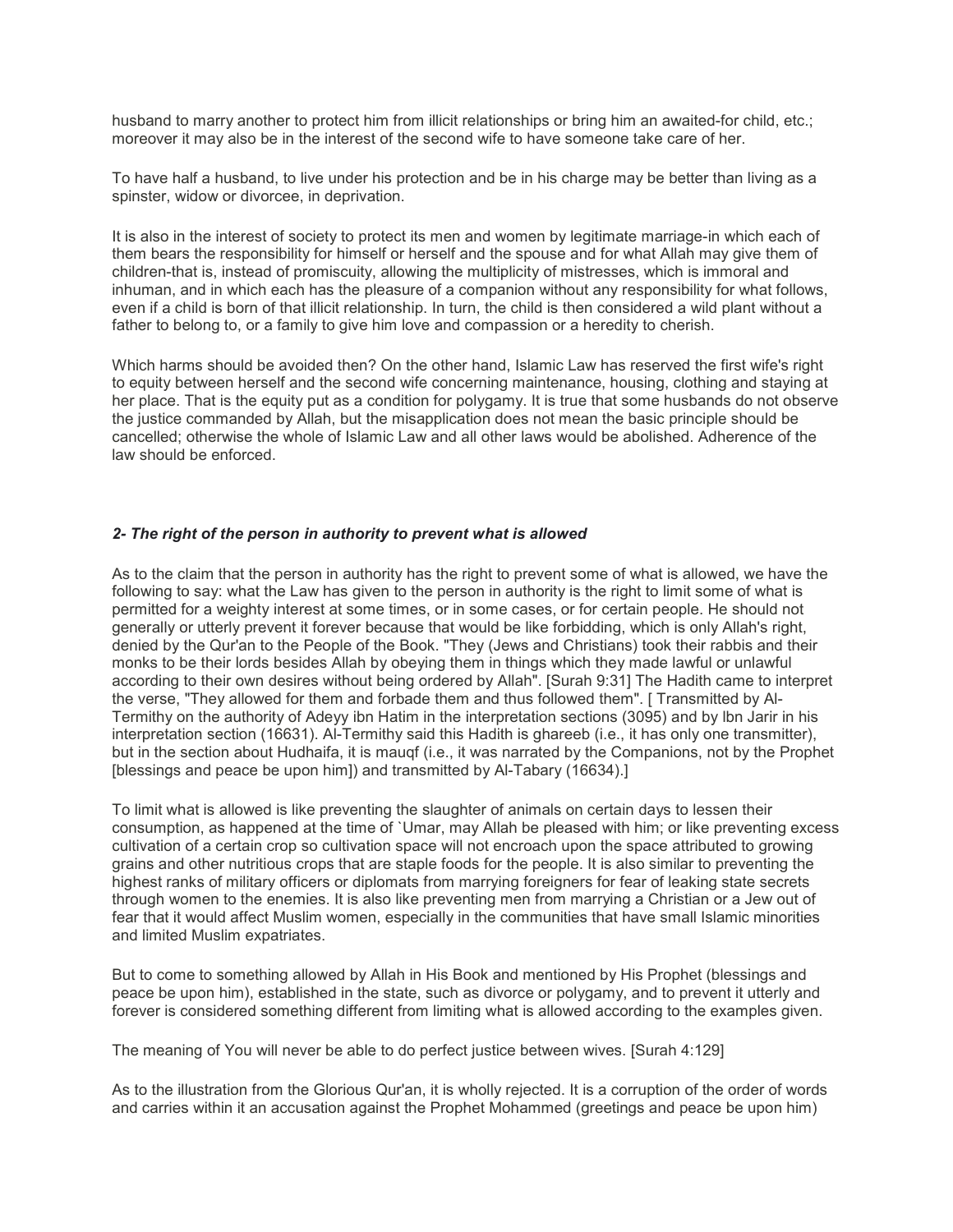husband to marry another to protect him from illicit relationships or bring him an awaited-for child, etc.; moreover it may also be in the interest of the second wife to have someone take care of her.

To have half a husband, to live under his protection and be in his charge may be better than living as a spinster, widow or divorcee, in deprivation.

It is also in the interest of society to protect its men and women by legitimate marriage-in which each of them bears the responsibility for himself or herself and the spouse and for what Allah may give them of children-that is, instead of promiscuity, allowing the multiplicity of mistresses, which is immoral and inhuman, and in which each has the pleasure of a companion without any responsibility for what follows, even if a child is born of that illicit relationship. In turn, the child is then considered a wild plant without a father to belong to, or a family to give him love and compassion or a heredity to cherish.

Which harms should be avoided then? On the other hand, Islamic Law has reserved the first wife's right to equity between herself and the second wife concerning maintenance, housing, clothing and staying at her place. That is the equity put as a condition for polygamy. It is true that some husbands do not observe the justice commanded by Allah, but the misapplication does not mean the basic principle should be cancelled; otherwise the whole of Islamic Law and all other laws would be abolished. Adherence of the law should be enforced.

### *2- The right of the person in authority to prevent what is allowed*

As to the claim that the person in authority has the right to prevent some of what is allowed, we have the following to say: what the Law has given to the person in authority is the right to limit some of what is permitted for a weighty interest at some times, or in some cases, or for certain people. He should not generally or utterly prevent it forever because that would be like forbidding, which is only Allah's right, denied by the Qur'an to the People of the Book. "They (Jews and Christians) took their rabbis and their monks to be their lords besides Allah by obeying them in things which they made lawful or unlawful according to their own desires without being ordered by Allah". [Surah 9:31] The Hadith came to interpret the verse, "They allowed for them and forbade them and thus followed them". [ Transmitted by Al-Termithy on the authority of Adeyy ibn Hatim in the interpretation sections (3095) and by Ibn Jarir in his interpretation section (16631). Al-Termithy said this Hadith is ghareeb (i.e., it has only one transmitter), but in the section about Hudhaifa, it is mauqf (i.e., it was narrated by the Companions, not by the Prophet [blessings and peace be upon him]) and transmitted by Al-Tabary (16634).]

To limit what is allowed is like preventing the slaughter of animals on certain days to lessen their consumption, as happened at the time of `Umar, may Allah be pleased with him; or like preventing excess cultivation of a certain crop so cultivation space will not encroach upon the space attributed to growing grains and other nutritious crops that are staple foods for the people. It is also similar to preventing the highest ranks of military officers or diplomats from marrying foreigners for fear of leaking state secrets through women to the enemies. It is also like preventing men from marrying a Christian or a Jew out of fear that it would affect Muslim women, especially in the communities that have small Islamic minorities and limited Muslim expatriates.

But to come to something allowed by Allah in His Book and mentioned by His Prophet (blessings and peace be upon him), established in the state, such as divorce or polygamy, and to prevent it utterly and forever is considered something different from limiting what is allowed according to the examples given.

The meaning of You will never be able to do perfect justice between wives. [Surah 4:129]

As to the illustration from the Glorious Qur'an, it is wholly rejected. It is a corruption of the order of words and carries within it an accusation against the Prophet Mohammed (greetings and peace be upon him)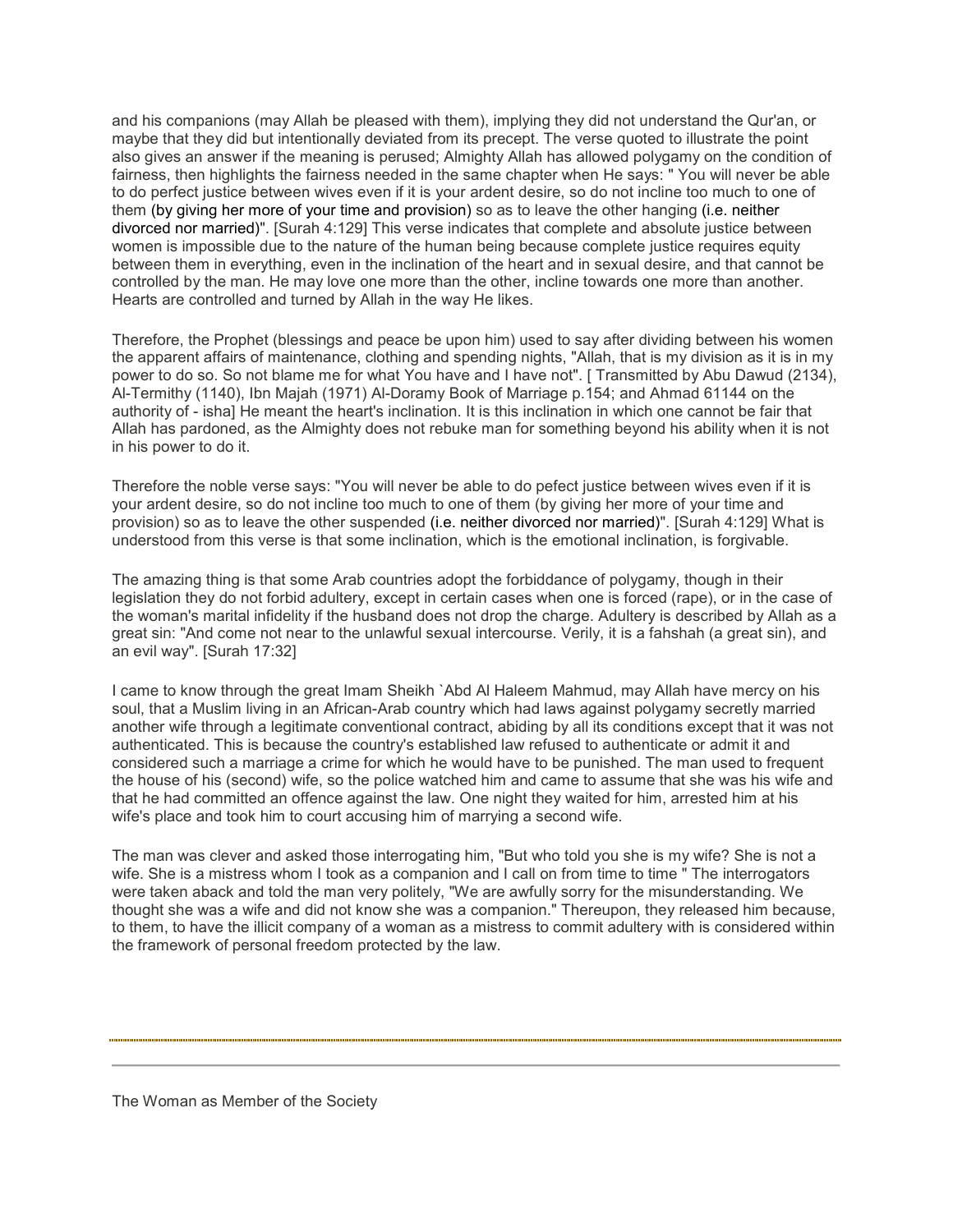and his companions (may Allah be pleased with them), implying they did not understand the Qur'an, or maybe that they did but intentionally deviated from its precept. The verse quoted to illustrate the point also gives an answer if the meaning is perused; Almighty Allah has allowed polygamy on the condition of fairness, then highlights the fairness needed in the same chapter when He says: " You will never be able to do perfect justice between wives even if it is your ardent desire, so do not incline too much to one of them (by giving her more of your time and provision) so as to leave the other hanging (i.e. neither divorced nor married)". [Surah 4:129] This verse indicates that complete and absolute justice between women is impossible due to the nature of the human being because complete justice requires equity between them in everything, even in the inclination of the heart and in sexual desire, and that cannot be controlled by the man. He may love one more than the other, incline towards one more than another. Hearts are controlled and turned by Allah in the way He likes.

Therefore, the Prophet (blessings and peace be upon him) used to say after dividing between his women the apparent affairs of maintenance, clothing and spending nights, "Allah, that is my division as it is in my power to do so. So not blame me for what You have and I have not". [ Transmitted by Abu Dawud (2134), Al-Termithy (1140), Ibn Majah (1971) Al-Doramy Book of Marriage p.154; and Ahmad 61144 on the authority of - isha] He meant the heart's inclination. It is this inclination in which one cannot be fair that Allah has pardoned, as the Almighty does not rebuke man for something beyond his ability when it is not in his power to do it.

Therefore the noble verse says: "You will never be able to do pefect justice between wives even if it is your ardent desire, so do not incline too much to one of them (by giving her more of your time and provision) so as to leave the other suspended (i.e. neither divorced nor married)". [Surah 4:129] What is understood from this verse is that some inclination, which is the emotional inclination, is forgivable.

The amazing thing is that some Arab countries adopt the forbiddance of polygamy, though in their legislation they do not forbid adultery, except in certain cases when one is forced (rape), or in the case of the woman's marital infidelity if the husband does not drop the charge. Adultery is described by Allah as a great sin: "And come not near to the unlawful sexual intercourse. Verily, it is a fahshah (a great sin), and an evil way". [Surah 17:32]

I came to know through the great Imam Sheikh `Abd Al Haleem Mahmud, may Allah have mercy on his soul, that a Muslim living in an African-Arab country which had laws against polygamy secretly married another wife through a legitimate conventional contract, abiding by all its conditions except that it was not authenticated. This is because the country's established law refused to authenticate or admit it and considered such a marriage a crime for which he would have to be punished. The man used to frequent the house of his (second) wife, so the police watched him and came to assume that she was his wife and that he had committed an offence against the law. One night they waited for him, arrested him at his wife's place and took him to court accusing him of marrying a second wife.

The man was clever and asked those interrogating him, "But who told you she is my wife? She is not a wife. She is a mistress whom I took as a companion and I call on from time to time " The interrogators were taken aback and told the man very politely, "We are awfully sorry for the misunderstanding. We thought she was a wife and did not know she was a companion." Thereupon, they released him because, to them, to have the illicit company of a woman as a mistress to commit adultery with is considered within the framework of personal freedom protected by the law.

---

## The Woman as Member of the Society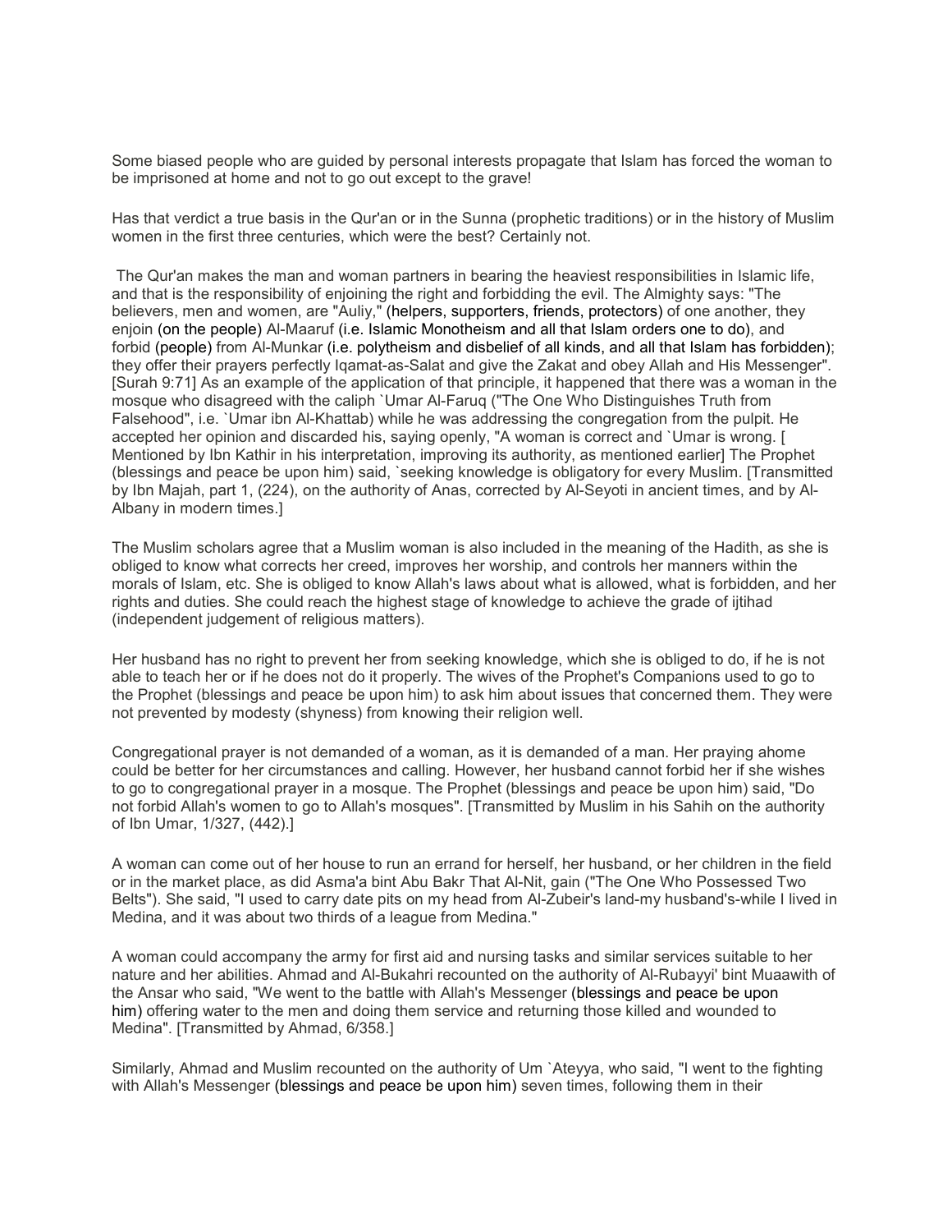Some biased people who are guided by personal interests propagate that Islam has forced the woman to be imprisoned at home and not to go out except to the grave!

Has that verdict a true basis in the Qur'an or in the Sunna (prophetic traditions) or in the history of Muslim women in the first three centuries, which were the best? Certainly not.

The Qur'an makes the man and woman partners in bearing the heaviest responsibilities in Islamic life, and that is the responsibility of enjoining the right and forbidding the evil. The Almighty says: "The believers, men and women, are "Auliy," (helpers, supporters, friends, protectors) of one another, they enjoin (on the people) Al-Maaruf (i.e. Islamic Monotheism and all that Islam orders one to do), and forbid (people) from Al-Munkar (i.e. polytheism and disbelief of all kinds, and all that Islam has forbidden); they offer their prayers perfectly Iqamat-as-Salat and give the Zakat and obey Allah and His Messenger". [Surah 9:71] As an example of the application of that principle, it happened that there was a woman in the mosque who disagreed with the caliph `Umar Al-Faruq ("The One Who Distinguishes Truth from Falsehood", i.e. `Umar ibn Al-Khattab) while he was addressing the congregation from the pulpit. He accepted her opinion and discarded his, saying openly, "A woman is correct and `Umar is wrong. [ Mentioned by Ibn Kathir in his interpretation, improving its authority, as mentioned earlier] The Prophet (blessings and peace be upon him) said, `seeking knowledge is obligatory for every Muslim. [Transmitted by Ibn Majah, part 1, (224), on the authority of Anas, corrected by Al-Seyoti in ancient times, and by Al-Albany in modern times.]

The Muslim scholars agree that a Muslim woman is also included in the meaning of the Hadith, as she is obliged to know what corrects her creed, improves her worship, and controls her manners within the morals of Islam, etc. She is obliged to know Allah's laws about what is allowed, what is forbidden, and her rights and duties. She could reach the highest stage of knowledge to achieve the grade of ijtihad (independent judgement of religious matters).

Her husband has no right to prevent her from seeking knowledge, which she is obliged to do, if he is not able to teach her or if he does not do it properly. The wives of the Prophet's Companions used to go to the Prophet (blessings and peace be upon him) to ask him about issues that concerned them. They were not prevented by modesty (shyness) from knowing their religion well.

Congregational prayer is not demanded of a woman, as it is demanded of a man. Her praying ahome could be better for her circumstances and calling. However, her husband cannot forbid her if she wishes to go to congregational prayer in a mosque. The Prophet (blessings and peace be upon him) said, "Do not forbid Allah's women to go to Allah's mosques". [Transmitted by Muslim in his Sahih on the authority of Ibn Umar, 1/327, (442).]

A woman can come out of her house to run an errand for herself, her husband, or her children in the field or in the market place, as did Asma'a bint Abu Bakr That Al-Nit, gain ("The One Who Possessed Two Belts"). She said, "I used to carry date pits on my head from Al-Zubeir's land-my husband's-while I lived in Medina, and it was about two thirds of a league from Medina."

A woman could accompany the army for first aid and nursing tasks and similar services suitable to her nature and her abilities. Ahmad and Al-Bukahri recounted on the authority of Al-Rubayyi' bint Muaawith of the Ansar who said, "We went to the battle with Allah's Messenger (blessings and peace be upon him) offering water to the men and doing them service and returning those killed and wounded to Medina". [Transmitted by Ahmad, 6/358.]

Similarly, Ahmad and Muslim recounted on the authority of Um `Ateyya, who said, "I went to the fighting with Allah's Messenger (blessings and peace be upon him) seven times, following them in their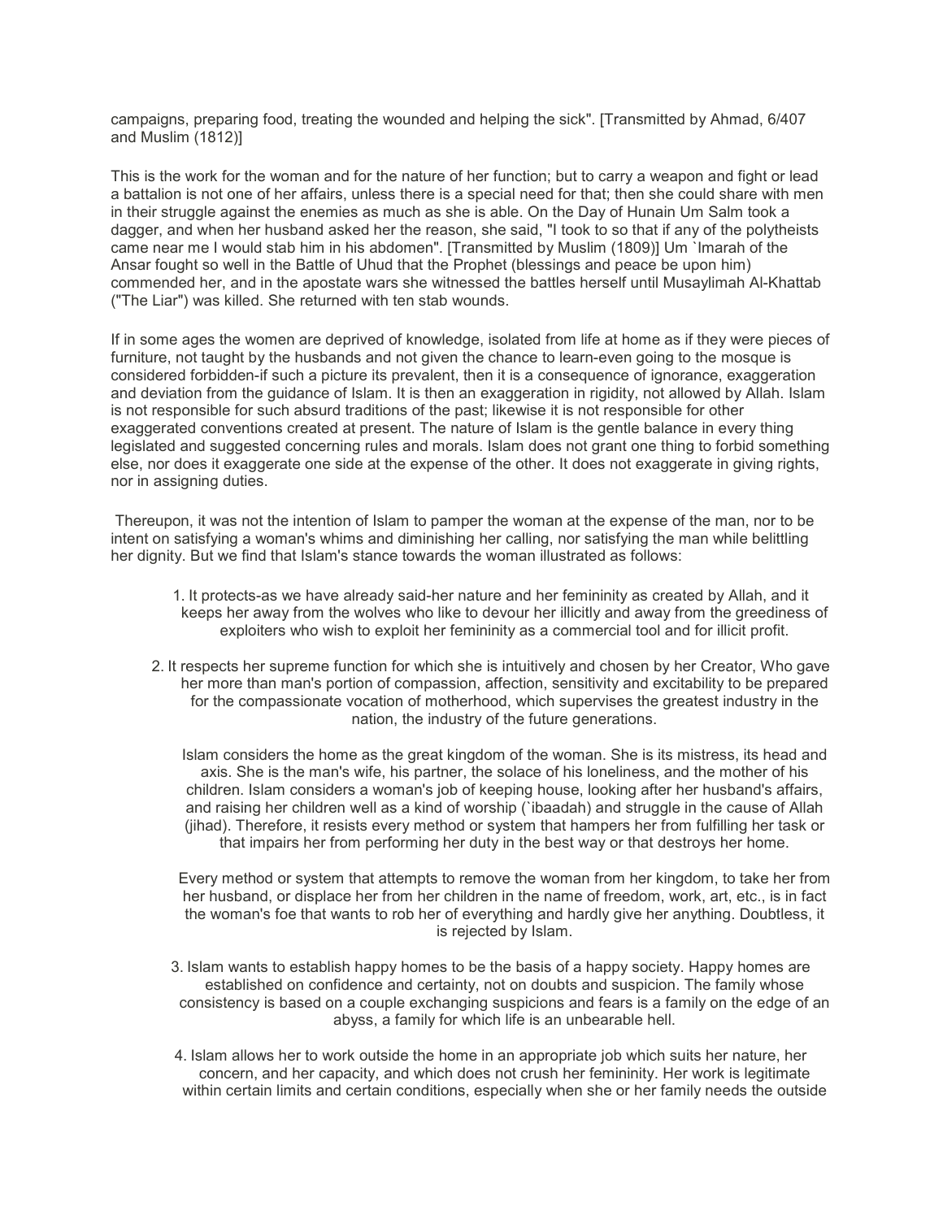campaigns, preparing food, treating the wounded and helping the sick". [Transmitted by Ahmad, 6/407 and Muslim (1812)]

This is the work for the woman and for the nature of her function; but to carry a weapon and fight or lead a battalion is not one of her affairs, unless there is a special need for that; then she could share with men in their struggle against the enemies as much as she is able. On the Day of Hunain Um Salm took a dagger, and when her husband asked her the reason, she said, "I took to so that if any of the polytheists came near me I would stab him in his abdomen". [Transmitted by Muslim (1809)] Um `Imarah of the Ansar fought so well in the Battle of Uhud that the Prophet (blessings and peace be upon him) commended her, and in the apostate wars she witnessed the battles herself until Musaylimah Al-Khattab ("The Liar") was killed. She returned with ten stab wounds.

If in some ages the women are deprived of knowledge, isolated from life at home as if they were pieces of furniture, not taught by the husbands and not given the chance to learn-even going to the mosque is considered forbidden-if such a picture its prevalent, then it is a consequence of ignorance, exaggeration and deviation from the guidance of Islam. It is then an exaggeration in rigidity, not allowed by Allah. Islam is not responsible for such absurd traditions of the past; likewise it is not responsible for other exaggerated conventions created at present. The nature of Islam is the gentle balance in every thing legislated and suggested concerning rules and morals. Islam does not grant one thing to forbid something else, nor does it exaggerate one side at the expense of the other. It does not exaggerate in giving rights, nor in assigning duties.

Thereupon, it was not the intention of Islam to pamper the woman at the expense of the man, nor to be intent on satisfying a woman's whims and diminishing her calling, nor satisfying the man while belittling her dignity. But we find that Islam's stance towards the woman illustrated as follows:

1. It protects-as we have already said-her nature and her femininity as created by Allah, and it keeps her away from the wolves who like to devour her illicitly and away from the greediness of exploiters who wish to exploit her femininity as a commercial tool and for illicit profit.

2. It respects her supreme function for which she is intuitively and chosen by her Creator, Who gave her more than man's portion of compassion, affection, sensitivity and excitability to be prepared for the compassionate vocation of motherhood, which supervises the greatest industry in the nation, the industry of the future generations.

   Islam considers the home as the great kingdom of the woman. She is its mistress, its head and axis. She is the man's wife, his partner, the solace of his loneliness, and the mother of his children. Islam considers a woman's job of keeping house, looking after her husband's affairs, and raising her children well as a kind of worship (`ibaadah) and struggle in the cause of Allah (jihad). Therefore, it resists every method or system that hampers her from fulfilling her task or that impairs her from performing her duty in the best way or that destroys her home.

   Every method or system that attempts to remove the woman from her kingdom, to take her from her husband, or displace her from her children in the name of freedom, work, art, etc., is in fact the woman's foe that wants to rob her of everything and hardly give her anything. Doubtless, it is rejected by Islam.

3. Islam wants to establish happy homes to be the basis of a happy society. Happy homes are established on confidence and certainty, not on doubts and suspicion. The family whose consistency is based on a couple exchanging suspicions and fears is a family on the edge of an abyss, a family for which life is an unbearable hell.

4. Islam allows her to work outside the home in an appropriate job which suits her nature, her concern, and her capacity, and which does not crush her femininity. Her work is legitimate within certain limits and certain conditions, especially when she or her family needs the outside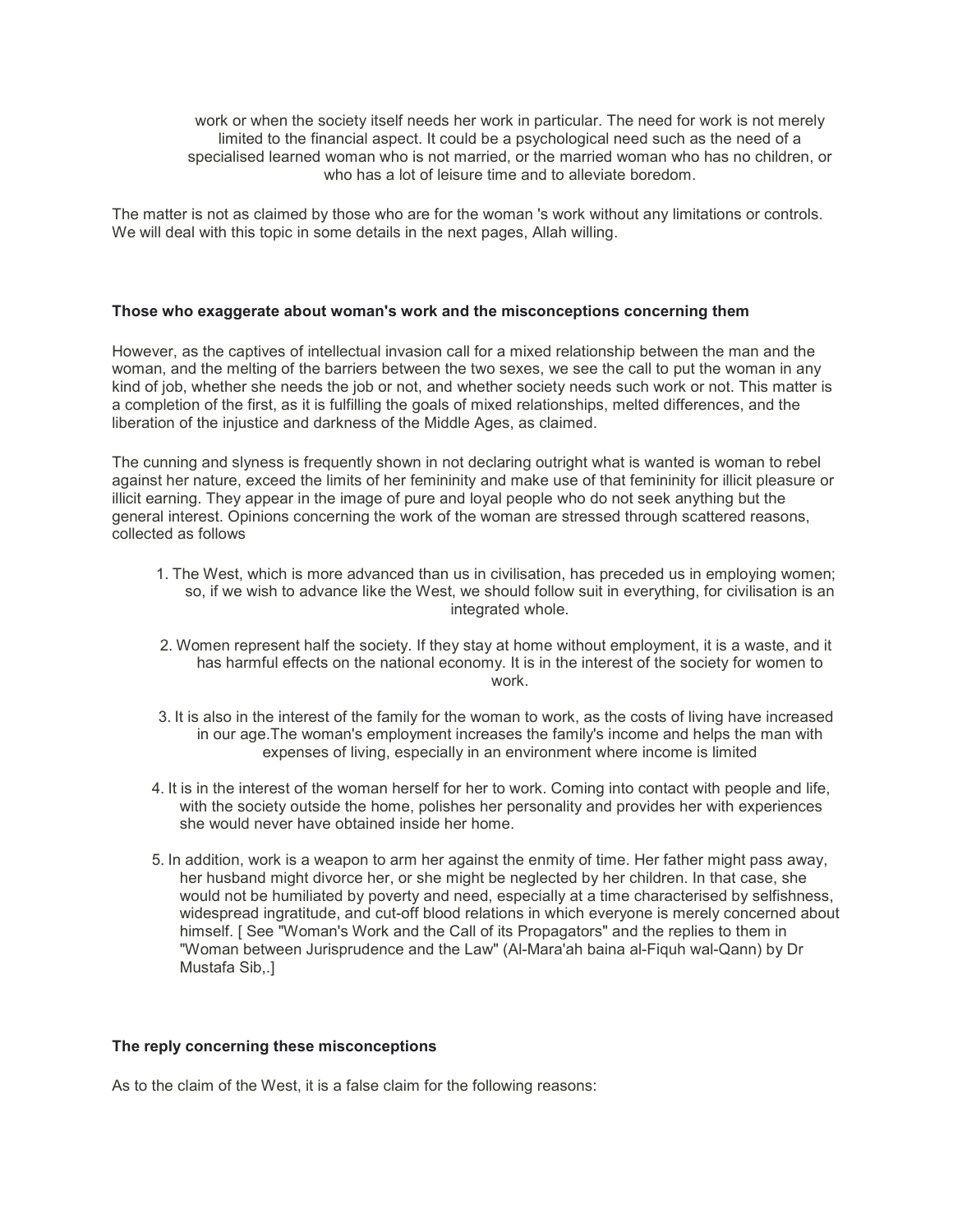work or when the society itself needs her work in particular. The need for work is not merely limited to the financial aspect. It could be a psychological need such as the need of a specialised learned woman who is not married, or the married woman who has no children, or who has a lot of leisure time and to alleviate boredom.

The matter is not as claimed by those who are for the woman 's work without any limitations or controls. We will deal with this topic in some details in the next pages, Allah willing.

**Those who exaggerate about woman's work and the misconceptions concerning them**

However, as the captives of intellectual invasion call for a mixed relationship between the man and the woman, and the melting of the barriers between the two sexes, we see the call to put the woman in any kind of job, whether she needs the job or not, and whether society needs such work or not. This matter is a completion of the first, as it is fulfilling the goals of mixed relationships, melted differences, and the liberation of the injustice and darkness of the Middle Ages, as claimed.

The cunning and slyness is frequently shown in not declaring outright what is wanted is woman to rebel against her nature, exceed the limits of her femininity and make use of that femininity for illicit pleasure or illicit earning. They appear in the image of pure and loyal people who do not seek anything but the general interest. Opinions concerning the work of the woman are stressed through scattered reasons, collected as follows

1. The West, which is more advanced than us in civilisation, has preceded us in employing women; so, if we wish to advance like the West, we should follow suit in everything, for civilisation is an integrated whole.
2. Women represent half the society. If they stay at home without employment, it is a waste, and it has harmful effects on the national economy. It is in the interest of the society for women to work.
3. It is also in the interest of the family for the woman to work, as the costs of living have increased in our age.The woman's employment increases the family's income and helps the man with expenses of living, especially in an environment where income is limited
4. It is in the interest of the woman herself for her to work. Coming into contact with people and life, with the society outside the home, polishes her personality and provides her with experiences she would never have obtained inside her home.
5. In addition, work is a weapon to arm her against the enmity of time. Her father might pass away, her husband might divorce her, or she might be neglected by her children. In that case, she would not be humiliated by poverty and need, especially at a time characterised by selfishness, widespread ingratitude, and cut-off blood relations in which everyone is merely concerned about himself. [ See "Woman's Work and the Call of its Propagators" and the replies to them in "Woman between Jurisprudence and the Law" (Al-Mara'ah baina al-Fiquh wal-Qann) by Dr Mustafa Sib,.]

**The reply concerning these misconceptions**

As to the claim of the West, it is a false claim for the following reasons: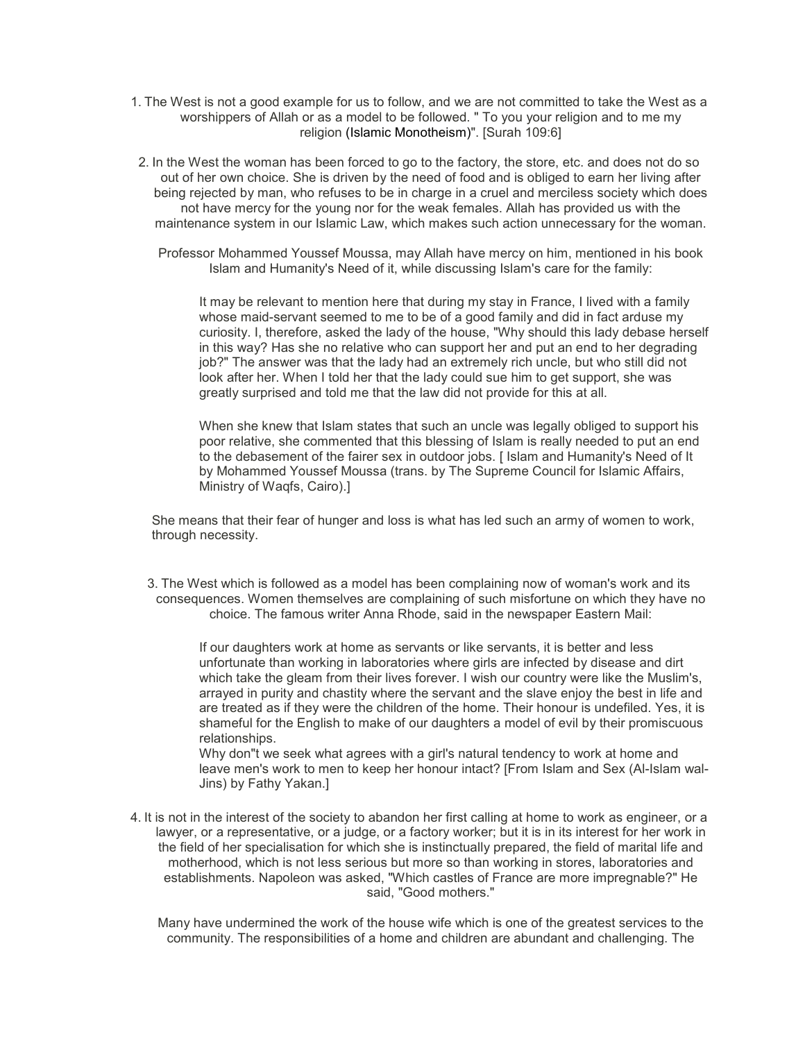1. The West is not a good example for us to follow, and we are not committed to take the West as a worshippers of Allah or as a model to be followed. " To you your religion and to me my religion (Islamic Monotheism)". [Surah 109:6]

2. In the West the woman has been forced to go to the factory, the store, etc. and does not do so out of her own choice. She is driven by the need of food and is obliged to earn her living after being rejected by man, who refuses to be in charge in a cruel and merciless society which does not have mercy for the young nor for the weak females. Allah has provided us with the maintenance system in our Islamic Law, which makes such action unnecessary for the woman.

   Professor Mohammed Youssef Moussa, may Allah have mercy on him, mentioned in his book Islam and Humanity's Need of it, while discussing Islam's care for the family:

   > It may be relevant to mention here that during my stay in France, I lived with a family whose maid-servant seemed to me to be of a good family and did in fact arduse my curiosity. I, therefore, asked the lady of the house, "Why should this lady debase herself in this way? Has she no relative who can support her and put an end to her degrading job?" The answer was that the lady had an extremely rich uncle, but who still did not look after her. When I told her that the lady could sue him to get support, she was greatly surprised and told me that the law did not provide for this at all.
   >
   > When she knew that Islam states that such an uncle was legally obliged to support his poor relative, she commented that this blessing of Islam is really needed to put an end to the debasement of the fairer sex in outdoor jobs. [ Islam and Humanity's Need of It by Mohammed Youssef Moussa (trans. by The Supreme Council for Islamic Affairs, Ministry of Waqfs, Cairo).]

   She means that their fear of hunger and loss is what has led such an army of women to work, through necessity.

3. The West which is followed as a model has been complaining now of woman's work and its consequences. Women themselves are complaining of such misfortune on which they have no choice. The famous writer Anna Rhode, said in the newspaper Eastern Mail:

   > If our daughters work at home as servants or like servants, it is better and less unfortunate than working in laboratories where girls are infected by disease and dirt which take the gleam from their lives forever. I wish our country were like the Muslim's, arrayed in purity and chastity where the servant and the slave enjoy the best in life and are treated as if they were the children of the home. Their honour is undefiled. Yes, it is shameful for the English to make of our daughters a model of evil by their promiscuous relationships.
   > Why don''t we seek what agrees with a girl's natural tendency to work at home and leave men's work to men to keep her honour intact? [From Islam and Sex (Al-Islam wal-Jins) by Fathy Yakan.]

4. It is not in the interest of the society to abandon her first calling at home to work as engineer, or a lawyer, or a representative, or a judge, or a factory worker; but it is in its interest for her work in the field of her specialisation for which she is instinctually prepared, the field of marital life and motherhood, which is not less serious but more so than working in stores, laboratories and establishments. Napoleon was asked, "Which castles of France are more impregnable?" He said, "Good mothers."

   Many have undermined the work of the house wife which is one of the greatest services to the community. The responsibilities of a home and children are abundant and challenging. The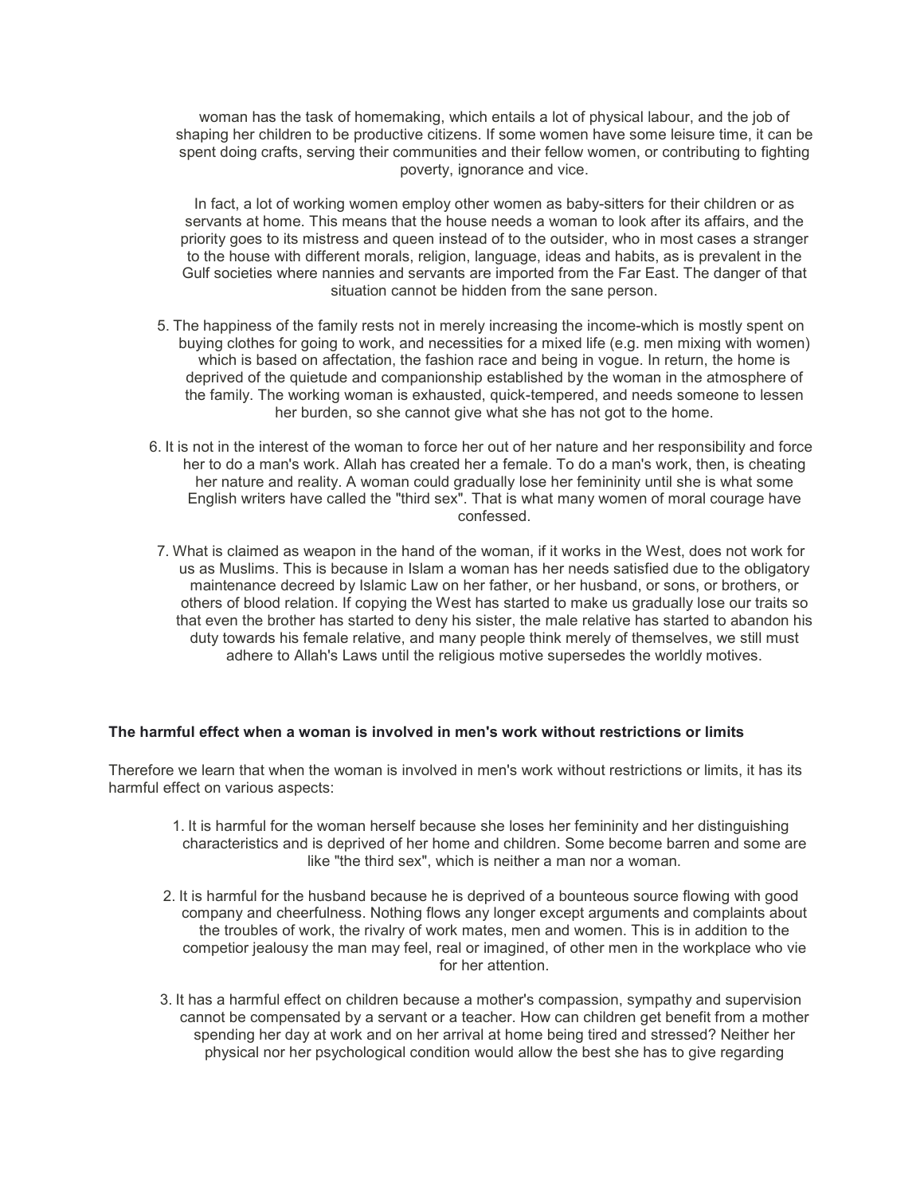woman has the task of homemaking, which entails a lot of physical labour, and the job of shaping her children to be productive citizens. If some women have some leisure time, it can be spent doing crafts, serving their communities and their fellow women, or contributing to fighting poverty, ignorance and vice.

In fact, a lot of working women employ other women as baby-sitters for their children or as servants at home. This means that the house needs a woman to look after its affairs, and the priority goes to its mistress and queen instead of to the outsider, who in most cases a stranger to the house with different morals, religion, language, ideas and habits, as is prevalent in the Gulf societies where nannies and servants are imported from the Far East. The danger of that situation cannot be hidden from the sane person.

5. The happiness of the family rests not in merely increasing the income-which is mostly spent on buying clothes for going to work, and necessities for a mixed life (e.g. men mixing with women) which is based on affectation, the fashion race and being in vogue. In return, the home is deprived of the quietude and companionship established by the woman in the atmosphere of the family. The working woman is exhausted, quick-tempered, and needs someone to lessen her burden, so she cannot give what she has not got to the home.
6. It is not in the interest of the woman to force her out of her nature and her responsibility and force her to do a man's work. Allah has created her a female. To do a man's work, then, is cheating her nature and reality. A woman could gradually lose her femininity until she is what some English writers have called the "third sex". That is what many women of moral courage have confessed.
7. What is claimed as weapon in the hand of the woman, if it works in the West, does not work for us as Muslims. This is because in Islam a woman has her needs satisfied due to the obligatory maintenance decreed by Islamic Law on her father, or her husband, or sons, or brothers, or others of blood relation. If copying the West has started to make us gradually lose our traits so that even the brother has started to deny his sister, the male relative has started to abandon his duty towards his female relative, and many people think merely of themselves, we still must adhere to Allah's Laws until the religious motive supersedes the worldly motives.

**The harmful effect when a woman is involved in men's work without restrictions or limits**

Therefore we learn that when the woman is involved in men's work without restrictions or limits, it has its harmful effect on various aspects:

1. It is harmful for the woman herself because she loses her femininity and her distinguishing characteristics and is deprived of her home and children. Some become barren and some are like "the third sex", which is neither a man nor a woman.
2. It is harmful for the husband because he is deprived of a bounteous source flowing with good company and cheerfulness. Nothing flows any longer except arguments and complaints about the troubles of work, the rivalry of work mates, men and women. This is in addition to the competior jealousy the man may feel, real or imagined, of other men in the workplace who vie for her attention.
3. It has a harmful effect on children because a mother's compassion, sympathy and supervision cannot be compensated by a servant or a teacher. How can children get benefit from a mother spending her day at work and on her arrival at home being tired and stressed? Neither her physical nor her psychological condition would allow the best she has to give regarding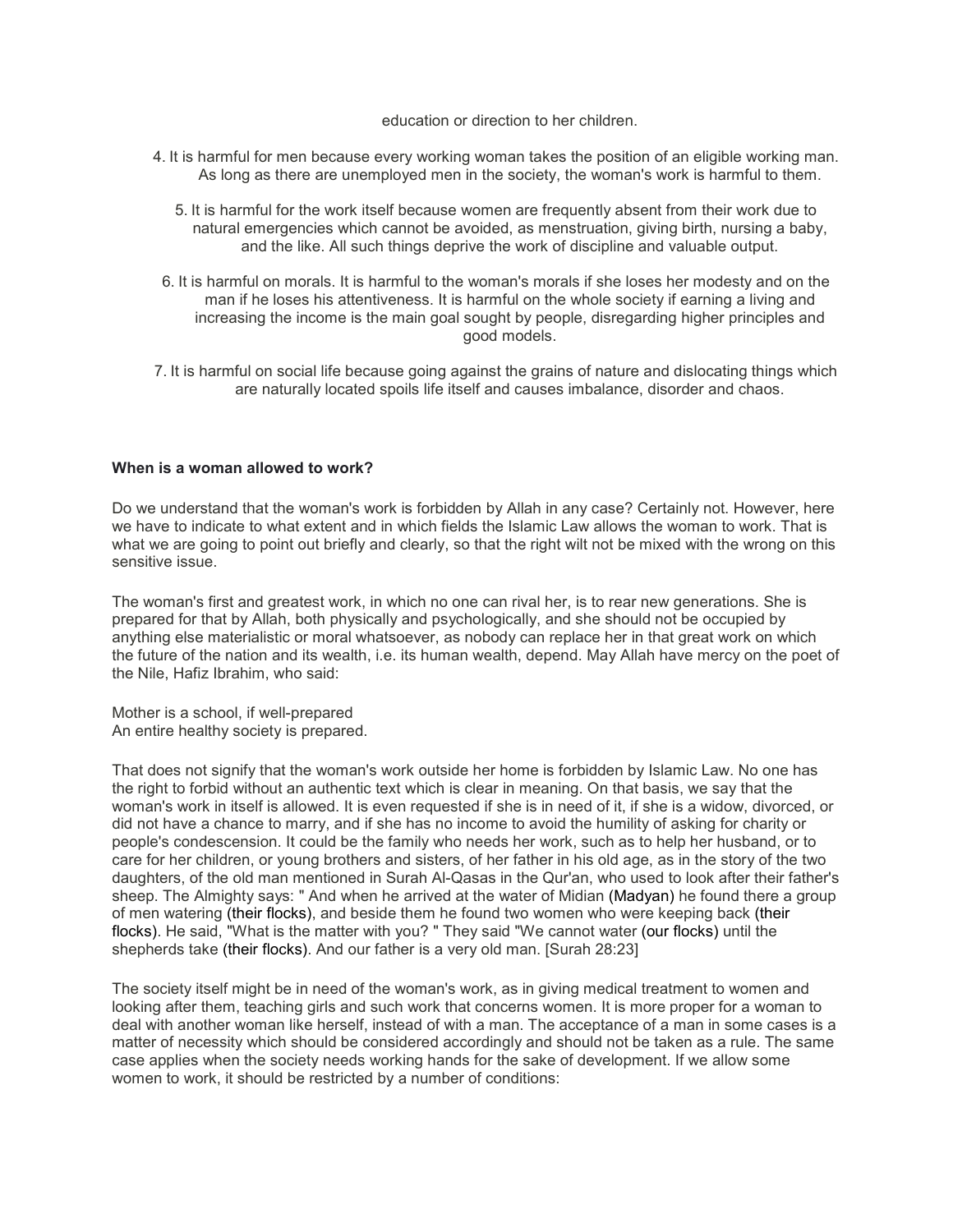education or direction to her children.

4. It is harmful for men because every working woman takes the position of an eligible working man. As long as there are unemployed men in the society, the woman's work is harmful to them.

5. It is harmful for the work itself because women are frequently absent from their work due to natural emergencies which cannot be avoided, as menstruation, giving birth, nursing a baby, and the like. All such things deprive the work of discipline and valuable output.

6. It is harmful on morals. It is harmful to the woman's morals if she loses her modesty and on the man if he loses his attentiveness. It is harmful on the whole society if earning a living and increasing the income is the main goal sought by people, disregarding higher principles and good models.

7. It is harmful on social life because going against the grains of nature and dislocating things which are naturally located spoils life itself and causes imbalance, disorder and chaos.

**When is a woman allowed to work?**

Do we understand that the woman's work is forbidden by Allah in any case? Certainly not. However, here we have to indicate to what extent and in which fields the Islamic Law allows the woman to work. That is what we are going to point out briefly and clearly, so that the right wilt not be mixed with the wrong on this sensitive issue.

The woman's first and greatest work, in which no one can rival her, is to rear new generations. She is prepared for that by Allah, both physically and psychologically, and she should not be occupied by anything else materialistic or moral whatsoever, as nobody can replace her in that great work on which the future of the nation and its wealth, i.e. its human wealth, depend. May Allah have mercy on the poet of the Nile, Hafiz Ibrahim, who said:

Mother is a school, if well-prepared
An entire healthy society is prepared.

That does not signify that the woman's work outside her home is forbidden by Islamic Law. No one has the right to forbid without an authentic text which is clear in meaning. On that basis, we say that the woman's work in itself is allowed. It is even requested if she is in need of it, if she is a widow, divorced, or did not have a chance to marry, and if she has no income to avoid the humility of asking for charity or people's condescension. It could be the family who needs her work, such as to help her husband, or to care for her children, or young brothers and sisters, of her father in his old age, as in the story of the two daughters, of the old man mentioned in Surah Al-Qasas in the Qur'an, who used to look after their father's sheep. The Almighty says: " And when he arrived at the water of Midian (Madyan) he found there a group of men watering (their flocks), and beside them he found two women who were keeping back (their flocks). He said, "What is the matter with you? " They said "We cannot water (our flocks) until the shepherds take (their flocks). And our father is a very old man. [Surah 28:23]

The society itself might be in need of the woman's work, as in giving medical treatment to women and looking after them, teaching girls and such work that concerns women. It is more proper for a woman to deal with another woman like herself, instead of with a man. The acceptance of a man in some cases is a matter of necessity which should be considered accordingly and should not be taken as a rule. The same case applies when the society needs working hands for the sake of development. If we allow some women to work, it should be restricted by a number of conditions: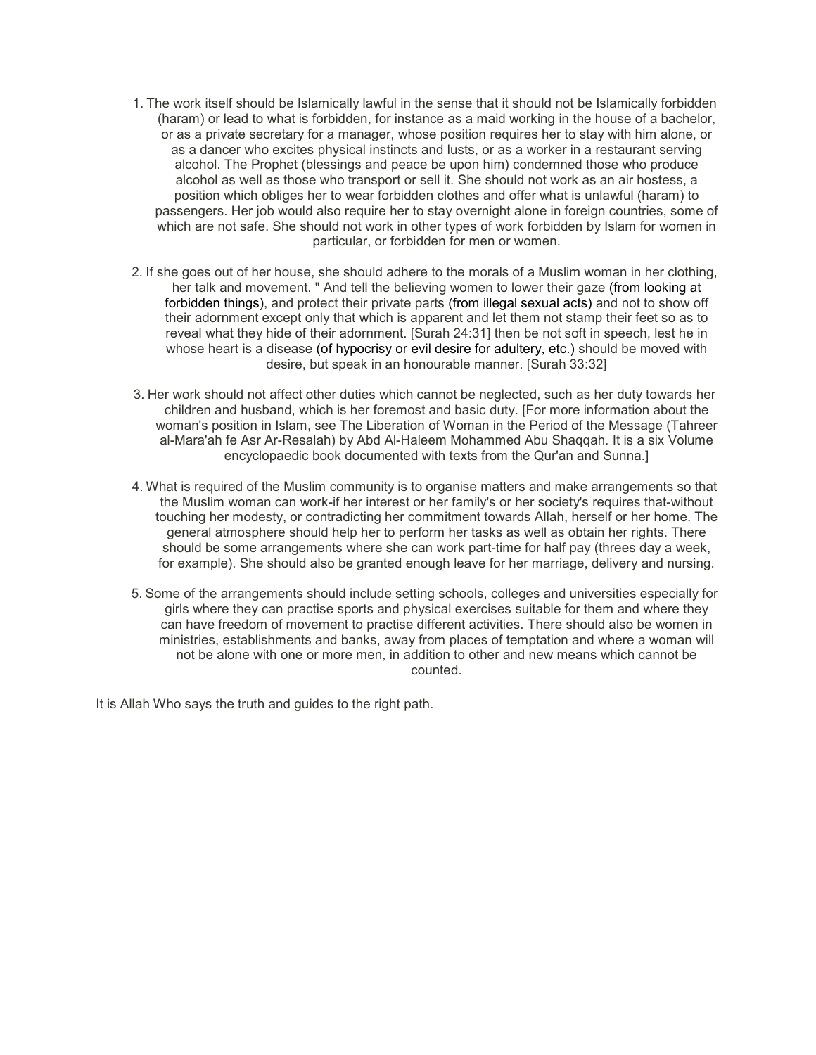1. The work itself should be Islamically lawful in the sense that it should not be Islamically forbidden (haram) or lead to what is forbidden, for instance as a maid working in the house of a bachelor, or as a private secretary for a manager, whose position requires her to stay with him alone, or as a dancer who excites physical instincts and lusts, or as a worker in a restaurant serving alcohol. The Prophet (blessings and peace be upon him) condemned those who produce alcohol as well as those who transport or sell it. She should not work as an air hostess, a position which obliges her to wear forbidden clothes and offer what is unlawful (haram) to passengers. Her job would also require her to stay overnight alone in foreign countries, some of which are not safe. She should not work in other types of work forbidden by Islam for women in particular, or forbidden for men or women.

2. If she goes out of her house, she should adhere to the morals of a Muslim woman in her clothing, her talk and movement. " And tell the believing women to lower their gaze (from looking at forbidden things), and protect their private parts (from illegal sexual acts) and not to show off their adornment except only that which is apparent and let them not stamp their feet so as to reveal what they hide of their adornment. [Surah 24:31] then be not soft in speech, lest he in whose heart is a disease (of hypocrisy or evil desire for adultery, etc.) should be moved with desire, but speak in an honourable manner. [Surah 33:32]

3. Her work should not affect other duties which cannot be neglected, such as her duty towards her children and husband, which is her foremost and basic duty. [For more information about the woman's position in Islam, see The Liberation of Woman in the Period of the Message (Tahreer al-Mara'ah fe Asr Ar-Resalah) by Abd Al-Haleem Mohammed Abu Shaqqah. It is a six Volume encyclopaedic book documented with texts from the Qur'an and Sunna.]

4. What is required of the Muslim community is to organise matters and make arrangements so that the Muslim woman can work-if her interest or her family's or her society's requires that-without touching her modesty, or contradicting her commitment towards Allah, herself or her home. The general atmosphere should help her to perform her tasks as well as obtain her rights. There should be some arrangements where she can work part-time for half pay (threes day a week, for example). She should also be granted enough leave for her marriage, delivery and nursing.

5. Some of the arrangements should include setting schools, colleges and universities especially for girls where they can practise sports and physical exercises suitable for them and where they can have freedom of movement to practise different activities. There should also be women in ministries, establishments and banks, away from places of temptation and where a woman will not be alone with one or more men, in addition to other and new means which cannot be counted.

It is Allah Who says the truth and guides to the right path.